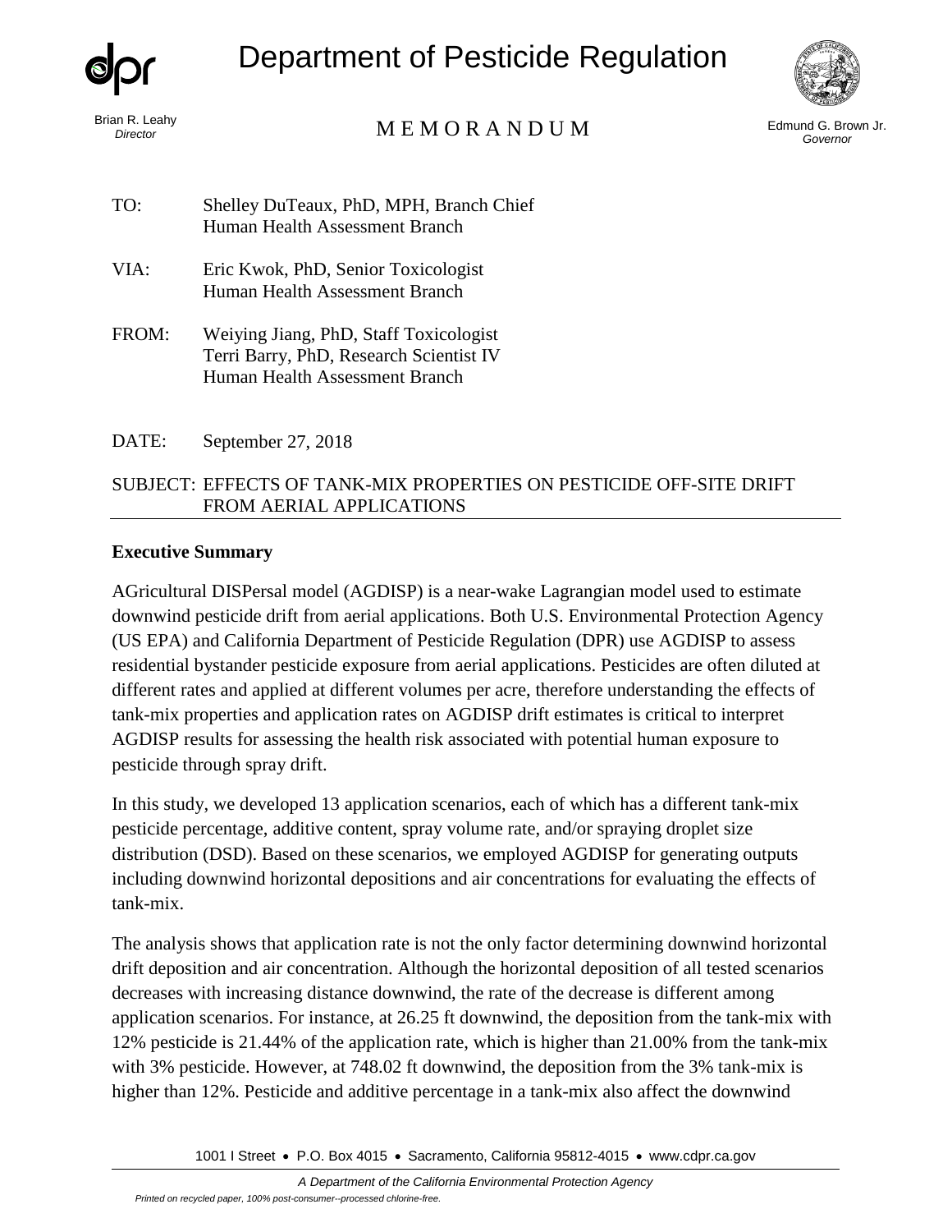# Department of Pesticide Regulation

Brian R. Leahy
*Director*

MEMORANDUM

Edmund G. Brown Jr.
*Governor*

TO: Shelley DuTeaux, PhD, MPH, Branch Chief
Human Health Assessment Branch

VIA: Eric Kwok, PhD, Senior Toxicologist
Human Health Assessment Branch

FROM: Weiying Jiang, PhD, Staff Toxicologist
Terri Barry, PhD, Research Scientist IV
Human Health Assessment Branch

DATE: September 27, 2018

SUBJECT: EFFECTS OF TANK-MIX PROPERTIES ON PESTICIDE OFF-SITE DRIFT FROM AERIAL APPLICATIONS

---

**Executive Summary**

AGricultural DISPersal model (AGDISP) is a near-wake Lagrangian model used to estimate downwind pesticide drift from aerial applications. Both U.S. Environmental Protection Agency (US EPA) and California Department of Pesticide Regulation (DPR) use AGDISP to assess residential bystander pesticide exposure from aerial applications. Pesticides are often diluted at different rates and applied at different volumes per acre, therefore understanding the effects of tank-mix properties and application rates on AGDISP drift estimates is critical to interpret AGDISP results for assessing the health risk associated with potential human exposure to pesticide through spray drift.

In this study, we developed 13 application scenarios, each of which has a different tank-mix pesticide percentage, additive content, spray volume rate, and/or spraying droplet size distribution (DSD). Based on these scenarios, we employed AGDISP for generating outputs including downwind horizontal depositions and air concentrations for evaluating the effects of tank-mix.

The analysis shows that application rate is not the only factor determining downwind horizontal drift deposition and air concentration. Although the horizontal deposition of all tested scenarios decreases with increasing distance downwind, the rate of the decrease is different among application scenarios. For instance, at 26.25 ft downwind, the deposition from the tank-mix with 12% pesticide is 21.44% of the application rate, which is higher than 21.00% from the tank-mix with 3% pesticide. However, at 748.02 ft downwind, the deposition from the 3% tank-mix is higher than 12%. Pesticide and additive percentage in a tank-mix also affect the downwind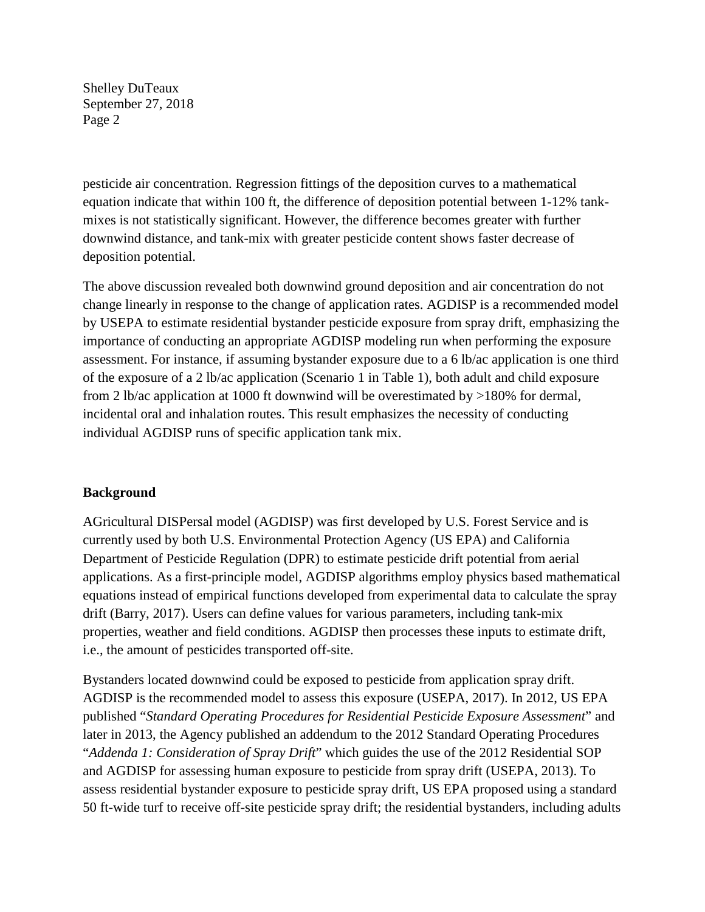pesticide air concentration. Regression fittings of the deposition curves to a mathematical equation indicate that within 100 ft, the difference of deposition potential between 1-12% tank-mixes is not statistically significant. However, the difference becomes greater with further downwind distance, and tank-mix with greater pesticide content shows faster decrease of deposition potential.

The above discussion revealed both downwind ground deposition and air concentration do not change linearly in response to the change of application rates. AGDISP is a recommended model by USEPA to estimate residential bystander pesticide exposure from spray drift, emphasizing the importance of conducting an appropriate AGDISP modeling run when performing the exposure assessment. For instance, if assuming bystander exposure due to a 6 lb/ac application is one third of the exposure of a 2 lb/ac application (Scenario 1 in Table 1), both adult and child exposure from 2 lb/ac application at 1000 ft downwind will be overestimated by >180% for dermal, incidental oral and inhalation routes. This result emphasizes the necessity of conducting individual AGDISP runs of specific application tank mix.

## Background

AGricultural DISPersal model (AGDISP) was first developed by U.S. Forest Service and is currently used by both U.S. Environmental Protection Agency (US EPA) and California Department of Pesticide Regulation (DPR) to estimate pesticide drift potential from aerial applications. As a first-principle model, AGDISP algorithms employ physics based mathematical equations instead of empirical functions developed from experimental data to calculate the spray drift (Barry, 2017). Users can define values for various parameters, including tank-mix properties, weather and field conditions. AGDISP then processes these inputs to estimate drift, i.e., the amount of pesticides transported off-site.

Bystanders located downwind could be exposed to pesticide from application spray drift. AGDISP is the recommended model to assess this exposure (USEPA, 2017). In 2012, US EPA published "*Standard Operating Procedures for Residential Pesticide Exposure Assessment*" and later in 2013, the Agency published an addendum to the 2012 Standard Operating Procedures "*Addenda 1: Consideration of Spray Drift*" which guides the use of the 2012 Residential SOP and AGDISP for assessing human exposure to pesticide from spray drift (USEPA, 2013). To assess residential bystander exposure to pesticide spray drift, US EPA proposed using a standard 50 ft-wide turf to receive off-site pesticide spray drift; the residential bystanders, including adults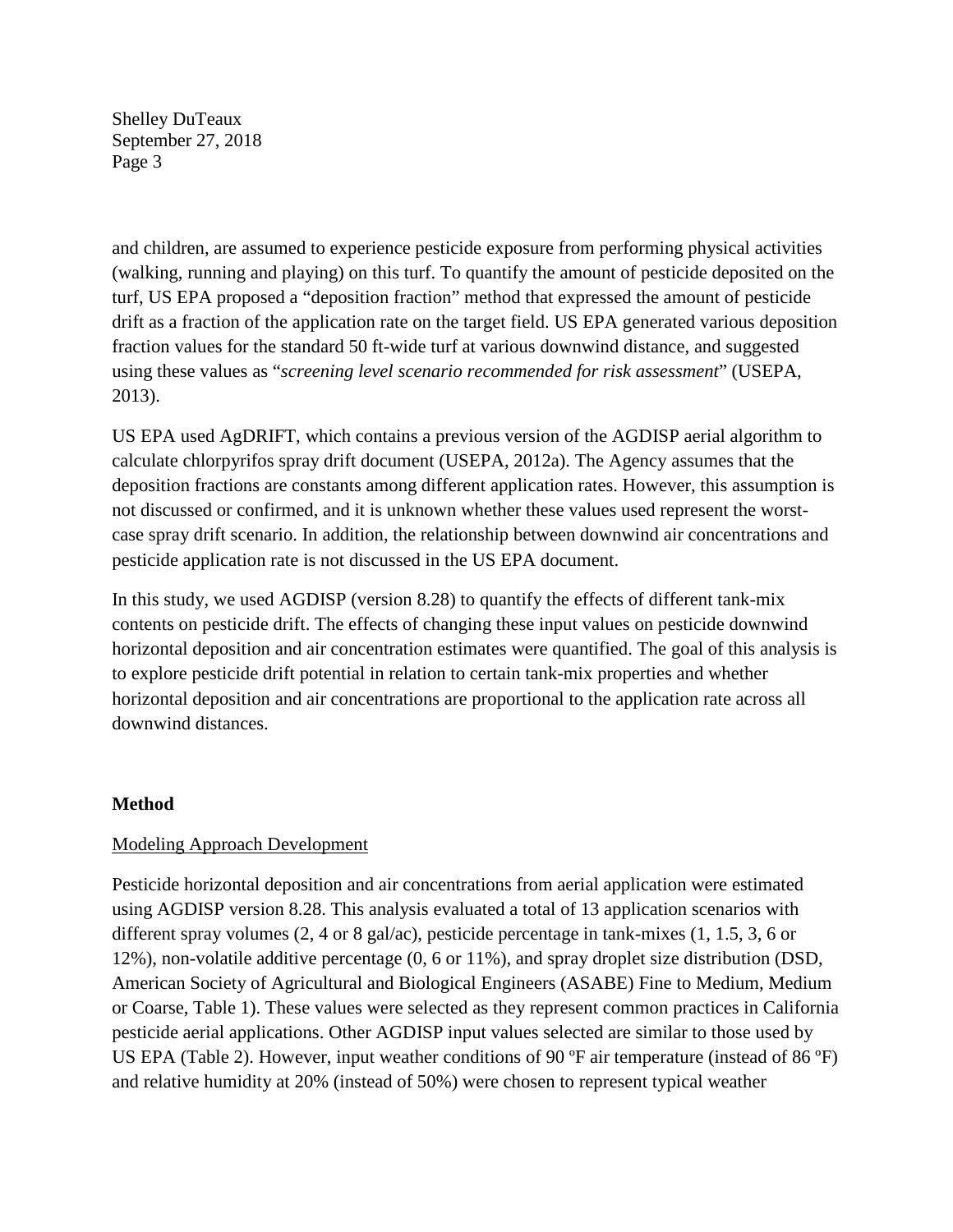and children, are assumed to experience pesticide exposure from performing physical activities (walking, running and playing) on this turf. To quantify the amount of pesticide deposited on the turf, US EPA proposed a "deposition fraction" method that expressed the amount of pesticide drift as a fraction of the application rate on the target field. US EPA generated various deposition fraction values for the standard 50 ft-wide turf at various downwind distance, and suggested using these values as "*screening level scenario recommended for risk assessment*" (USEPA, 2013).

US EPA used AgDRIFT, which contains a previous version of the AGDISP aerial algorithm to calculate chlorpyrifos spray drift document (USEPA, 2012a). The Agency assumes that the deposition fractions are constants among different application rates. However, this assumption is not discussed or confirmed, and it is unknown whether these values used represent the worst-case spray drift scenario. In addition, the relationship between downwind air concentrations and pesticide application rate is not discussed in the US EPA document.

In this study, we used AGDISP (version 8.28) to quantify the effects of different tank-mix contents on pesticide drift. The effects of changing these input values on pesticide downwind horizontal deposition and air concentration estimates were quantified. The goal of this analysis is to explore pesticide drift potential in relation to certain tank-mix properties and whether horizontal deposition and air concentrations are proportional to the application rate across all downwind distances.

**Method**

Modeling Approach Development

Pesticide horizontal deposition and air concentrations from aerial application were estimated using AGDISP version 8.28. This analysis evaluated a total of 13 application scenarios with different spray volumes (2, 4 or 8 gal/ac), pesticide percentage in tank-mixes (1, 1.5, 3, 6 or 12%), non-volatile additive percentage (0, 6 or 11%), and spray droplet size distribution (DSD, American Society of Agricultural and Biological Engineers (ASABE) Fine to Medium, Medium or Coarse, Table 1). These values were selected as they represent common practices in California pesticide aerial applications. Other AGDISP input values selected are similar to those used by US EPA (Table 2). However, input weather conditions of 90 ºF air temperature (instead of 86 ºF) and relative humidity at 20% (instead of 50%) were chosen to represent typical weather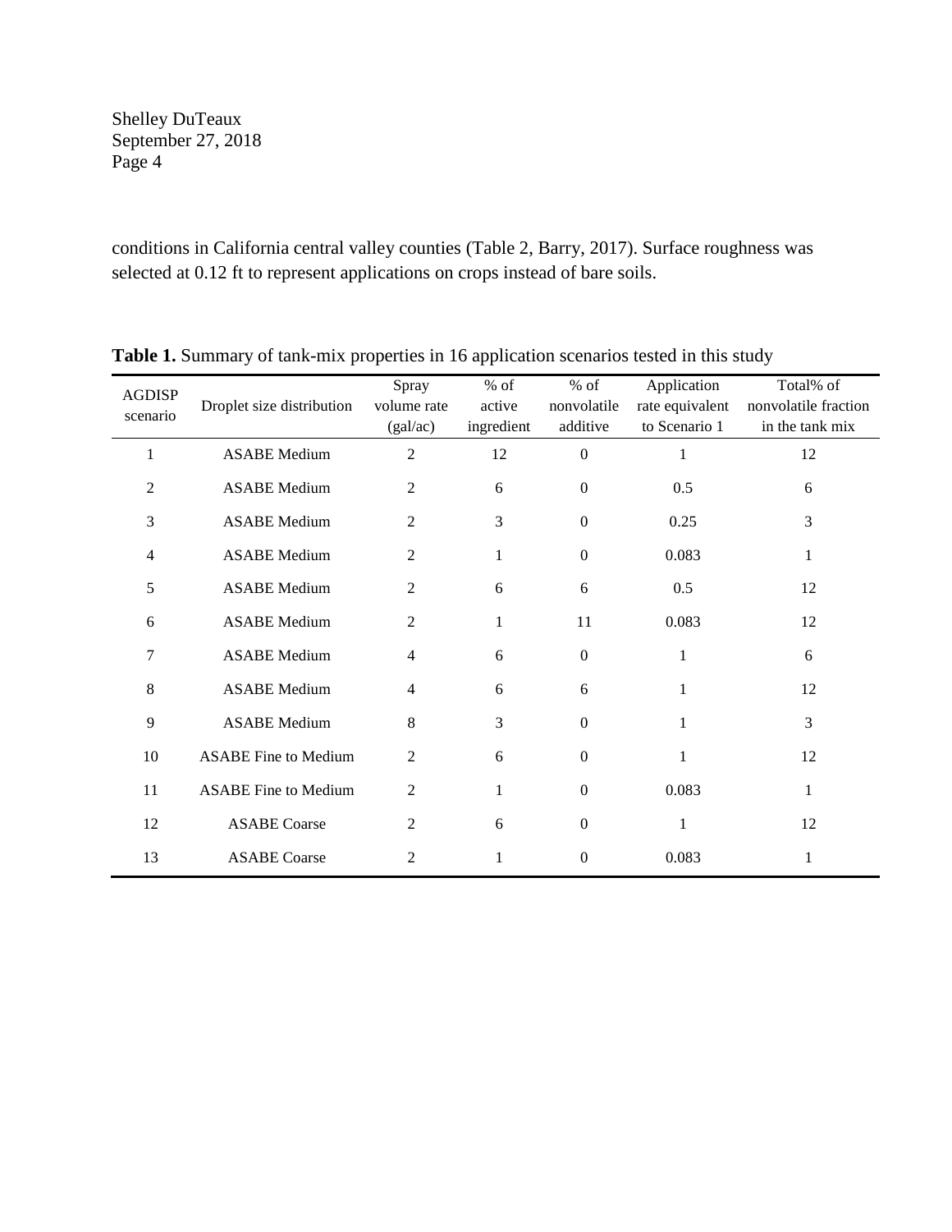conditions in California central valley counties (Table 2, Barry, 2017). Surface roughness was selected at 0.12 ft to represent applications on crops instead of bare soils.

**Table 1.** Summary of tank-mix properties in 16 application scenarios tested in this study

| AGDISP scenario | Droplet size distribution | Spray volume rate (gal/ac) | % of active ingredient | % of nonvolatile additive | Application rate equivalent to Scenario 1 | Total% of nonvolatile fraction in the tank mix |
|---|---|---|---|---|---|---|
| 1 | ASABE Medium | 2 | 12 | 0 | 1 | 12 |
| 2 | ASABE Medium | 2 | 6 | 0 | 0.5 | 6 |
| 3 | ASABE Medium | 2 | 3 | 0 | 0.25 | 3 |
| 4 | ASABE Medium | 2 | 1 | 0 | 0.083 | 1 |
| 5 | ASABE Medium | 2 | 6 | 6 | 0.5 | 12 |
| 6 | ASABE Medium | 2 | 1 | 11 | 0.083 | 12 |
| 7 | ASABE Medium | 4 | 6 | 0 | 1 | 6 |
| 8 | ASABE Medium | 4 | 6 | 6 | 1 | 12 |
| 9 | ASABE Medium | 8 | 3 | 0 | 1 | 3 |
| 10 | ASABE Fine to Medium | 2 | 6 | 0 | 1 | 12 |
| 11 | ASABE Fine to Medium | 2 | 1 | 0 | 0.083 | 1 |
| 12 | ASABE Coarse | 2 | 6 | 0 | 1 | 12 |
| 13 | ASABE Coarse | 2 | 1 | 0 | 0.083 | 1 |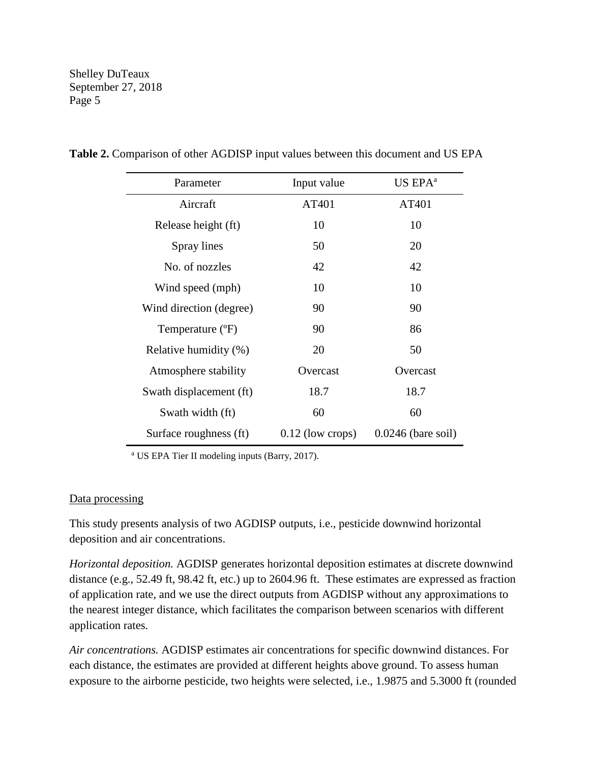**Table 2.** Comparison of other AGDISP input values between this document and US EPA

| Parameter | Input value | US EPA[a] |
|---|---|---|
| Aircraft | AT401 | AT401 |
| Release height (ft) | 10 | 10 |
| Spray lines | 50 | 20 |
| No. of nozzles | 42 | 42 |
| Wind speed (mph) | 10 | 10 |
| Wind direction (degree) | 90 | 90 |
| Temperature (ºF) | 90 | 86 |
| Relative humidity (%) | 20 | 50 |
| Atmosphere stability | Overcast | Overcast |
| Swath displacement (ft) | 18.7 | 18.7 |
| Swath width (ft) | 60 | 60 |
| Surface roughness (ft) | 0.12 (low crops) | 0.0246 (bare soil) |

[a] US EPA Tier II modeling inputs (Barry, 2017).

Data processing

This study presents analysis of two AGDISP outputs, i.e., pesticide downwind horizontal deposition and air concentrations.

*Horizontal deposition.* AGDISP generates horizontal deposition estimates at discrete downwind distance (e.g., 52.49 ft, 98.42 ft, etc.) up to 2604.96 ft. These estimates are expressed as fraction of application rate, and we use the direct outputs from AGDISP without any approximations to the nearest integer distance, which facilitates the comparison between scenarios with different application rates.

*Air concentrations.* AGDISP estimates air concentrations for specific downwind distances. For each distance, the estimates are provided at different heights above ground. To assess human exposure to the airborne pesticide, two heights were selected, i.e., 1.9875 and 5.3000 ft (rounded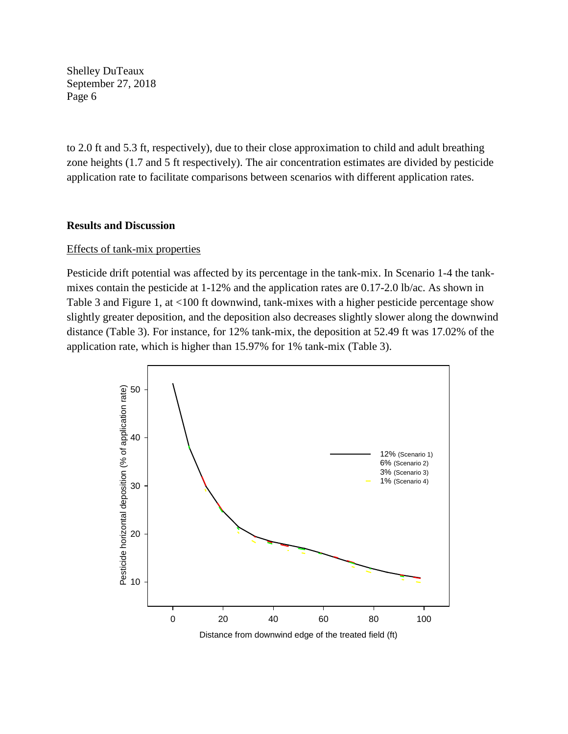to 2.0 ft and 5.3 ft, respectively), due to their close approximation to child and adult breathing zone heights (1.7 and 5 ft respectively). The air concentration estimates are divided by pesticide application rate to facilitate comparisons between scenarios with different application rates.

## Results and Discussion

### Effects of tank-mix properties

Pesticide drift potential was affected by its percentage in the tank-mix. In Scenario 1-4 the tank-mixes contain the pesticide at 1-12% and the application rates are 0.17-2.0 lb/ac. As shown in Table 3 and Figure 1, at <100 ft downwind, tank-mixes with a higher pesticide percentage show slightly greater deposition, and the deposition also decreases slightly slower along the downwind distance (Table 3). For instance, for 12% tank-mix, the deposition at 52.49 ft was 17.02% of the application rate, which is higher than 15.97% for 1% tank-mix (Table 3).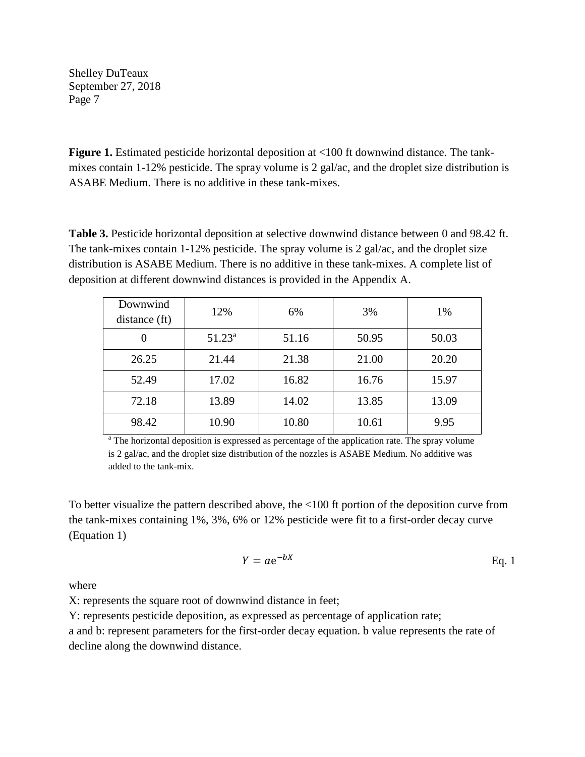**Figure 1.** Estimated pesticide horizontal deposition at <100 ft downwind distance. The tank-mixes contain 1-12% pesticide. The spray volume is 2 gal/ac, and the droplet size distribution is ASABE Medium. There is no additive in these tank-mixes.

**Table 3.** Pesticide horizontal deposition at selective downwind distance between 0 and 98.42 ft. The tank-mixes contain 1-12% pesticide. The spray volume is 2 gal/ac, and the droplet size distribution is ASABE Medium. There is no additive in these tank-mixes. A complete list of deposition at different downwind distances is provided in the Appendix A.

| Downwind distance (ft) | 12% | 6% | 3% | 1% |
|---|---|---|---|---|
| 0 | 51.23[a] | 51.16 | 50.95 | 50.03 |
| 26.25 | 21.44 | 21.38 | 21.00 | 20.20 |
| 52.49 | 17.02 | 16.82 | 16.76 | 15.97 |
| 72.18 | 13.89 | 14.02 | 13.85 | 13.09 |
| 98.42 | 10.90 | 10.80 | 10.61 | 9.95 |

[a] The horizontal deposition is expressed as percentage of the application rate. The spray volume is 2 gal/ac, and the droplet size distribution of the nozzles is ASABE Medium. No additive was added to the tank-mix.

To better visualize the pattern described above, the <100 ft portion of the deposition curve from the tank-mixes containing 1%, 3%, 6% or 12% pesticide were fit to a first-order decay curve (Equation 1)

$$Y = a\mathrm{e}^{-bX} \qquad \text{Eq. 1}$$

where

X: represents the square root of downwind distance in feet;

Y: represents pesticide deposition, as expressed as percentage of application rate;

a and b: represent parameters for the first-order decay equation. b value represents the rate of decline along the downwind distance.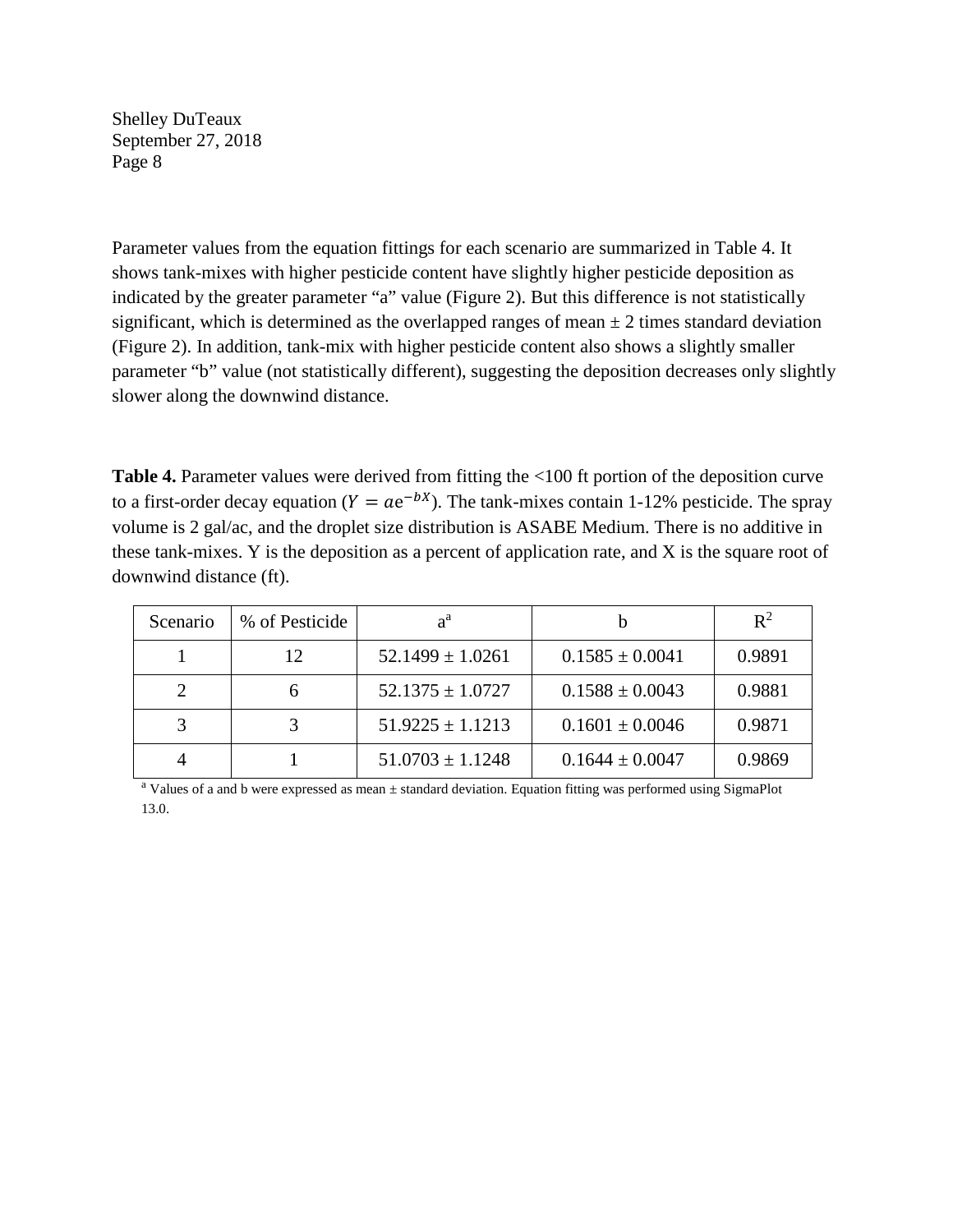Parameter values from the equation fittings for each scenario are summarized in Table 4. It shows tank-mixes with higher pesticide content have slightly higher pesticide deposition as indicated by the greater parameter "a" value (Figure 2). But this difference is not statistically significant, which is determined as the overlapped ranges of mean ± 2 times standard deviation (Figure 2). In addition, tank-mix with higher pesticide content also shows a slightly smaller parameter "b" value (not statistically different), suggesting the deposition decreases only slightly slower along the downwind distance.

**Table 4.** Parameter values were derived from fitting the <100 ft portion of the deposition curve to a first-order decay equation ($Y = ae^{-bX}$). The tank-mixes contain 1-12% pesticide. The spray volume is 2 gal/ac, and the droplet size distribution is ASABE Medium. There is no additive in these tank-mixes. Y is the deposition as a percent of application rate, and X is the square root of downwind distance (ft).

| Scenario | % of Pesticide | a[a] | b | $R^2$ |
|---|---|---|---|---|
| 1 | 12 | 52.1499 ± 1.0261 | 0.1585 ± 0.0041 | 0.9891 |
| 2 | 6 | 52.1375 ± 1.0727 | 0.1588 ± 0.0043 | 0.9881 |
| 3 | 3 | 51.9225 ± 1.1213 | 0.1601 ± 0.0046 | 0.9871 |
| 4 | 1 | 51.0703 ± 1.1248 | 0.1644 ± 0.0047 | 0.9869 |

[a] Values of a and b were expressed as mean ± standard deviation. Equation fitting was performed using SigmaPlot 13.0.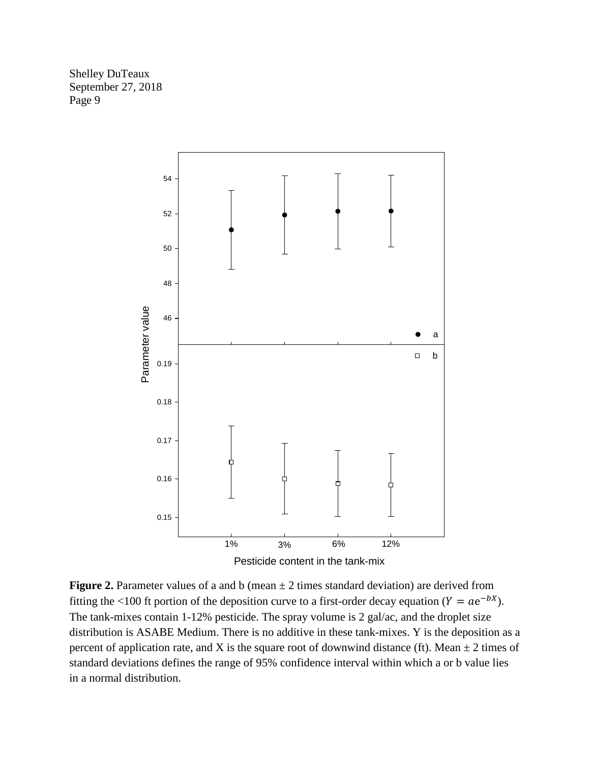**Figure 2.** Parameter values of a and b (mean ± 2 times standard deviation) are derived from fitting the <100 ft portion of the deposition curve to a first-order decay equation ($Y = ae^{-bX}$). The tank-mixes contain 1-12% pesticide. The spray volume is 2 gal/ac, and the droplet size distribution is ASABE Medium. There is no additive in these tank-mixes. Y is the deposition as a percent of application rate, and X is the square root of downwind distance (ft). Mean ± 2 times of standard deviations defines the range of 95% confidence interval within which a or b value lies in a normal distribution.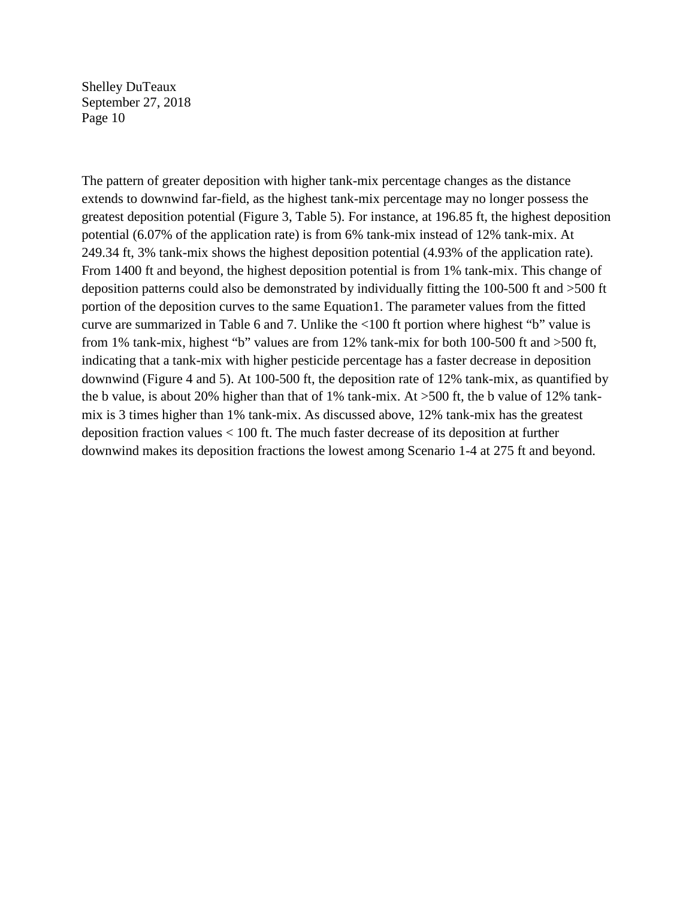The pattern of greater deposition with higher tank-mix percentage changes as the distance extends to downwind far-field, as the highest tank-mix percentage may no longer possess the greatest deposition potential (Figure 3, Table 5). For instance, at 196.85 ft, the highest deposition potential (6.07% of the application rate) is from 6% tank-mix instead of 12% tank-mix. At 249.34 ft, 3% tank-mix shows the highest deposition potential (4.93% of the application rate). From 1400 ft and beyond, the highest deposition potential is from 1% tank-mix. This change of deposition patterns could also be demonstrated by individually fitting the 100-500 ft and >500 ft portion of the deposition curves to the same Equation1. The parameter values from the fitted curve are summarized in Table 6 and 7. Unlike the <100 ft portion where highest "b" value is from 1% tank-mix, highest "b" values are from 12% tank-mix for both 100-500 ft and >500 ft, indicating that a tank-mix with higher pesticide percentage has a faster decrease in deposition downwind (Figure 4 and 5). At 100-500 ft, the deposition rate of 12% tank-mix, as quantified by the b value, is about 20% higher than that of 1% tank-mix. At >500 ft, the b value of 12% tank-mix is 3 times higher than 1% tank-mix. As discussed above, 12% tank-mix has the greatest deposition fraction values < 100 ft. The much faster decrease of its deposition at further downwind makes its deposition fractions the lowest among Scenario 1-4 at 275 ft and beyond.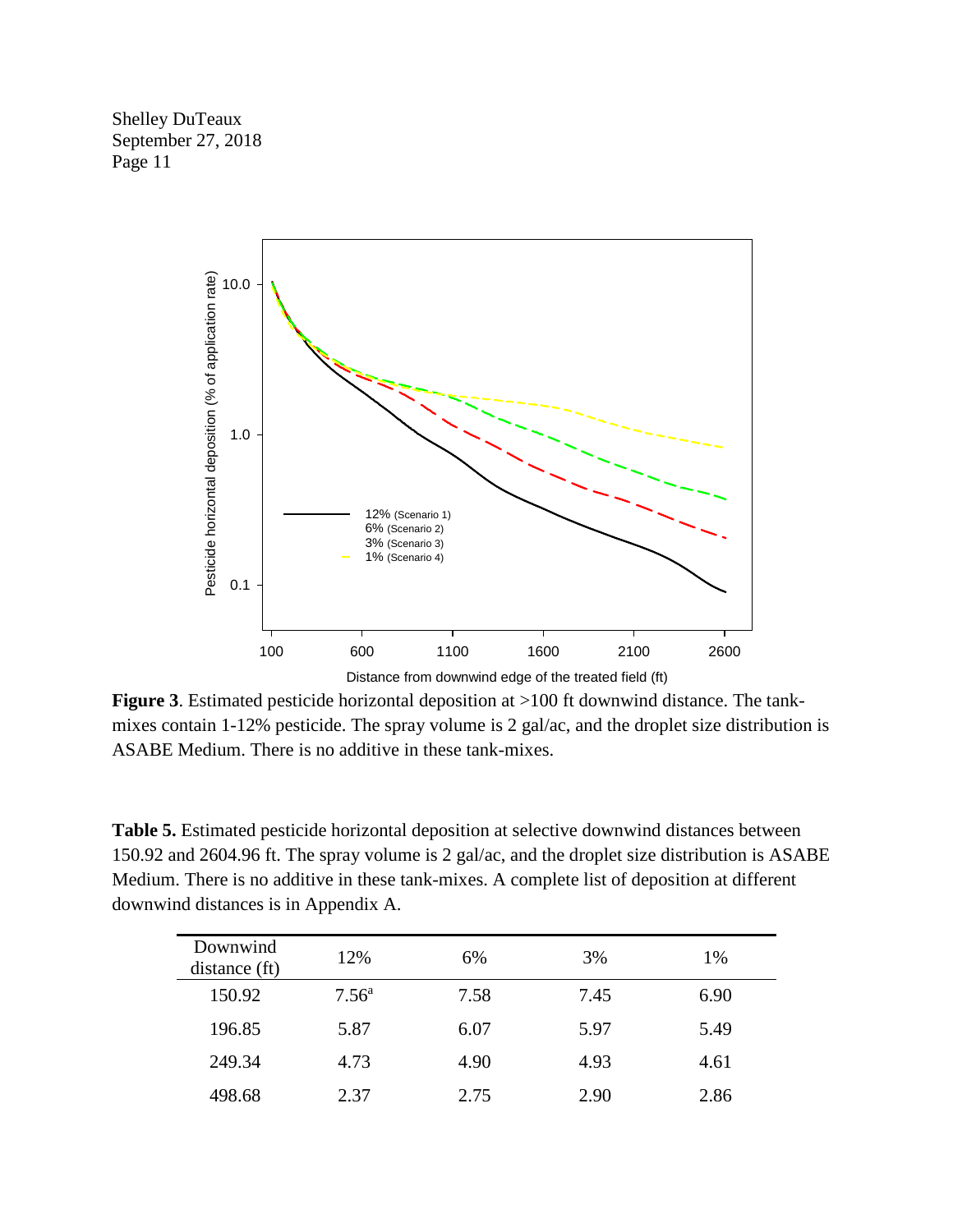**Figure 3**. Estimated pesticide horizontal deposition at >100 ft downwind distance. The tank-mixes contain 1-12% pesticide. The spray volume is 2 gal/ac, and the droplet size distribution is ASABE Medium. There is no additive in these tank-mixes.

**Table 5.** Estimated pesticide horizontal deposition at selective downwind distances between 150.92 and 2604.96 ft. The spray volume is 2 gal/ac, and the droplet size distribution is ASABE Medium. There is no additive in these tank-mixes. A complete list of deposition at different downwind distances is in Appendix A.

| Downwind distance (ft) | 12% | 6% | 3% | 1% |
|---|---|---|---|---|
| 150.92 | 7.56[a] | 7.58 | 7.45 | 6.90 |
| 196.85 | 5.87 | 6.07 | 5.97 | 5.49 |
| 249.34 | 4.73 | 4.90 | 4.93 | 4.61 |
| 498.68 | 2.37 | 2.75 | 2.90 | 2.86 |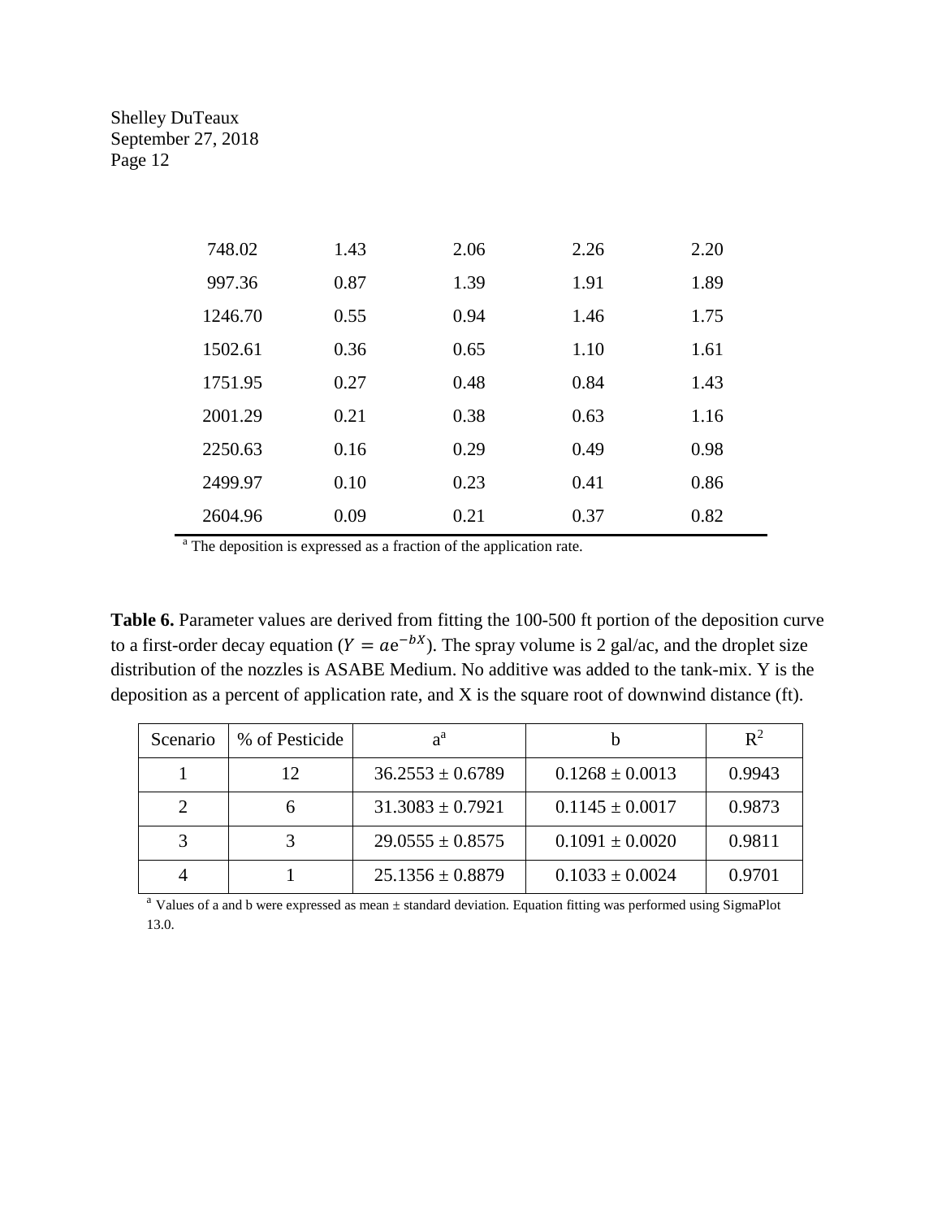| | | | | |
|---|---|---|---|---|
| 748.02 | 1.43 | 2.06 | 2.26 | 2.20 |
| 997.36 | 0.87 | 1.39 | 1.91 | 1.89 |
| 1246.70 | 0.55 | 0.94 | 1.46 | 1.75 |
| 1502.61 | 0.36 | 0.65 | 1.10 | 1.61 |
| 1751.95 | 0.27 | 0.48 | 0.84 | 1.43 |
| 2001.29 | 0.21 | 0.38 | 0.63 | 1.16 |
| 2250.63 | 0.16 | 0.29 | 0.49 | 0.98 |
| 2499.97 | 0.10 | 0.23 | 0.41 | 0.86 |
| 2604.96 | 0.09 | 0.21 | 0.37 | 0.82 |

[a] The deposition is expressed as a fraction of the application rate.

**Table 6.** Parameter values are derived from fitting the 100-500 ft portion of the deposition curve to a first-order decay equation ($Y = ae^{-bX}$). The spray volume is 2 gal/ac, and the droplet size distribution of the nozzles is ASABE Medium. No additive was added to the tank-mix. Y is the deposition as a percent of application rate, and X is the square root of downwind distance (ft).

| Scenario | % of Pesticide | a[a] | b | $R^2$ |
|---|---|---|---|---|
| 1 | 12 | 36.2553 ± 0.6789 | 0.1268 ± 0.0013 | 0.9943 |
| 2 | 6 | 31.3083 ± 0.7921 | 0.1145 ± 0.0017 | 0.9873 |
| 3 | 3 | 29.0555 ± 0.8575 | 0.1091 ± 0.0020 | 0.9811 |
| 4 | 1 | 25.1356 ± 0.8879 | 0.1033 ± 0.0024 | 0.9701 |

[a] Values of a and b were expressed as mean ± standard deviation. Equation fitting was performed using SigmaPlot 13.0.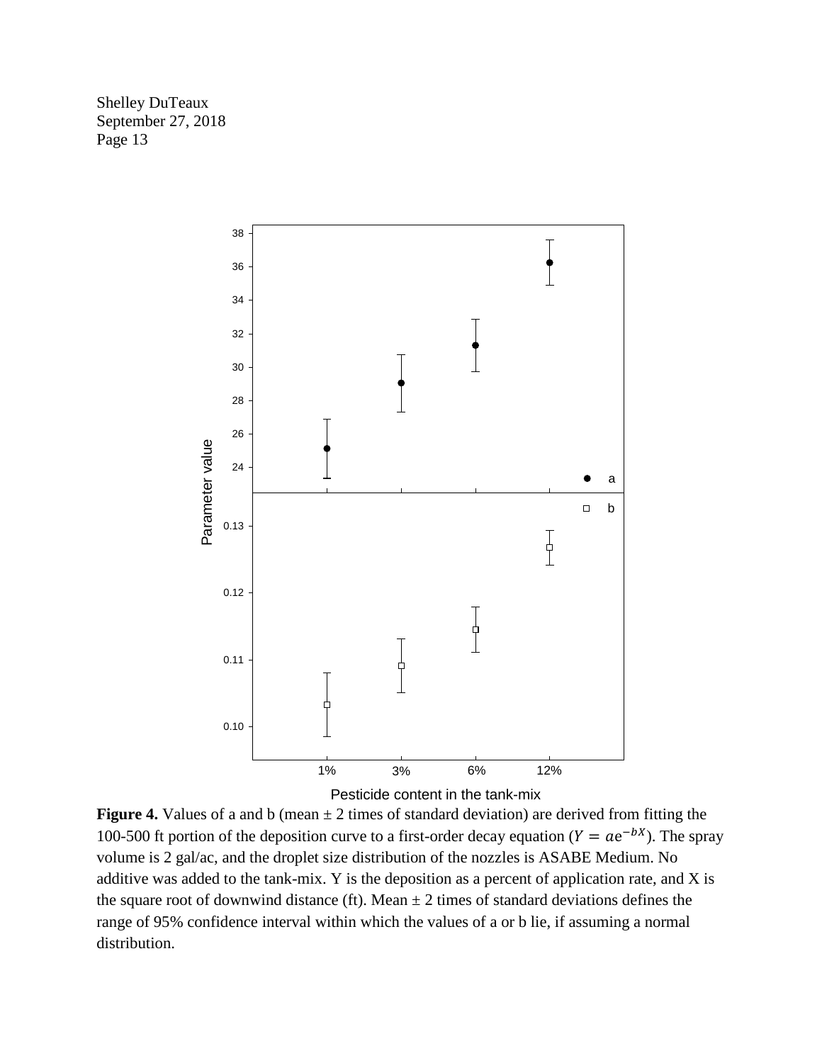**Figure 4.** Values of a and b (mean ± 2 times of standard deviation) are derived from fitting the 100-500 ft portion of the deposition curve to a first-order decay equation ($Y = ae^{-bX}$). The spray volume is 2 gal/ac, and the droplet size distribution of the nozzles is ASABE Medium. No additive was added to the tank-mix. Y is the deposition as a percent of application rate, and X is the square root of downwind distance (ft). Mean ± 2 times of standard deviations defines the range of 95% confidence interval within which the values of a or b lie, if assuming a normal distribution.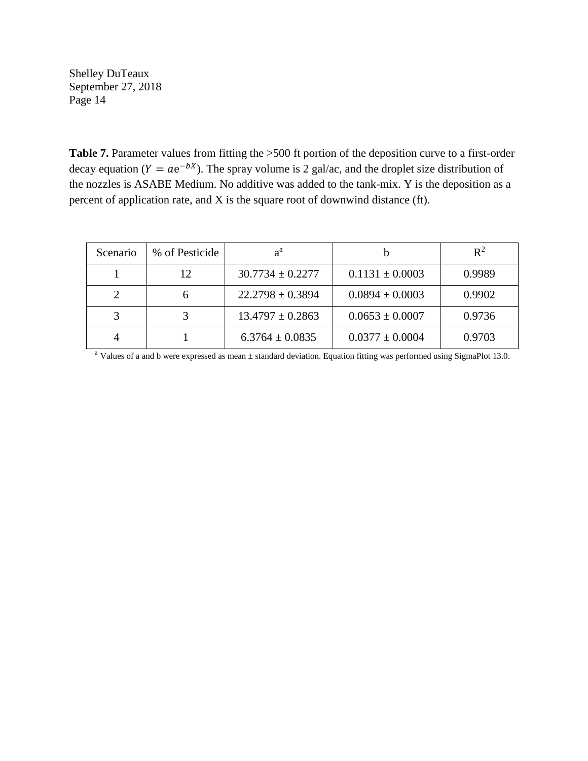**Table 7.** Parameter values from fitting the >500 ft portion of the deposition curve to a first-order decay equation ($Y = a\mathrm{e}^{-bX}$). The spray volume is 2 gal/ac, and the droplet size distribution of the nozzles is ASABE Medium. No additive was added to the tank-mix. Y is the deposition as a percent of application rate, and X is the square root of downwind distance (ft).

| Scenario | % of Pesticide | a[a] | b | $R^2$ |
|---|---|---|---|---|
| 1 | 12 | 30.7734 ± 0.2277 | 0.1131 ± 0.0003 | 0.9989 |
| 2 | 6 | 22.2798 ± 0.3894 | 0.0894 ± 0.0003 | 0.9902 |
| 3 | 3 | 13.4797 ± 0.2863 | 0.0653 ± 0.0007 | 0.9736 |
| 4 | 1 | 6.3764 ± 0.0835 | 0.0377 ± 0.0004 | 0.9703 |

[a] Values of a and b were expressed as mean ± standard deviation. Equation fitting was performed using SigmaPlot 13.0.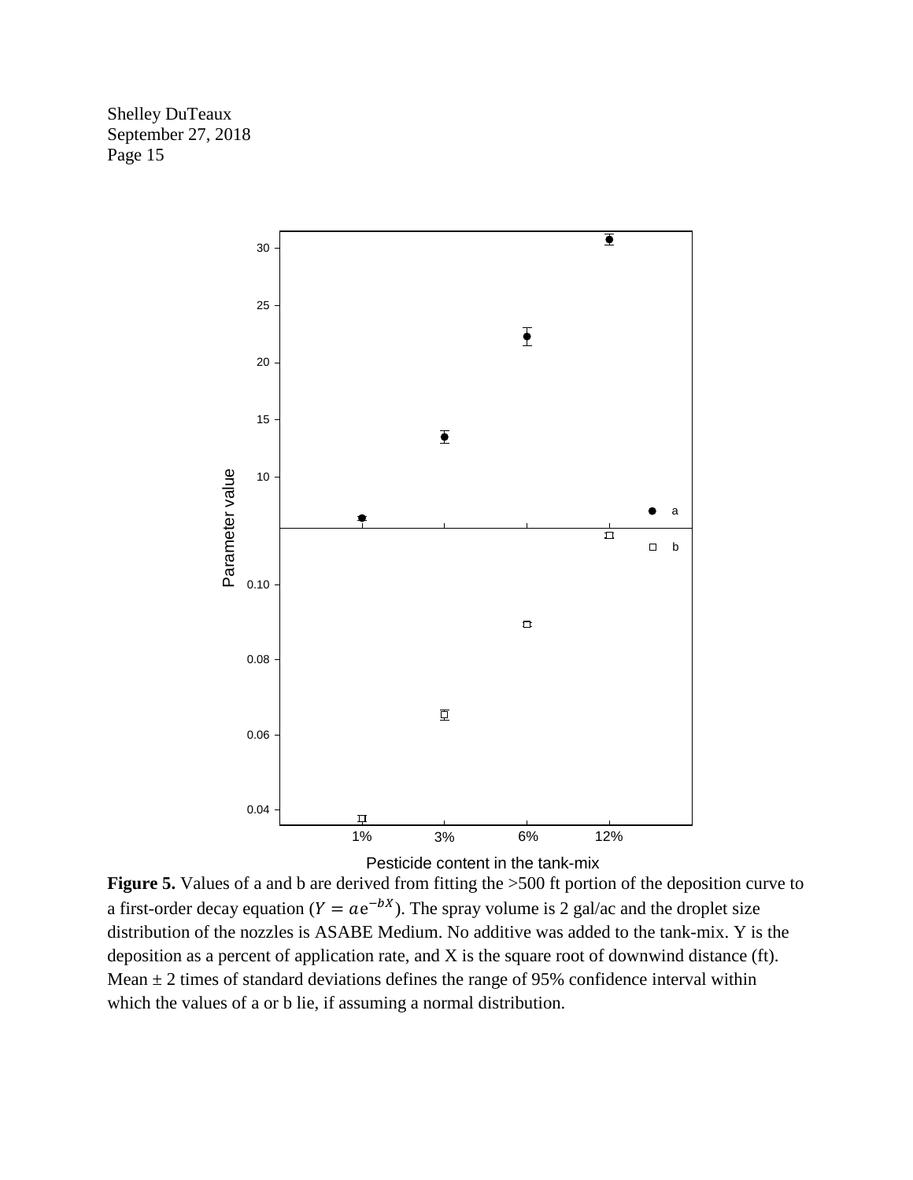**Figure 5.** Values of a and b are derived from fitting the >500 ft portion of the deposition curve to a first-order decay equation ($Y = a\mathrm{e}^{-bX}$). The spray volume is 2 gal/ac and the droplet size distribution of the nozzles is ASABE Medium. No additive was added to the tank-mix. Y is the deposition as a percent of application rate, and X is the square root of downwind distance (ft). Mean ± 2 times of standard deviations defines the range of 95% confidence interval within which the values of a or b lie, if assuming a normal distribution.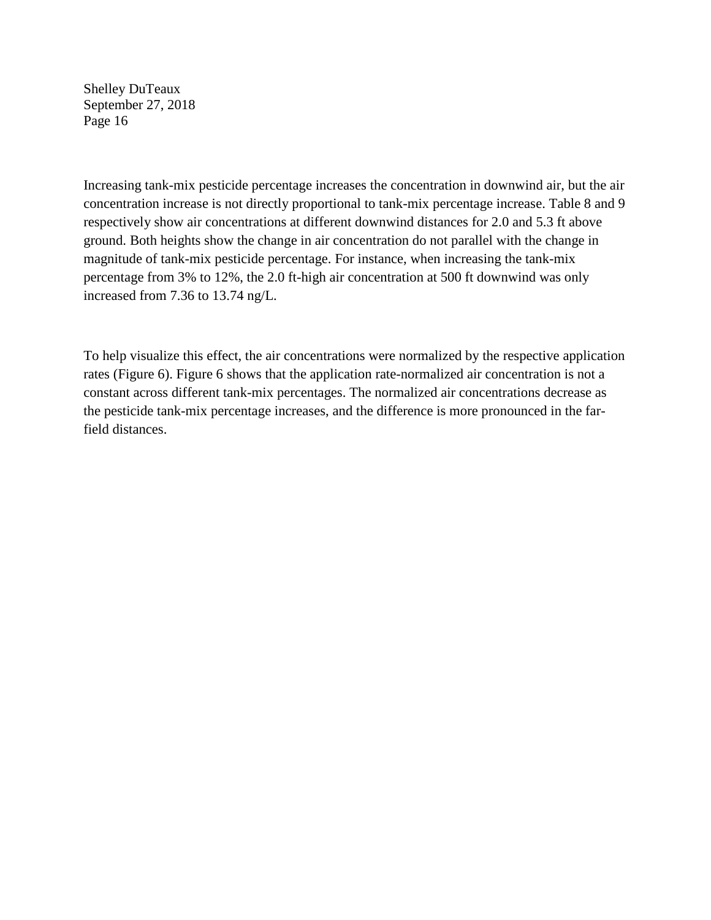Increasing tank-mix pesticide percentage increases the concentration in downwind air, but the air concentration increase is not directly proportional to tank-mix percentage increase. Table 8 and 9 respectively show air concentrations at different downwind distances for 2.0 and 5.3 ft above ground. Both heights show the change in air concentration do not parallel with the change in magnitude of tank-mix pesticide percentage. For instance, when increasing the tank-mix percentage from 3% to 12%, the 2.0 ft-high air concentration at 500 ft downwind was only increased from 7.36 to 13.74 ng/L.

To help visualize this effect, the air concentrations were normalized by the respective application rates (Figure 6). Figure 6 shows that the application rate-normalized air concentration is not a constant across different tank-mix percentages. The normalized air concentrations decrease as the pesticide tank-mix percentage increases, and the difference is more pronounced in the far-field distances.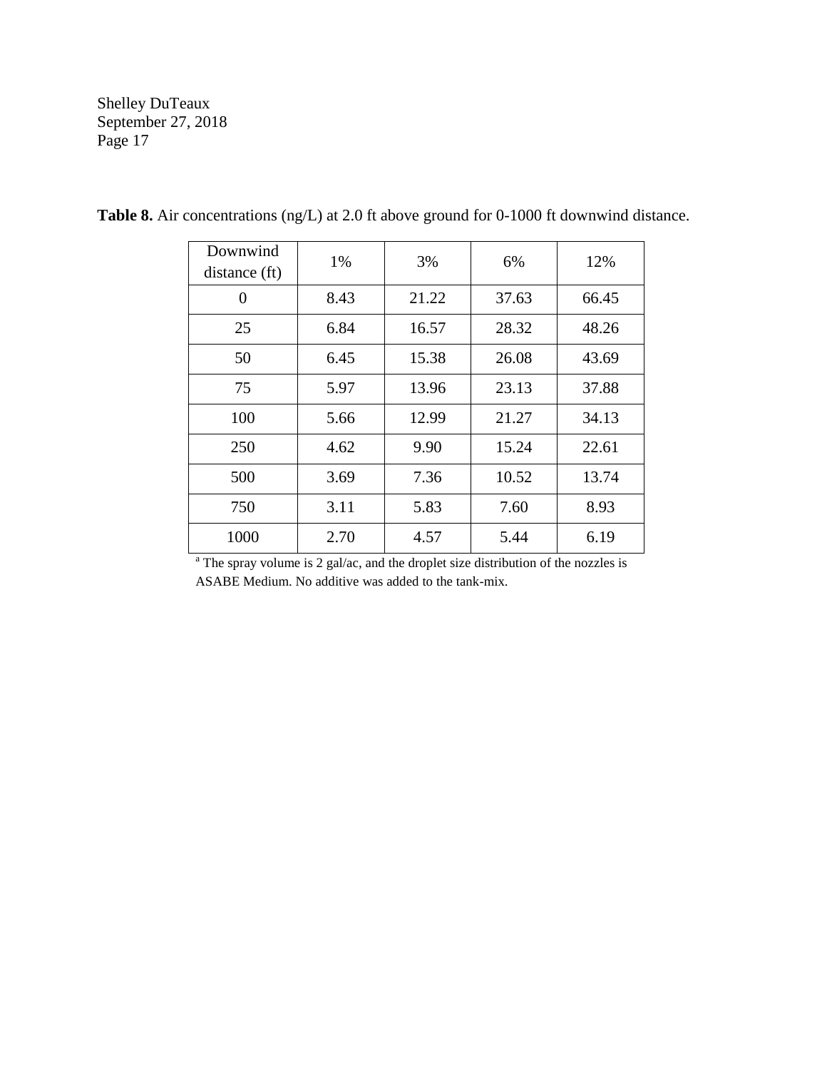**Table 8.** Air concentrations (ng/L) at 2.0 ft above ground for 0-1000 ft downwind distance.

| Downwind distance (ft) | 1% | 3% | 6% | 12% |
|---|---|---|---|---|
| 0 | 8.43 | 21.22 | 37.63 | 66.45 |
| 25 | 6.84 | 16.57 | 28.32 | 48.26 |
| 50 | 6.45 | 15.38 | 26.08 | 43.69 |
| 75 | 5.97 | 13.96 | 23.13 | 37.88 |
| 100 | 5.66 | 12.99 | 21.27 | 34.13 |
| 250 | 4.62 | 9.90 | 15.24 | 22.61 |
| 500 | 3.69 | 7.36 | 10.52 | 13.74 |
| 750 | 3.11 | 5.83 | 7.60 | 8.93 |
| 1000 | 2.70 | 4.57 | 5.44 | 6.19 |

[a] The spray volume is 2 gal/ac, and the droplet size distribution of the nozzles is ASABE Medium. No additive was added to the tank-mix.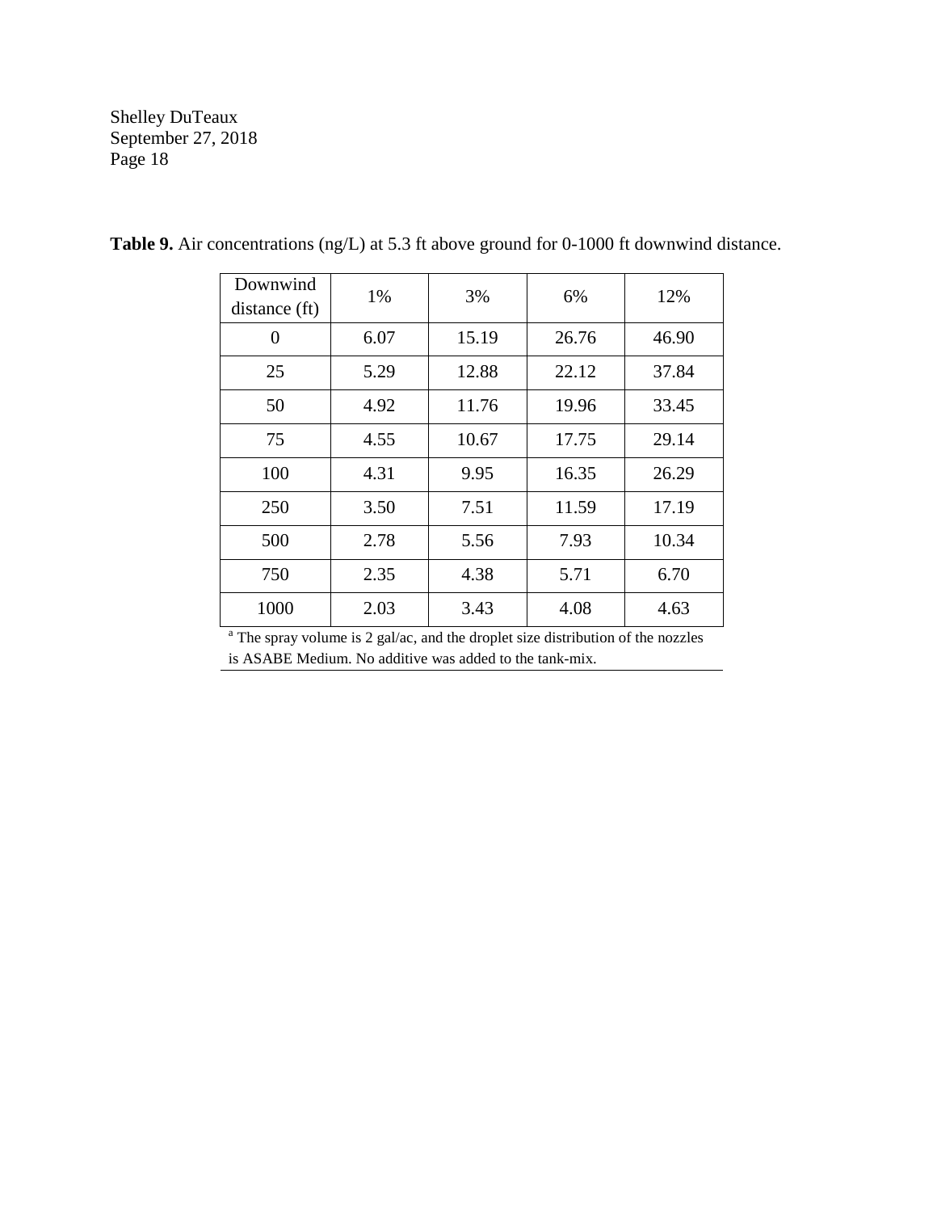**Table 9.** Air concentrations (ng/L) at 5.3 ft above ground for 0-1000 ft downwind distance.

| Downwind distance (ft) | 1% | 3% | 6% | 12% |
|---|---|---|---|---|
| 0 | 6.07 | 15.19 | 26.76 | 46.90 |
| 25 | 5.29 | 12.88 | 22.12 | 37.84 |
| 50 | 4.92 | 11.76 | 19.96 | 33.45 |
| 75 | 4.55 | 10.67 | 17.75 | 29.14 |
| 100 | 4.31 | 9.95 | 16.35 | 26.29 |
| 250 | 3.50 | 7.51 | 11.59 | 17.19 |
| 500 | 2.78 | 5.56 | 7.93 | 10.34 |
| 750 | 2.35 | 4.38 | 5.71 | 6.70 |
| 1000 | 2.03 | 3.43 | 4.08 | 4.63 |

[a] The spray volume is 2 gal/ac, and the droplet size distribution of the nozzles is ASABE Medium. No additive was added to the tank-mix.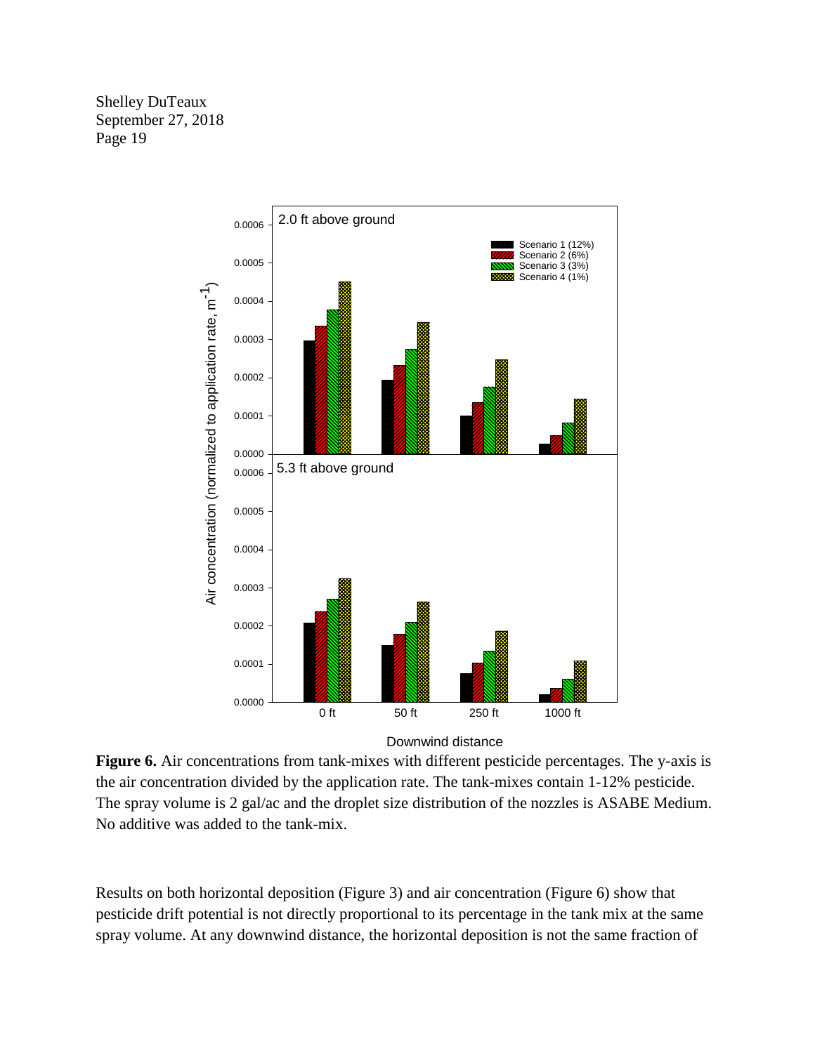**Figure 6.** Air concentrations from tank-mixes with different pesticide percentages. The y-axis is the air concentration divided by the application rate. The tank-mixes contain 1-12% pesticide. The spray volume is 2 gal/ac and the droplet size distribution of the nozzles is ASABE Medium. No additive was added to the tank-mix.

Results on both horizontal deposition (Figure 3) and air concentration (Figure 6) show that pesticide drift potential is not directly proportional to its percentage in the tank mix at the same spray volume. At any downwind distance, the horizontal deposition is not the same fraction of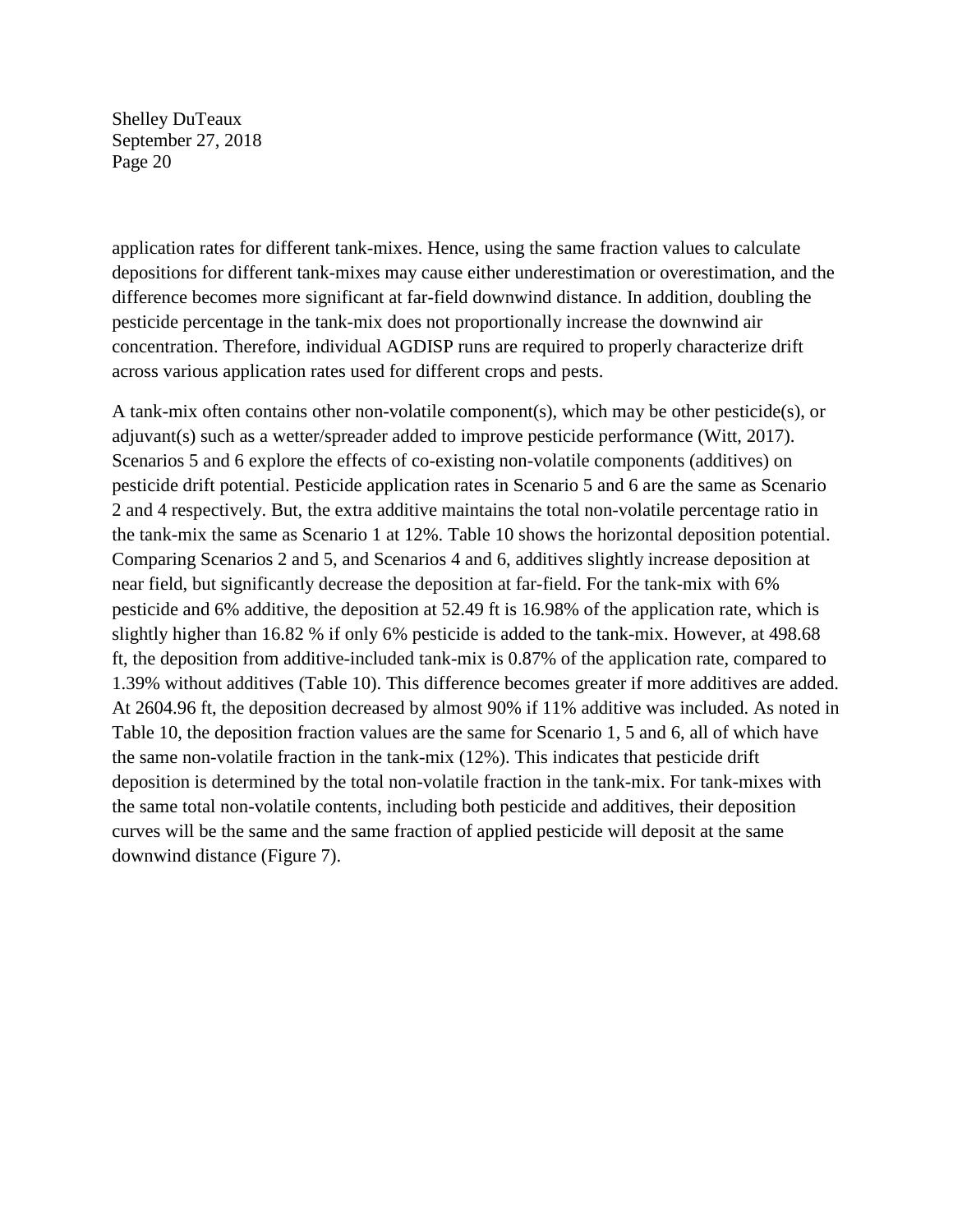application rates for different tank-mixes. Hence, using the same fraction values to calculate depositions for different tank-mixes may cause either underestimation or overestimation, and the difference becomes more significant at far-field downwind distance. In addition, doubling the pesticide percentage in the tank-mix does not proportionally increase the downwind air concentration. Therefore, individual AGDISP runs are required to properly characterize drift across various application rates used for different crops and pests.

A tank-mix often contains other non-volatile component(s), which may be other pesticide(s), or adjuvant(s) such as a wetter/spreader added to improve pesticide performance (Witt, 2017). Scenarios 5 and 6 explore the effects of co-existing non-volatile components (additives) on pesticide drift potential. Pesticide application rates in Scenario 5 and 6 are the same as Scenario 2 and 4 respectively. But, the extra additive maintains the total non-volatile percentage ratio in the tank-mix the same as Scenario 1 at 12%. Table 10 shows the horizontal deposition potential. Comparing Scenarios 2 and 5, and Scenarios 4 and 6, additives slightly increase deposition at near field, but significantly decrease the deposition at far-field. For the tank-mix with 6% pesticide and 6% additive, the deposition at 52.49 ft is 16.98% of the application rate, which is slightly higher than 16.82 % if only 6% pesticide is added to the tank-mix. However, at 498.68 ft, the deposition from additive-included tank-mix is 0.87% of the application rate, compared to 1.39% without additives (Table 10). This difference becomes greater if more additives are added. At 2604.96 ft, the deposition decreased by almost 90% if 11% additive was included. As noted in Table 10, the deposition fraction values are the same for Scenario 1, 5 and 6, all of which have the same non-volatile fraction in the tank-mix (12%). This indicates that pesticide drift deposition is determined by the total non-volatile fraction in the tank-mix. For tank-mixes with the same total non-volatile contents, including both pesticide and additives, their deposition curves will be the same and the same fraction of applied pesticide will deposit at the same downwind distance (Figure 7).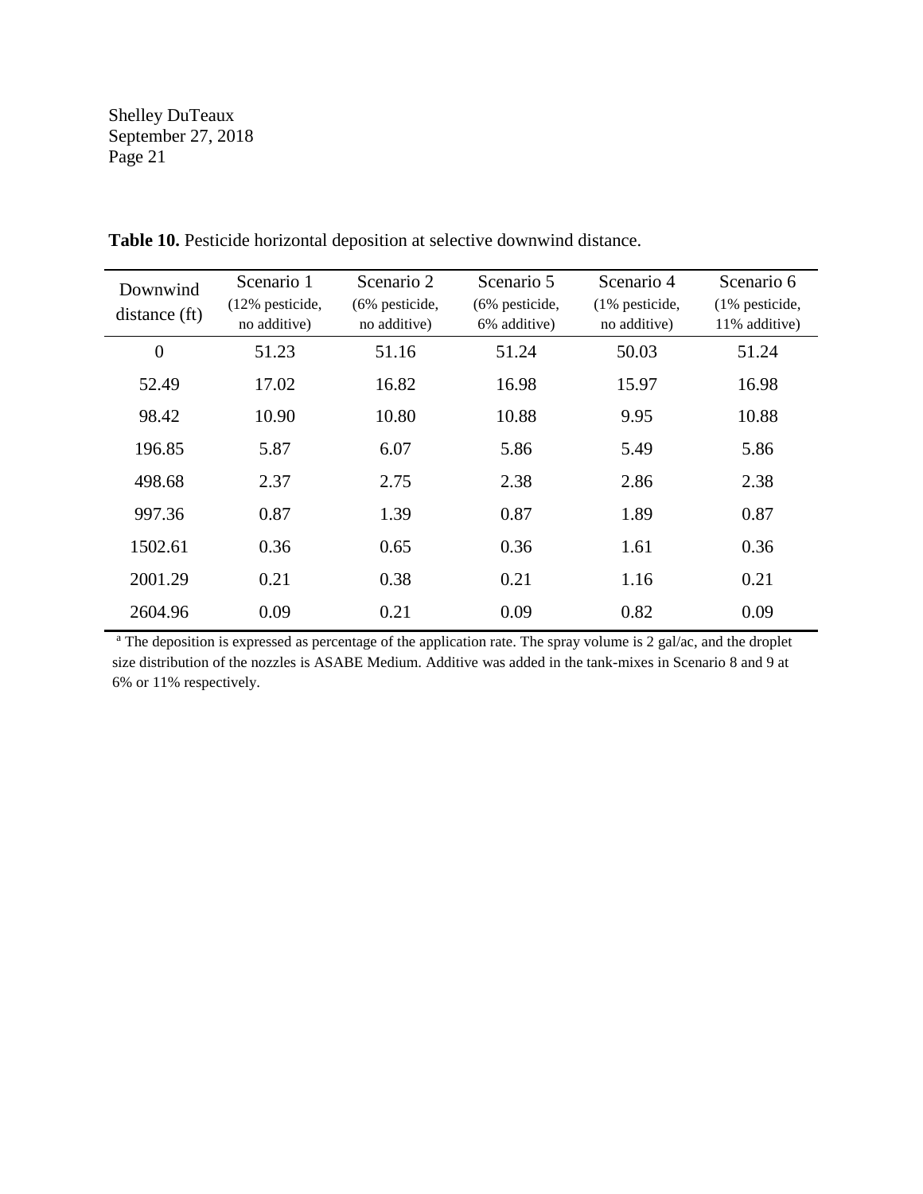**Table 10.** Pesticide horizontal deposition at selective downwind distance.

| Downwind distance (ft) | Scenario 1 (12% pesticide, no additive) | Scenario 2 (6% pesticide, no additive) | Scenario 5 (6% pesticide, 6% additive) | Scenario 4 (1% pesticide, no additive) | Scenario 6 (1% pesticide, 11% additive) |
|---|---|---|---|---|---|
| 0 | 51.23 | 51.16 | 51.24 | 50.03 | 51.24 |
| 52.49 | 17.02 | 16.82 | 16.98 | 15.97 | 16.98 |
| 98.42 | 10.90 | 10.80 | 10.88 | 9.95 | 10.88 |
| 196.85 | 5.87 | 6.07 | 5.86 | 5.49 | 5.86 |
| 498.68 | 2.37 | 2.75 | 2.38 | 2.86 | 2.38 |
| 997.36 | 0.87 | 1.39 | 0.87 | 1.89 | 0.87 |
| 1502.61 | 0.36 | 0.65 | 0.36 | 1.61 | 0.36 |
| 2001.29 | 0.21 | 0.38 | 0.21 | 1.16 | 0.21 |
| 2604.96 | 0.09 | 0.21 | 0.09 | 0.82 | 0.09 |

[a] The deposition is expressed as percentage of the application rate. The spray volume is 2 gal/ac, and the droplet size distribution of the nozzles is ASABE Medium. Additive was added in the tank-mixes in Scenario 8 and 9 at 6% or 11% respectively.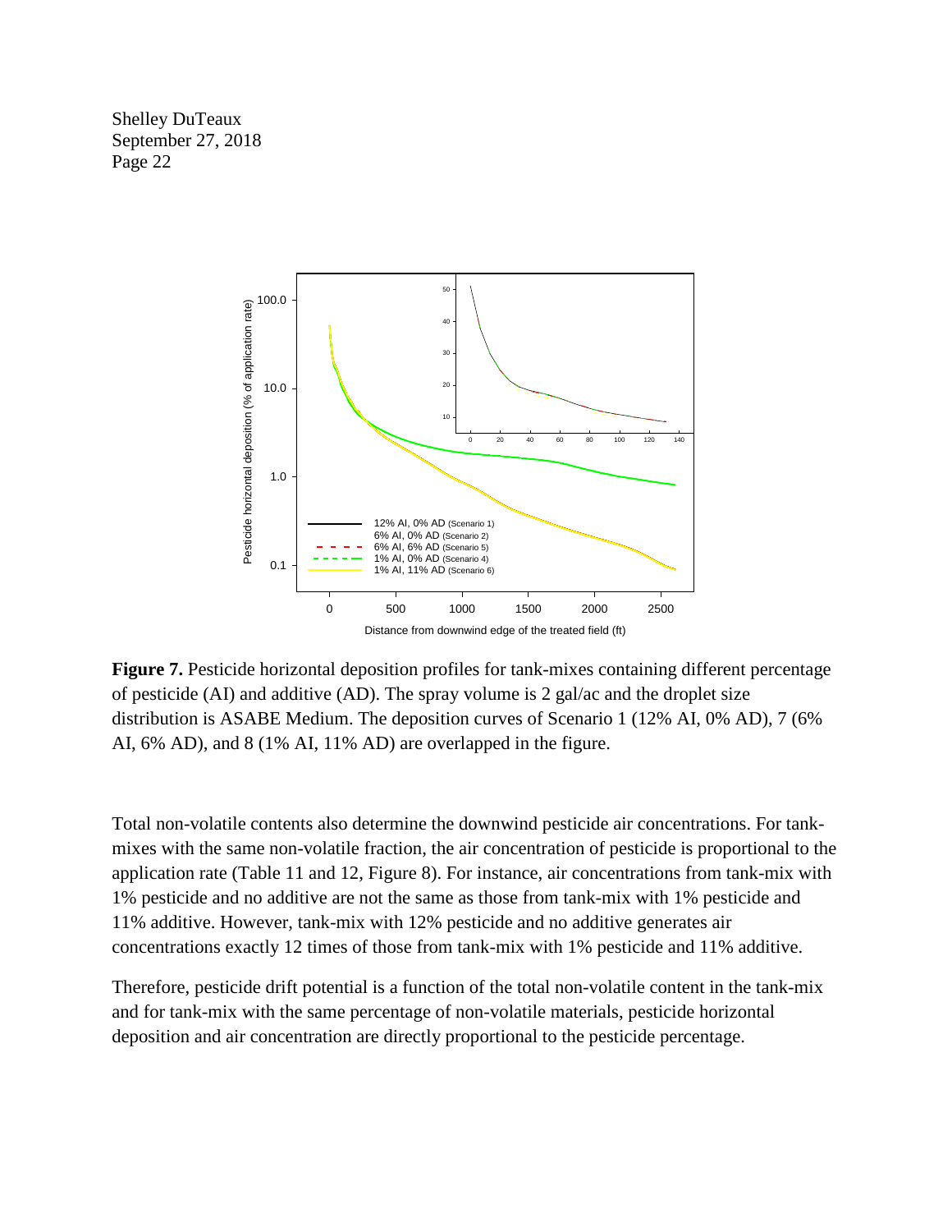**Figure 7.** Pesticide horizontal deposition profiles for tank-mixes containing different percentage of pesticide (AI) and additive (AD). The spray volume is 2 gal/ac and the droplet size distribution is ASABE Medium. The deposition curves of Scenario 1 (12% AI, 0% AD), 7 (6% AI, 6% AD), and 8 (1% AI, 11% AD) are overlapped in the figure.

Total non-volatile contents also determine the downwind pesticide air concentrations. For tank-mixes with the same non-volatile fraction, the air concentration of pesticide is proportional to the application rate (Table 11 and 12, Figure 8). For instance, air concentrations from tank-mix with 1% pesticide and no additive are not the same as those from tank-mix with 1% pesticide and 11% additive. However, tank-mix with 12% pesticide and no additive generates air concentrations exactly 12 times of those from tank-mix with 1% pesticide and 11% additive.

Therefore, pesticide drift potential is a function of the total non-volatile content in the tank-mix and for tank-mix with the same percentage of non-volatile materials, pesticide horizontal deposition and air concentration are directly proportional to the pesticide percentage.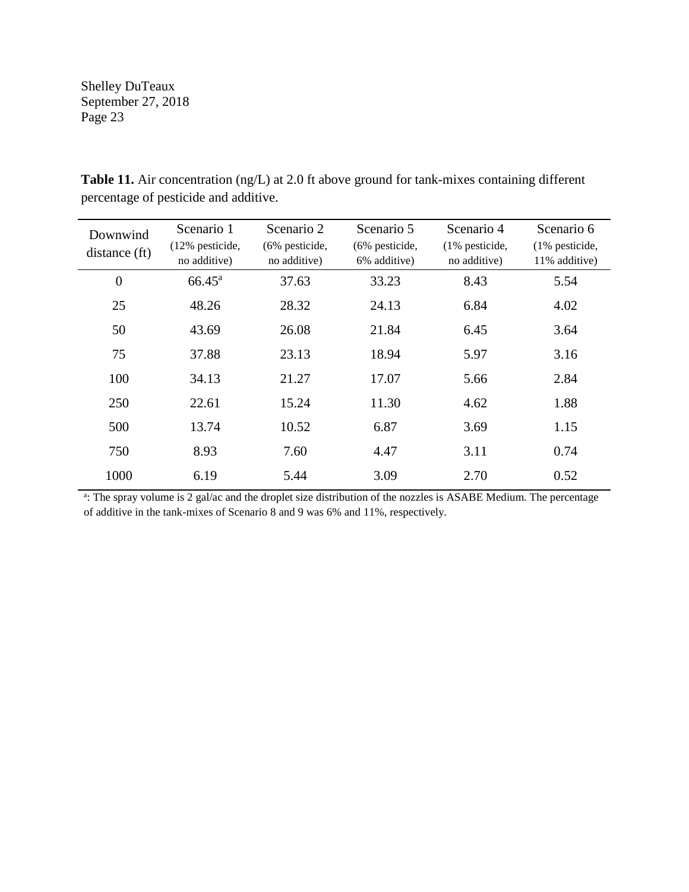**Table 11.** Air concentration (ng/L) at 2.0 ft above ground for tank-mixes containing different percentage of pesticide and additive.

| Downwind distance (ft) | Scenario 1 (12% pesticide, no additive) | Scenario 2 (6% pesticide, no additive) | Scenario 5 (6% pesticide, 6% additive) | Scenario 4 (1% pesticide, no additive) | Scenario 6 (1% pesticide, 11% additive) |
|---|---|---|---|---|---|
| 0 | 66.45[a] | 37.63 | 33.23 | 8.43 | 5.54 |
| 25 | 48.26 | 28.32 | 24.13 | 6.84 | 4.02 |
| 50 | 43.69 | 26.08 | 21.84 | 6.45 | 3.64 |
| 75 | 37.88 | 23.13 | 18.94 | 5.97 | 3.16 |
| 100 | 34.13 | 21.27 | 17.07 | 5.66 | 2.84 |
| 250 | 22.61 | 15.24 | 11.30 | 4.62 | 1.88 |
| 500 | 13.74 | 10.52 | 6.87 | 3.69 | 1.15 |
| 750 | 8.93 | 7.60 | 4.47 | 3.11 | 0.74 |
| 1000 | 6.19 | 5.44 | 3.09 | 2.70 | 0.52 |

[a]: The spray volume is 2 gal/ac and the droplet size distribution of the nozzles is ASABE Medium. The percentage of additive in the tank-mixes of Scenario 8 and 9 was 6% and 11%, respectively.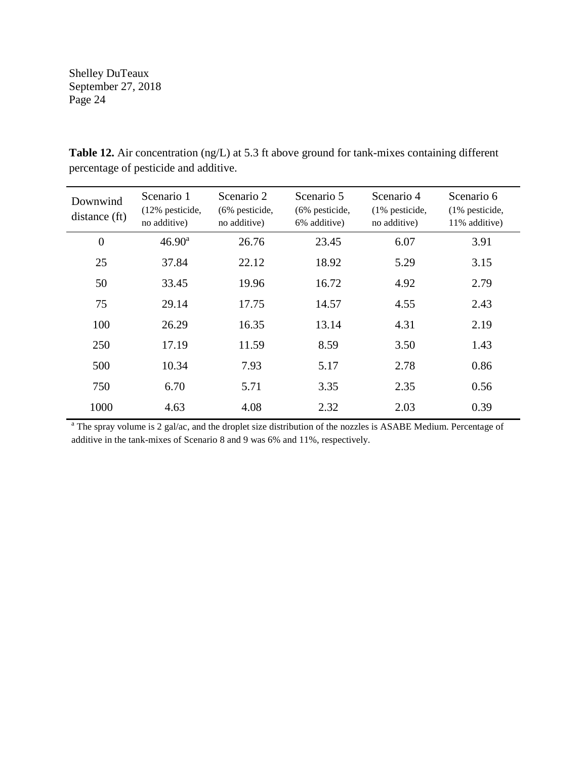**Table 12.** Air concentration (ng/L) at 5.3 ft above ground for tank-mixes containing different percentage of pesticide and additive.

| Downwind distance (ft) | Scenario 1 (12% pesticide, no additive) | Scenario 2 (6% pesticide, no additive) | Scenario 5 (6% pesticide, 6% additive) | Scenario 4 (1% pesticide, no additive) | Scenario 6 (1% pesticide, 11% additive) |
|---|---|---|---|---|---|
| 0 | 46.90[a] | 26.76 | 23.45 | 6.07 | 3.91 |
| 25 | 37.84 | 22.12 | 18.92 | 5.29 | 3.15 |
| 50 | 33.45 | 19.96 | 16.72 | 4.92 | 2.79 |
| 75 | 29.14 | 17.75 | 14.57 | 4.55 | 2.43 |
| 100 | 26.29 | 16.35 | 13.14 | 4.31 | 2.19 |
| 250 | 17.19 | 11.59 | 8.59 | 3.50 | 1.43 |
| 500 | 10.34 | 7.93 | 5.17 | 2.78 | 0.86 |
| 750 | 6.70 | 5.71 | 3.35 | 2.35 | 0.56 |
| 1000 | 4.63 | 4.08 | 2.32 | 2.03 | 0.39 |

[a] The spray volume is 2 gal/ac, and the droplet size distribution of the nozzles is ASABE Medium. Percentage of additive in the tank-mixes of Scenario 8 and 9 was 6% and 11%, respectively.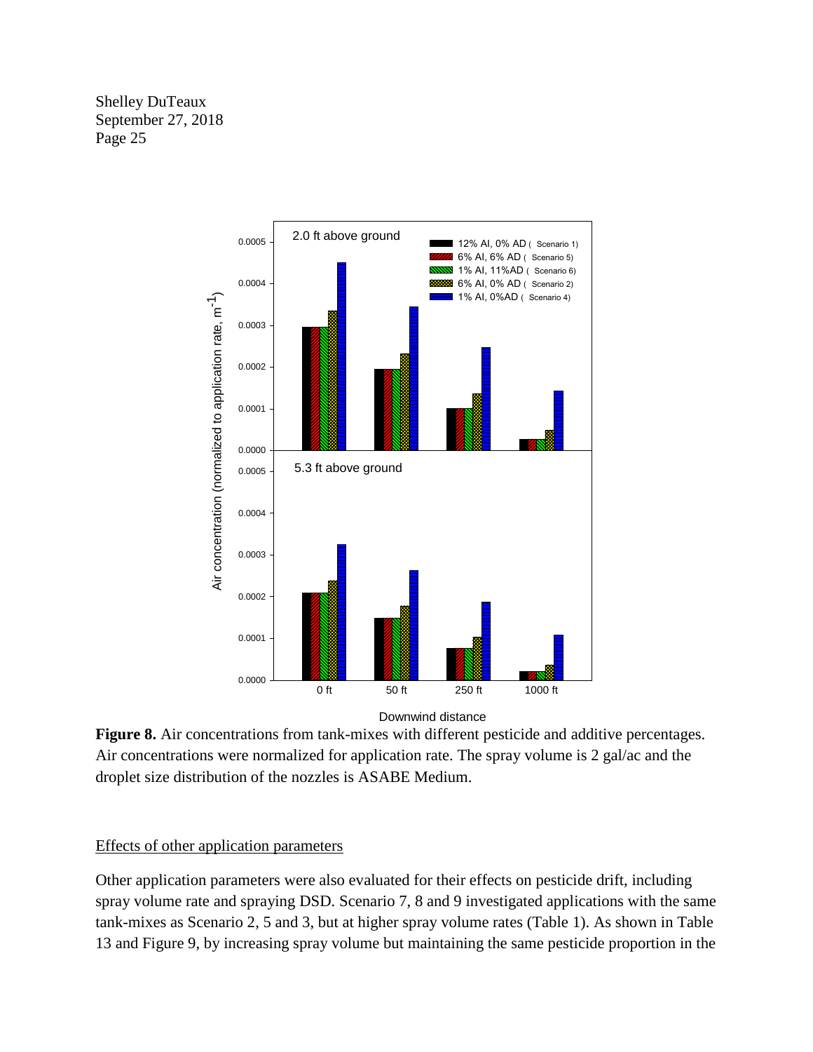**Figure 8.** Air concentrations from tank-mixes with different pesticide and additive percentages. Air concentrations were normalized for application rate. The spray volume is 2 gal/ac and the droplet size distribution of the nozzles is ASABE Medium.

Effects of other application parameters

Other application parameters were also evaluated for their effects on pesticide drift, including spray volume rate and spraying DSD. Scenario 7, 8 and 9 investigated applications with the same tank-mixes as Scenario 2, 5 and 3, but at higher spray volume rates (Table 1). As shown in Table 13 and Figure 9, by increasing spray volume but maintaining the same pesticide proportion in the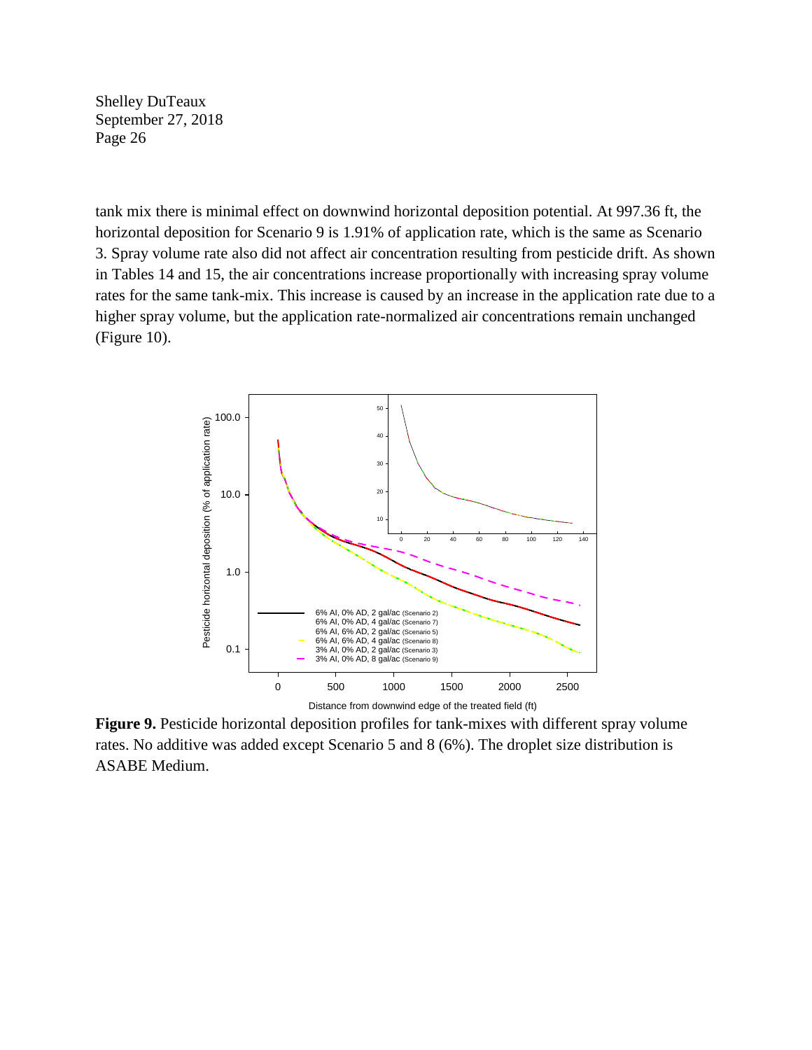tank mix there is minimal effect on downwind horizontal deposition potential. At 997.36 ft, the horizontal deposition for Scenario 9 is 1.91% of application rate, which is the same as Scenario 3. Spray volume rate also did not affect air concentration resulting from pesticide drift. As shown in Tables 14 and 15, the air concentrations increase proportionally with increasing spray volume rates for the same tank-mix. This increase is caused by an increase in the application rate due to a higher spray volume, but the application rate-normalized air concentrations remain unchanged (Figure 10).

**Figure 9.** Pesticide horizontal deposition profiles for tank-mixes with different spray volume rates. No additive was added except Scenario 5 and 8 (6%). The droplet size distribution is ASABE Medium.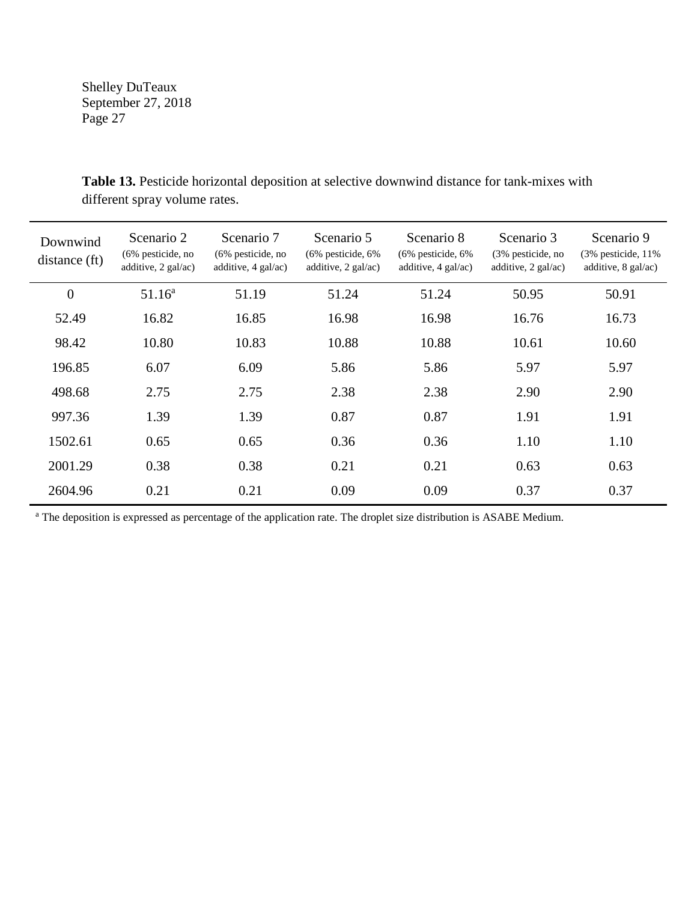**Table 13.** Pesticide horizontal deposition at selective downwind distance for tank-mixes with different spray volume rates.

| Downwind distance (ft) | Scenario 2 (6% pesticide, no additive, 2 gal/ac) | Scenario 7 (6% pesticide, no additive, 4 gal/ac) | Scenario 5 (6% pesticide, 6% additive, 2 gal/ac) | Scenario 8 (6% pesticide, 6% additive, 4 gal/ac) | Scenario 3 (3% pesticide, no additive, 2 gal/ac) | Scenario 9 (3% pesticide, 11% additive, 8 gal/ac) |
|---|---|---|---|---|---|---|
| 0 | 51.16[a] | 51.19 | 51.24 | 51.24 | 50.95 | 50.91 |
| 52.49 | 16.82 | 16.85 | 16.98 | 16.98 | 16.76 | 16.73 |
| 98.42 | 10.80 | 10.83 | 10.88 | 10.88 | 10.61 | 10.60 |
| 196.85 | 6.07 | 6.09 | 5.86 | 5.86 | 5.97 | 5.97 |
| 498.68 | 2.75 | 2.75 | 2.38 | 2.38 | 2.90 | 2.90 |
| 997.36 | 1.39 | 1.39 | 0.87 | 0.87 | 1.91 | 1.91 |
| 1502.61 | 0.65 | 0.65 | 0.36 | 0.36 | 1.10 | 1.10 |
| 2001.29 | 0.38 | 0.38 | 0.21 | 0.21 | 0.63 | 0.63 |
| 2604.96 | 0.21 | 0.21 | 0.09 | 0.09 | 0.37 | 0.37 |

[a] The deposition is expressed as percentage of the application rate. The droplet size distribution is ASABE Medium.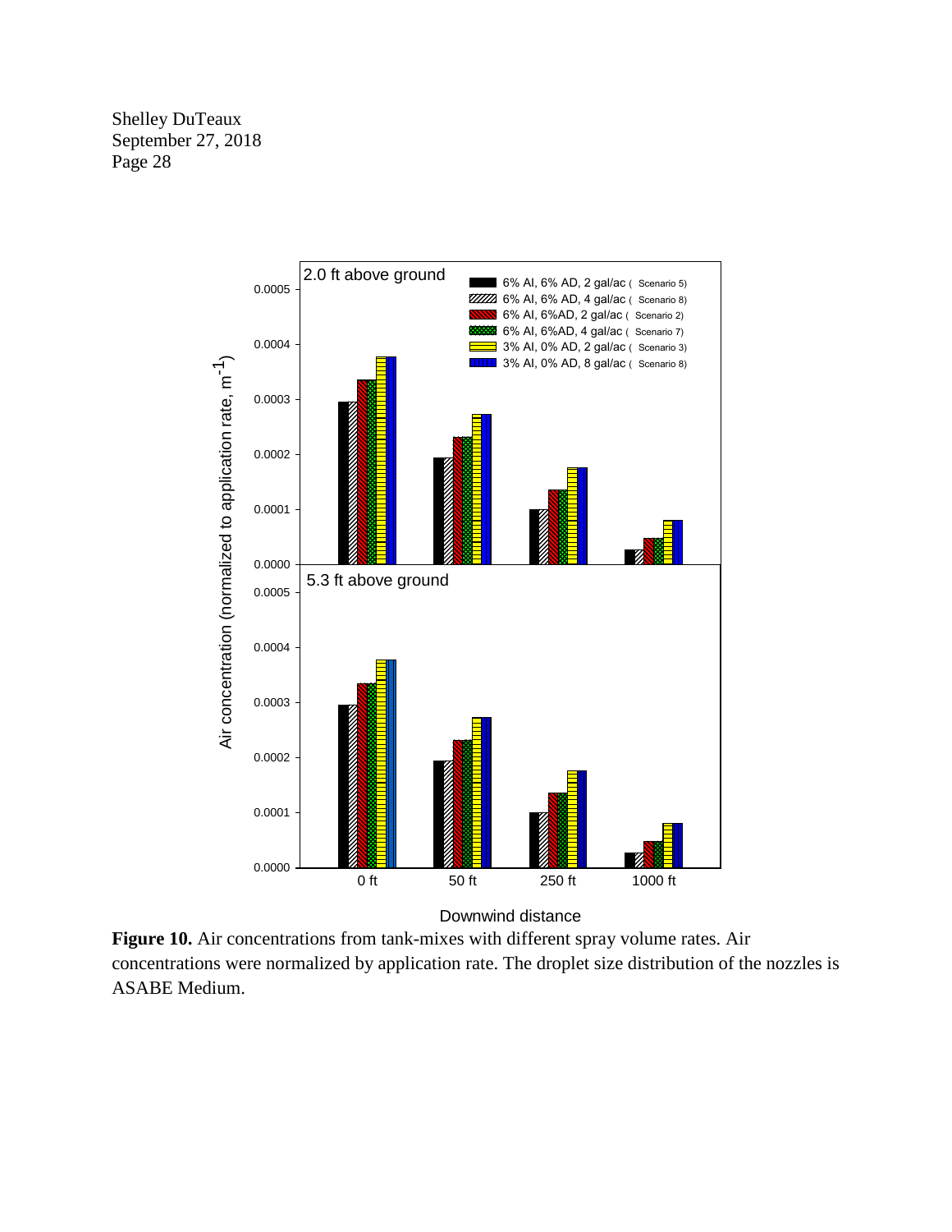**Figure 10.** Air concentrations from tank-mixes with different spray volume rates. Air concentrations were normalized by application rate. The droplet size distribution of the nozzles is ASABE Medium.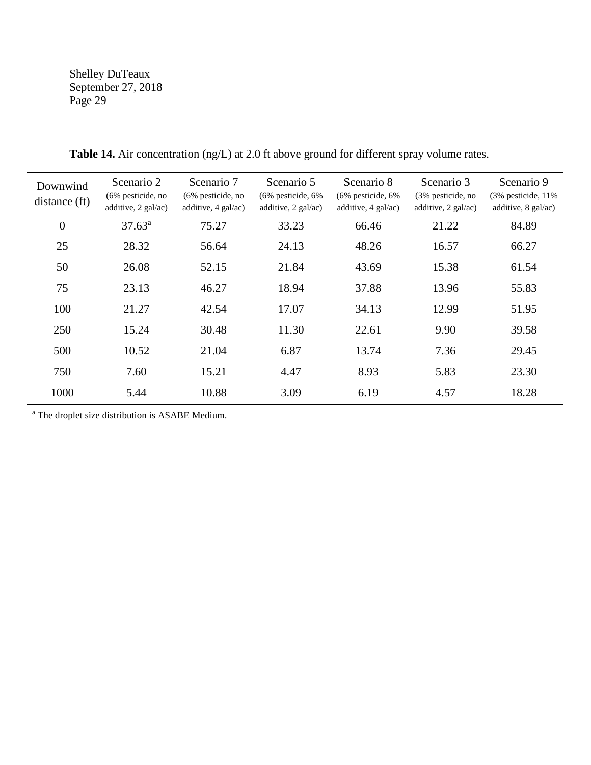**Table 14.** Air concentration (ng/L) at 2.0 ft above ground for different spray volume rates.

| Downwind distance (ft) | Scenario 2 (6% pesticide, no additive, 2 gal/ac) | Scenario 7 (6% pesticide, no additive, 4 gal/ac) | Scenario 5 (6% pesticide, 6% additive, 2 gal/ac) | Scenario 8 (6% pesticide, 6% additive, 4 gal/ac) | Scenario 3 (3% pesticide, no additive, 2 gal/ac) | Scenario 9 (3% pesticide, 11% additive, 8 gal/ac) |
|---|---|---|---|---|---|---|
| 0 | 37.63[a] | 75.27 | 33.23 | 66.46 | 21.22 | 84.89 |
| 25 | 28.32 | 56.64 | 24.13 | 48.26 | 16.57 | 66.27 |
| 50 | 26.08 | 52.15 | 21.84 | 43.69 | 15.38 | 61.54 |
| 75 | 23.13 | 46.27 | 18.94 | 37.88 | 13.96 | 55.83 |
| 100 | 21.27 | 42.54 | 17.07 | 34.13 | 12.99 | 51.95 |
| 250 | 15.24 | 30.48 | 11.30 | 22.61 | 9.90 | 39.58 |
| 500 | 10.52 | 21.04 | 6.87 | 13.74 | 7.36 | 29.45 |
| 750 | 7.60 | 15.21 | 4.47 | 8.93 | 5.83 | 23.30 |
| 1000 | 5.44 | 10.88 | 3.09 | 6.19 | 4.57 | 18.28 |

[a] The droplet size distribution is ASABE Medium.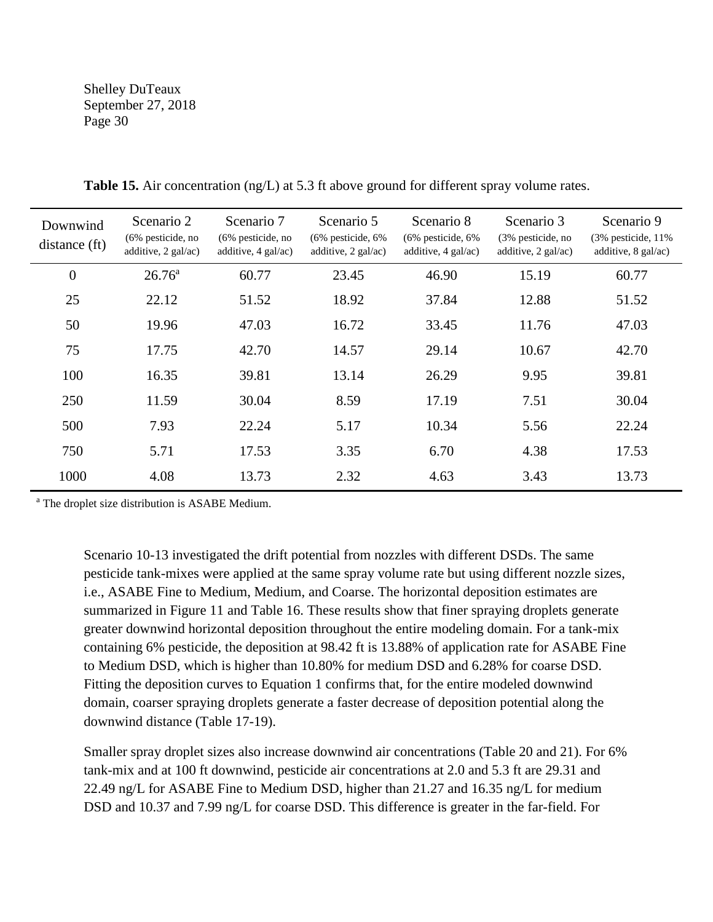**Table 15.** Air concentration (ng/L) at 5.3 ft above ground for different spray volume rates.

| Downwind distance (ft) | Scenario 2 (6% pesticide, no additive, 2 gal/ac) | Scenario 7 (6% pesticide, no additive, 4 gal/ac) | Scenario 5 (6% pesticide, 6% additive, 2 gal/ac) | Scenario 8 (6% pesticide, 6% additive, 4 gal/ac) | Scenario 3 (3% pesticide, no additive, 2 gal/ac) | Scenario 9 (3% pesticide, 11% additive, 8 gal/ac) |
|---|---|---|---|---|---|---|
| 0 | 26.76[a] | 60.77 | 23.45 | 46.90 | 15.19 | 60.77 |
| 25 | 22.12 | 51.52 | 18.92 | 37.84 | 12.88 | 51.52 |
| 50 | 19.96 | 47.03 | 16.72 | 33.45 | 11.76 | 47.03 |
| 75 | 17.75 | 42.70 | 14.57 | 29.14 | 10.67 | 42.70 |
| 100 | 16.35 | 39.81 | 13.14 | 26.29 | 9.95 | 39.81 |
| 250 | 11.59 | 30.04 | 8.59 | 17.19 | 7.51 | 30.04 |
| 500 | 7.93 | 22.24 | 5.17 | 10.34 | 5.56 | 22.24 |
| 750 | 5.71 | 17.53 | 3.35 | 6.70 | 4.38 | 17.53 |
| 1000 | 4.08 | 13.73 | 2.32 | 4.63 | 3.43 | 13.73 |

[a] The droplet size distribution is ASABE Medium.

Scenario 10-13 investigated the drift potential from nozzles with different DSDs. The same pesticide tank-mixes were applied at the same spray volume rate but using different nozzle sizes, i.e., ASABE Fine to Medium, Medium, and Coarse. The horizontal deposition estimates are summarized in Figure 11 and Table 16. These results show that finer spraying droplets generate greater downwind horizontal deposition throughout the entire modeling domain. For a tank-mix containing 6% pesticide, the deposition at 98.42 ft is 13.88% of application rate for ASABE Fine to Medium DSD, which is higher than 10.80% for medium DSD and 6.28% for coarse DSD. Fitting the deposition curves to Equation 1 confirms that, for the entire modeled downwind domain, coarser spraying droplets generate a faster decrease of deposition potential along the downwind distance (Table 17-19).

Smaller spray droplet sizes also increase downwind air concentrations (Table 20 and 21). For 6% tank-mix and at 100 ft downwind, pesticide air concentrations at 2.0 and 5.3 ft are 29.31 and 22.49 ng/L for ASABE Fine to Medium DSD, higher than 21.27 and 16.35 ng/L for medium DSD and 10.37 and 7.99 ng/L for coarse DSD. This difference is greater in the far-field. For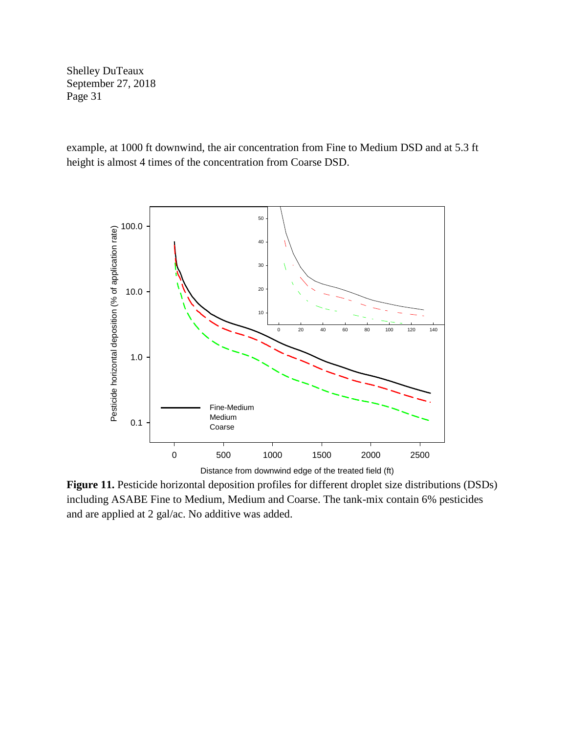example, at 1000 ft downwind, the air concentration from Fine to Medium DSD and at 5.3 ft height is almost 4 times of the concentration from Coarse DSD.

**Figure 11.** Pesticide horizontal deposition profiles for different droplet size distributions (DSDs) including ASABE Fine to Medium, Medium and Coarse. The tank-mix contain 6% pesticides and are applied at 2 gal/ac. No additive was added.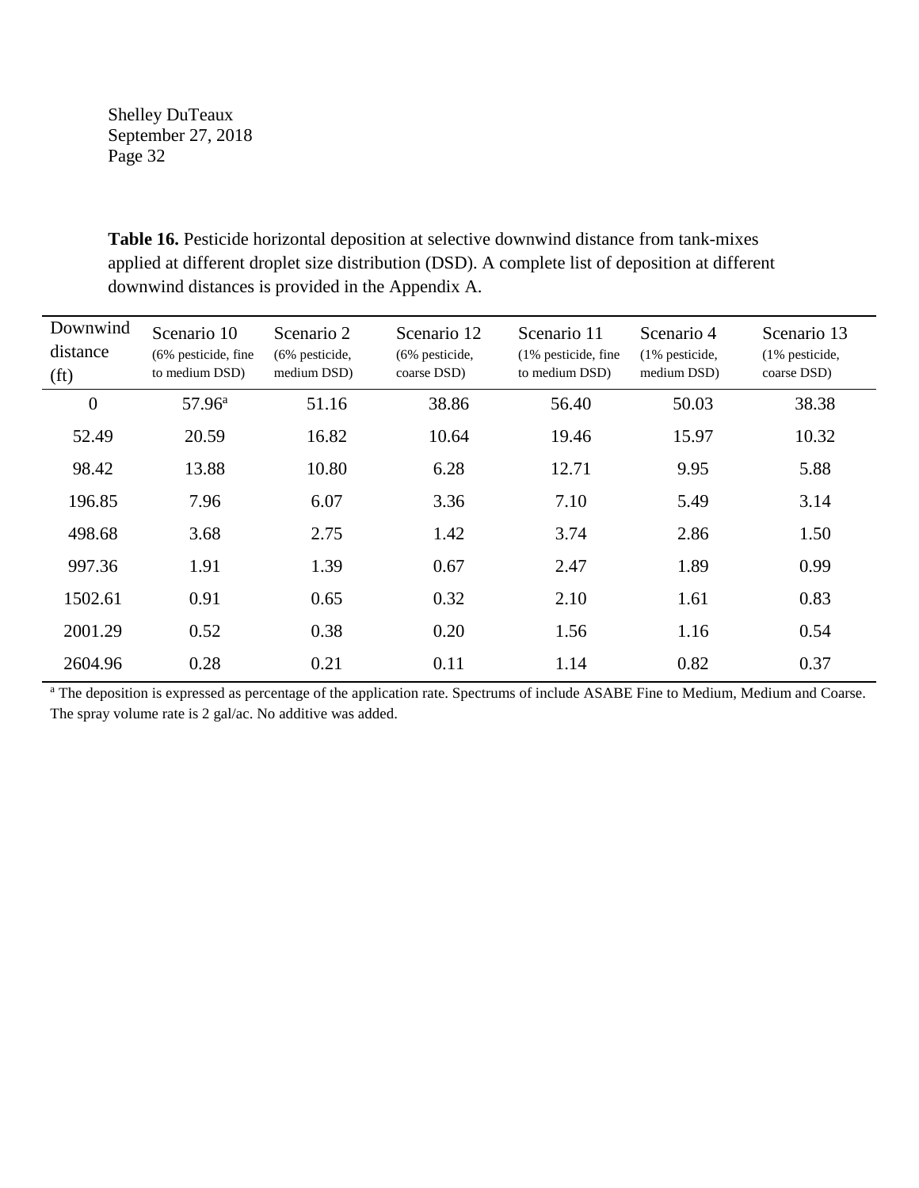**Table 16.** Pesticide horizontal deposition at selective downwind distance from tank-mixes applied at different droplet size distribution (DSD). A complete list of deposition at different downwind distances is provided in the Appendix A.

| Downwind distance (ft) | Scenario 10 (6% pesticide, fine to medium DSD) | Scenario 2 (6% pesticide, medium DSD) | Scenario 12 (6% pesticide, coarse DSD) | Scenario 11 (1% pesticide, fine to medium DSD) | Scenario 4 (1% pesticide, medium DSD) | Scenario 13 (1% pesticide, coarse DSD) |
|---|---|---|---|---|---|---|
| 0 | 57.96[a] | 51.16 | 38.86 | 56.40 | 50.03 | 38.38 |
| 52.49 | 20.59 | 16.82 | 10.64 | 19.46 | 15.97 | 10.32 |
| 98.42 | 13.88 | 10.80 | 6.28 | 12.71 | 9.95 | 5.88 |
| 196.85 | 7.96 | 6.07 | 3.36 | 7.10 | 5.49 | 3.14 |
| 498.68 | 3.68 | 2.75 | 1.42 | 3.74 | 2.86 | 1.50 |
| 997.36 | 1.91 | 1.39 | 0.67 | 2.47 | 1.89 | 0.99 |
| 1502.61 | 0.91 | 0.65 | 0.32 | 2.10 | 1.61 | 0.83 |
| 2001.29 | 0.52 | 0.38 | 0.20 | 1.56 | 1.16 | 0.54 |
| 2604.96 | 0.28 | 0.21 | 0.11 | 1.14 | 0.82 | 0.37 |

[a] The deposition is expressed as percentage of the application rate. Spectrums of include ASABE Fine to Medium, Medium and Coarse. The spray volume rate is 2 gal/ac. No additive was added.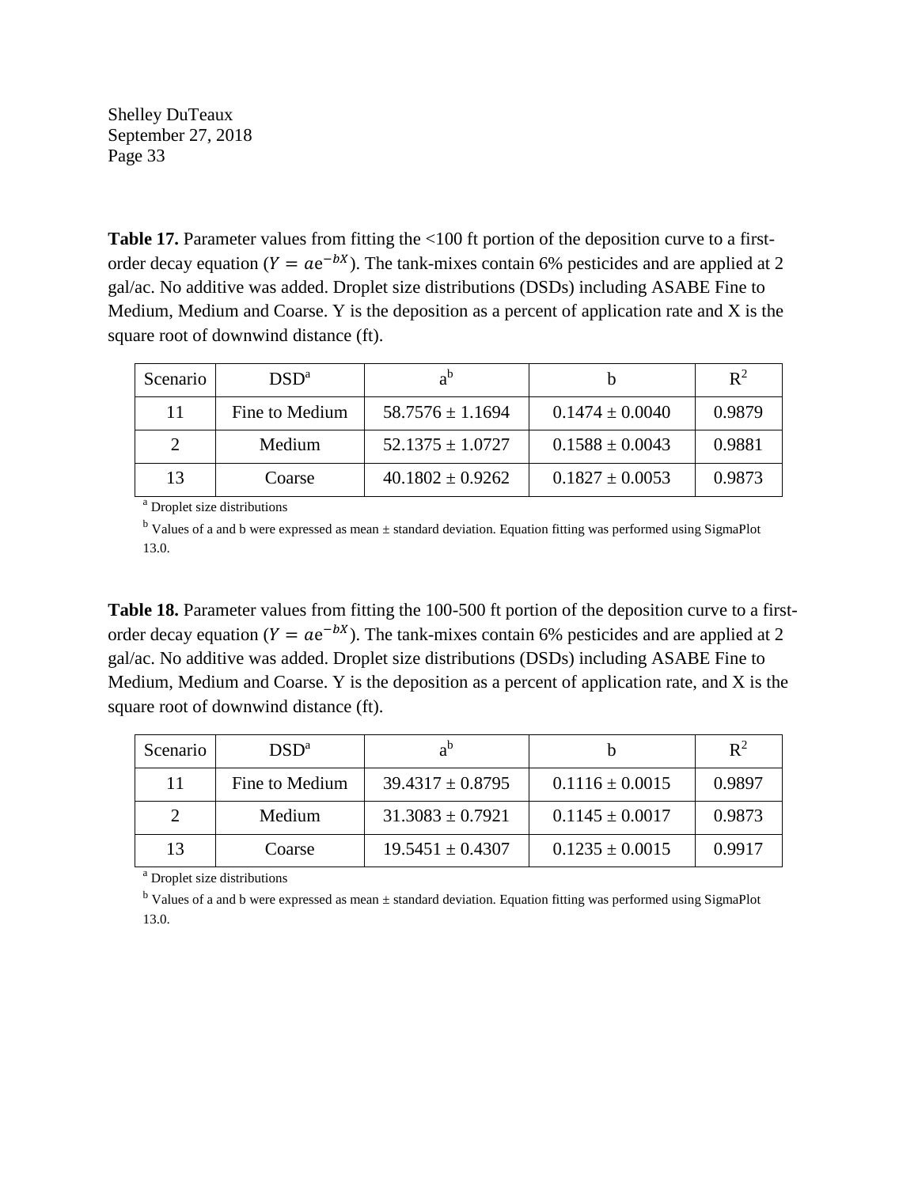**Table 17.** Parameter values from fitting the <100 ft portion of the deposition curve to a first-order decay equation ($Y = ae^{-bX}$). The tank-mixes contain 6% pesticides and are applied at 2 gal/ac. No additive was added. Droplet size distributions (DSDs) including ASABE Fine to Medium, Medium and Coarse. Y is the deposition as a percent of application rate and X is the square root of downwind distance (ft).

| Scenario | DSD[a] | a[b] | b | $R^2$ |
|---|---|---|---|---|
| 11 | Fine to Medium | 58.7576 ± 1.1694 | 0.1474 ± 0.0040 | 0.9879 |
| 2 | Medium | 52.1375 ± 1.0727 | 0.1588 ± 0.0043 | 0.9881 |
| 13 | Coarse | 40.1802 ± 0.9262 | 0.1827 ± 0.0053 | 0.9873 |

[a] Droplet size distributions

[b] Values of a and b were expressed as mean ± standard deviation. Equation fitting was performed using SigmaPlot 13.0.

**Table 18.** Parameter values from fitting the 100-500 ft portion of the deposition curve to a first-order decay equation ($Y = ae^{-bX}$). The tank-mixes contain 6% pesticides and are applied at 2 gal/ac. No additive was added. Droplet size distributions (DSDs) including ASABE Fine to Medium, Medium and Coarse. Y is the deposition as a percent of application rate, and X is the square root of downwind distance (ft).

| Scenario | DSD[a] | a[b] | b | $R^2$ |
|---|---|---|---|---|
| 11 | Fine to Medium | 39.4317 ± 0.8795 | 0.1116 ± 0.0015 | 0.9897 |
| 2 | Medium | 31.3083 ± 0.7921 | 0.1145 ± 0.0017 | 0.9873 |
| 13 | Coarse | 19.5451 ± 0.4307 | 0.1235 ± 0.0015 | 0.9917 |

[a] Droplet size distributions

[b] Values of a and b were expressed as mean ± standard deviation. Equation fitting was performed using SigmaPlot 13.0.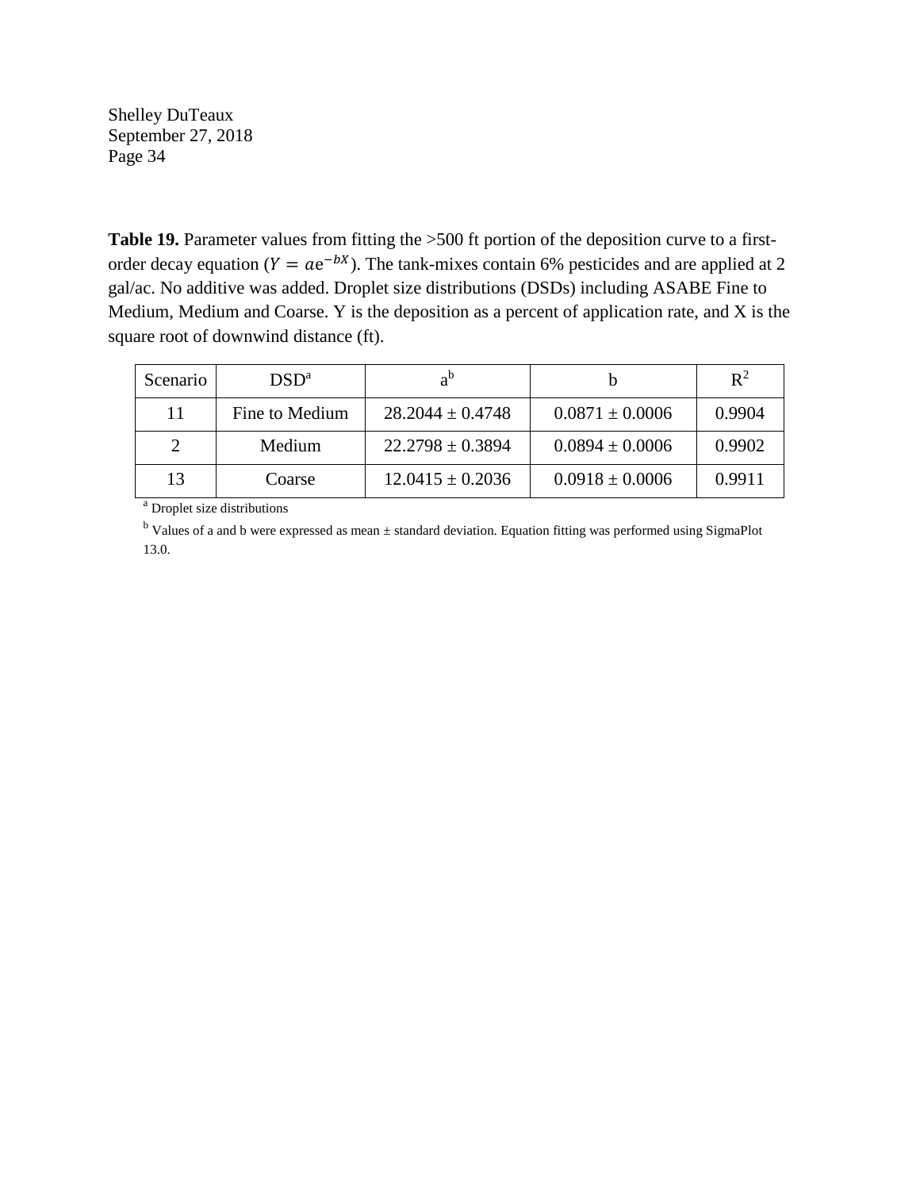**Table 19.** Parameter values from fitting the >500 ft portion of the deposition curve to a first-order decay equation ($Y = a\mathrm{e}^{-bX}$). The tank-mixes contain 6% pesticides and are applied at 2 gal/ac. No additive was added. Droplet size distributions (DSDs) including ASABE Fine to Medium, Medium and Coarse. Y is the deposition as a percent of application rate, and X is the square root of downwind distance (ft).

| Scenario | DSD[a] | a[b] | b | $R^2$ |
|---|---|---|---|---|
| 11 | Fine to Medium | 28.2044 ± 0.4748 | 0.0871 ± 0.0006 | 0.9904 |
| 2 | Medium | 22.2798 ± 0.3894 | 0.0894 ± 0.0006 | 0.9902 |
| 13 | Coarse | 12.0415 ± 0.2036 | 0.0918 ± 0.0006 | 0.9911 |

[a] Droplet size distributions

[b] Values of a and b were expressed as mean ± standard deviation. Equation fitting was performed using SigmaPlot 13.0.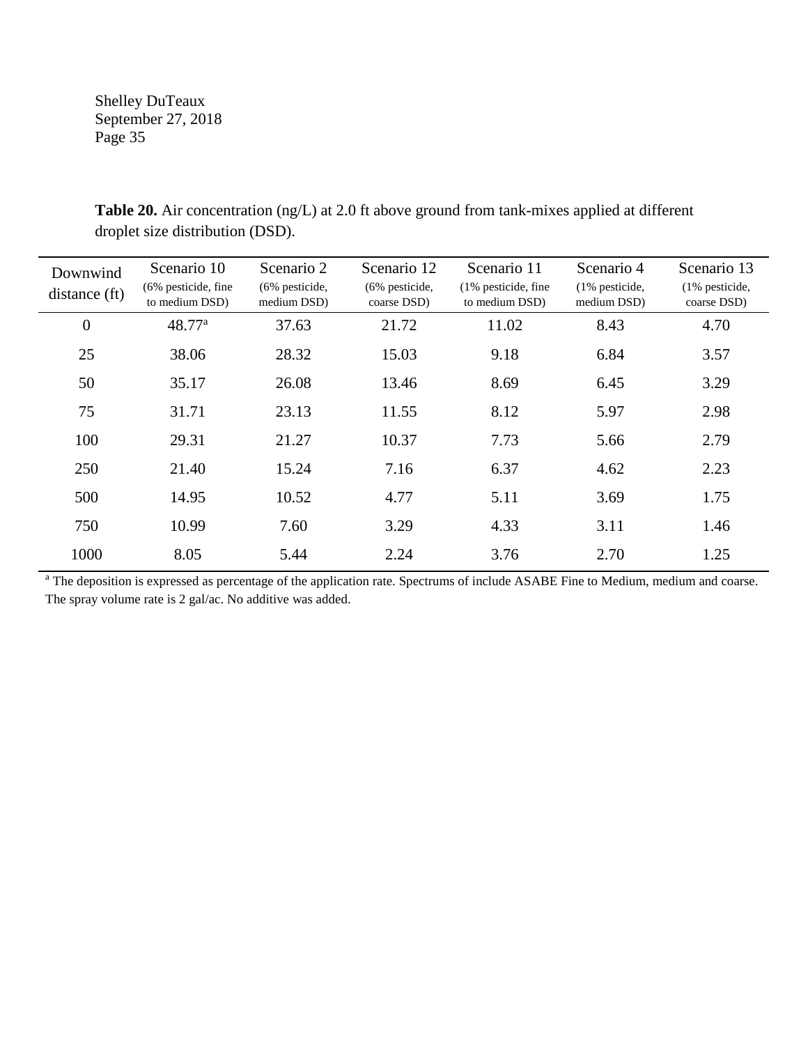**Table 20.** Air concentration (ng/L) at 2.0 ft above ground from tank-mixes applied at different droplet size distribution (DSD).

| Downwind distance (ft) | Scenario 10 (6% pesticide, fine to medium DSD) | Scenario 2 (6% pesticide, medium DSD) | Scenario 12 (6% pesticide, coarse DSD) | Scenario 11 (1% pesticide, fine to medium DSD) | Scenario 4 (1% pesticide, medium DSD) | Scenario 13 (1% pesticide, coarse DSD) |
|---|---|---|---|---|---|---|
| 0 | 48.77[a] | 37.63 | 21.72 | 11.02 | 8.43 | 4.70 |
| 25 | 38.06 | 28.32 | 15.03 | 9.18 | 6.84 | 3.57 |
| 50 | 35.17 | 26.08 | 13.46 | 8.69 | 6.45 | 3.29 |
| 75 | 31.71 | 23.13 | 11.55 | 8.12 | 5.97 | 2.98 |
| 100 | 29.31 | 21.27 | 10.37 | 7.73 | 5.66 | 2.79 |
| 250 | 21.40 | 15.24 | 7.16 | 6.37 | 4.62 | 2.23 |
| 500 | 14.95 | 10.52 | 4.77 | 5.11 | 3.69 | 1.75 |
| 750 | 10.99 | 7.60 | 3.29 | 4.33 | 3.11 | 1.46 |
| 1000 | 8.05 | 5.44 | 2.24 | 3.76 | 2.70 | 1.25 |

[a] The deposition is expressed as percentage of the application rate. Spectrums of include ASABE Fine to Medium, medium and coarse. The spray volume rate is 2 gal/ac. No additive was added.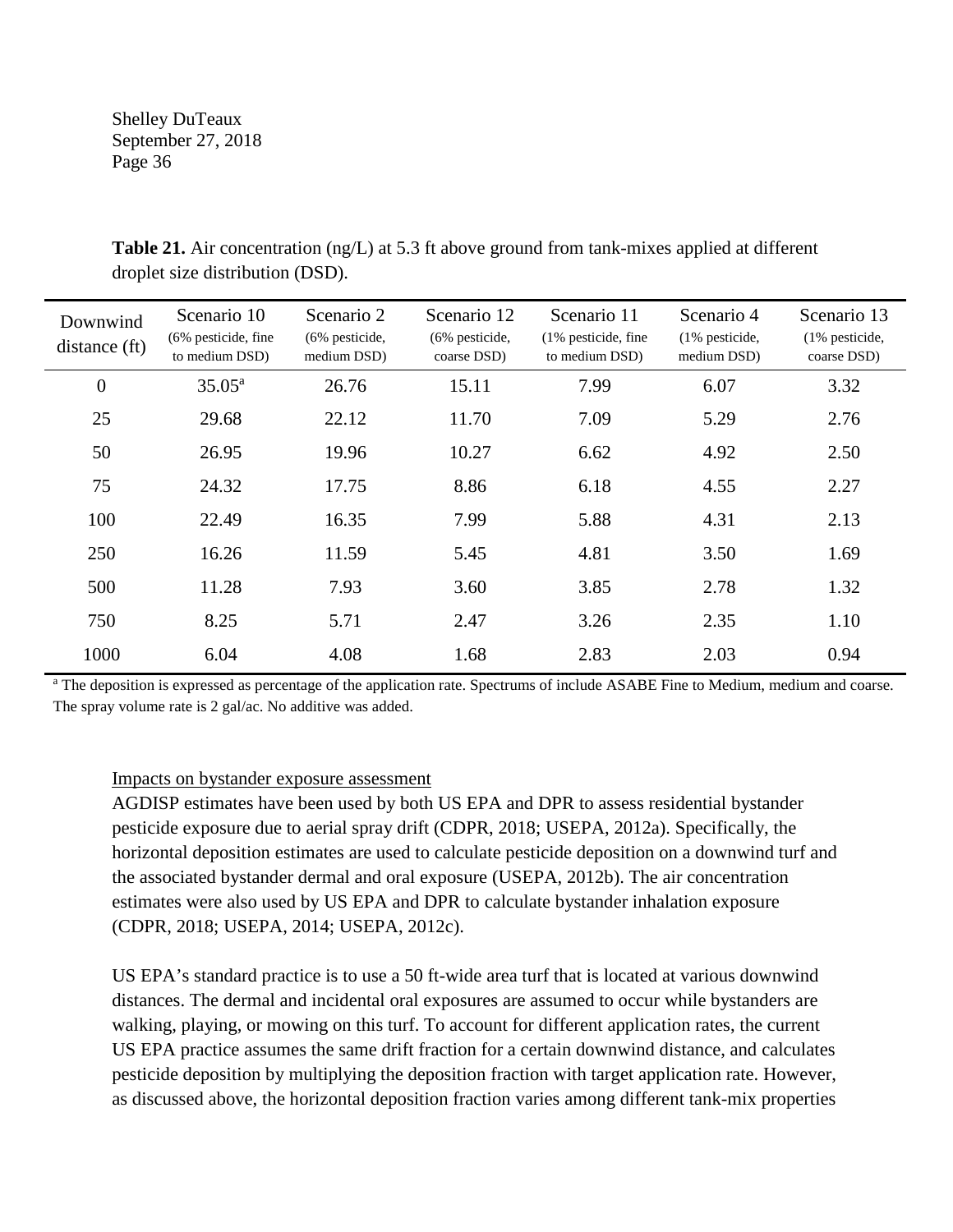**Table 21.** Air concentration (ng/L) at 5.3 ft above ground from tank-mixes applied at different droplet size distribution (DSD).

| Downwind distance (ft) | Scenario 10 (6% pesticide, fine to medium DSD) | Scenario 2 (6% pesticide, medium DSD) | Scenario 12 (6% pesticide, coarse DSD) | Scenario 11 (1% pesticide, fine to medium DSD) | Scenario 4 (1% pesticide, medium DSD) | Scenario 13 (1% pesticide, coarse DSD) |
|---|---|---|---|---|---|---|
| 0 | 35.05[a] | 26.76 | 15.11 | 7.99 | 6.07 | 3.32 |
| 25 | 29.68 | 22.12 | 11.70 | 7.09 | 5.29 | 2.76 |
| 50 | 26.95 | 19.96 | 10.27 | 6.62 | 4.92 | 2.50 |
| 75 | 24.32 | 17.75 | 8.86 | 6.18 | 4.55 | 2.27 |
| 100 | 22.49 | 16.35 | 7.99 | 5.88 | 4.31 | 2.13 |
| 250 | 16.26 | 11.59 | 5.45 | 4.81 | 3.50 | 1.69 |
| 500 | 11.28 | 7.93 | 3.60 | 3.85 | 2.78 | 1.32 |
| 750 | 8.25 | 5.71 | 2.47 | 3.26 | 2.35 | 1.10 |
| 1000 | 6.04 | 4.08 | 1.68 | 2.83 | 2.03 | 0.94 |

[a] The deposition is expressed as percentage of the application rate. Spectrums of include ASABE Fine to Medium, medium and coarse. The spray volume rate is 2 gal/ac. No additive was added.

Impacts on bystander exposure assessment

AGDISP estimates have been used by both US EPA and DPR to assess residential bystander pesticide exposure due to aerial spray drift (CDPR, 2018; USEPA, 2012a). Specifically, the horizontal deposition estimates are used to calculate pesticide deposition on a downwind turf and the associated bystander dermal and oral exposure (USEPA, 2012b). The air concentration estimates were also used by US EPA and DPR to calculate bystander inhalation exposure (CDPR, 2018; USEPA, 2014; USEPA, 2012c).

US EPA's standard practice is to use a 50 ft-wide area turf that is located at various downwind distances. The dermal and incidental oral exposures are assumed to occur while bystanders are walking, playing, or mowing on this turf. To account for different application rates, the current US EPA practice assumes the same drift fraction for a certain downwind distance, and calculates pesticide deposition by multiplying the deposition fraction with target application rate. However, as discussed above, the horizontal deposition fraction varies among different tank-mix properties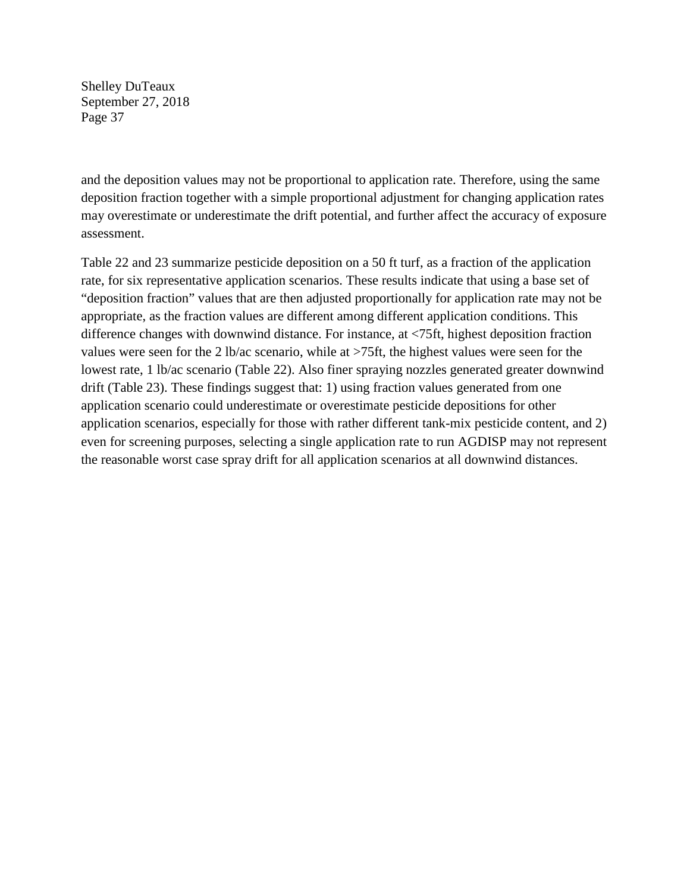and the deposition values may not be proportional to application rate. Therefore, using the same deposition fraction together with a simple proportional adjustment for changing application rates may overestimate or underestimate the drift potential, and further affect the accuracy of exposure assessment.

Table 22 and 23 summarize pesticide deposition on a 50 ft turf, as a fraction of the application rate, for six representative application scenarios. These results indicate that using a base set of "deposition fraction" values that are then adjusted proportionally for application rate may not be appropriate, as the fraction values are different among different application conditions. This difference changes with downwind distance. For instance, at <75ft, highest deposition fraction values were seen for the 2 lb/ac scenario, while at >75ft, the highest values were seen for the lowest rate, 1 lb/ac scenario (Table 22). Also finer spraying nozzles generated greater downwind drift (Table 23). These findings suggest that: 1) using fraction values generated from one application scenario could underestimate or overestimate pesticide depositions for other application scenarios, especially for those with rather different tank-mix pesticide content, and 2) even for screening purposes, selecting a single application rate to run AGDISP may not represent the reasonable worst case spray drift for all application scenarios at all downwind distances.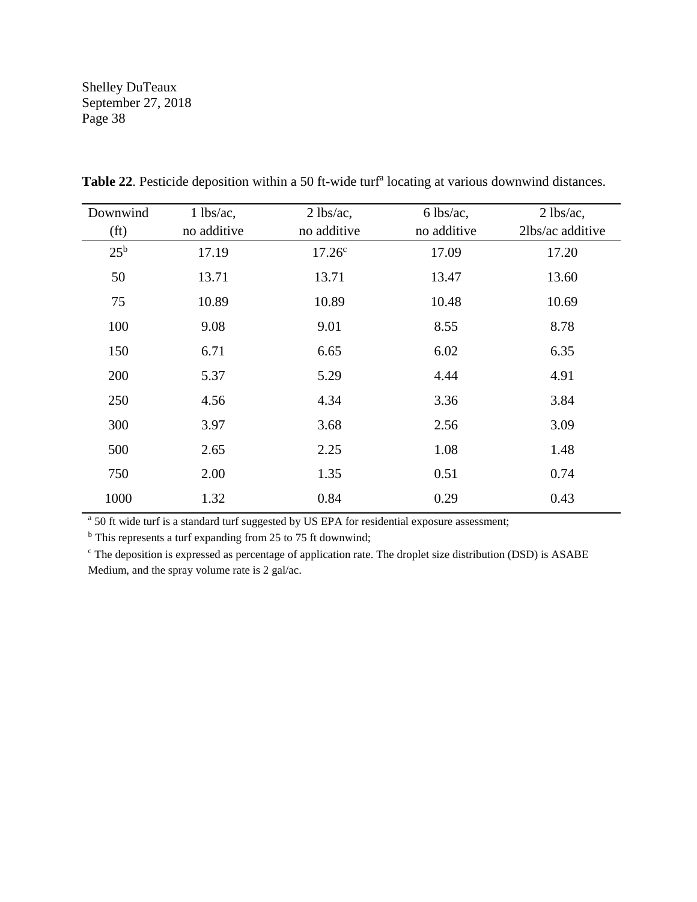**Table 22**. Pesticide deposition within a 50 ft-wide turf[a] locating at various downwind distances.

| Downwind (ft) | 1 lbs/ac, no additive | 2 lbs/ac, no additive | 6 lbs/ac, no additive | 2 lbs/ac, 2lbs/ac additive |
|---|---|---|---|---|
| 25[b] | 17.19 | 17.26[c] | 17.09 | 17.20 |
| 50 | 13.71 | 13.71 | 13.47 | 13.60 |
| 75 | 10.89 | 10.89 | 10.48 | 10.69 |
| 100 | 9.08 | 9.01 | 8.55 | 8.78 |
| 150 | 6.71 | 6.65 | 6.02 | 6.35 |
| 200 | 5.37 | 5.29 | 4.44 | 4.91 |
| 250 | 4.56 | 4.34 | 3.36 | 3.84 |
| 300 | 3.97 | 3.68 | 2.56 | 3.09 |
| 500 | 2.65 | 2.25 | 1.08 | 1.48 |
| 750 | 2.00 | 1.35 | 0.51 | 0.74 |
| 1000 | 1.32 | 0.84 | 0.29 | 0.43 |

[a] 50 ft wide turf is a standard turf suggested by US EPA for residential exposure assessment;

[b] This represents a turf expanding from 25 to 75 ft downwind;

[c] The deposition is expressed as percentage of application rate. The droplet size distribution (DSD) is ASABE Medium, and the spray volume rate is 2 gal/ac.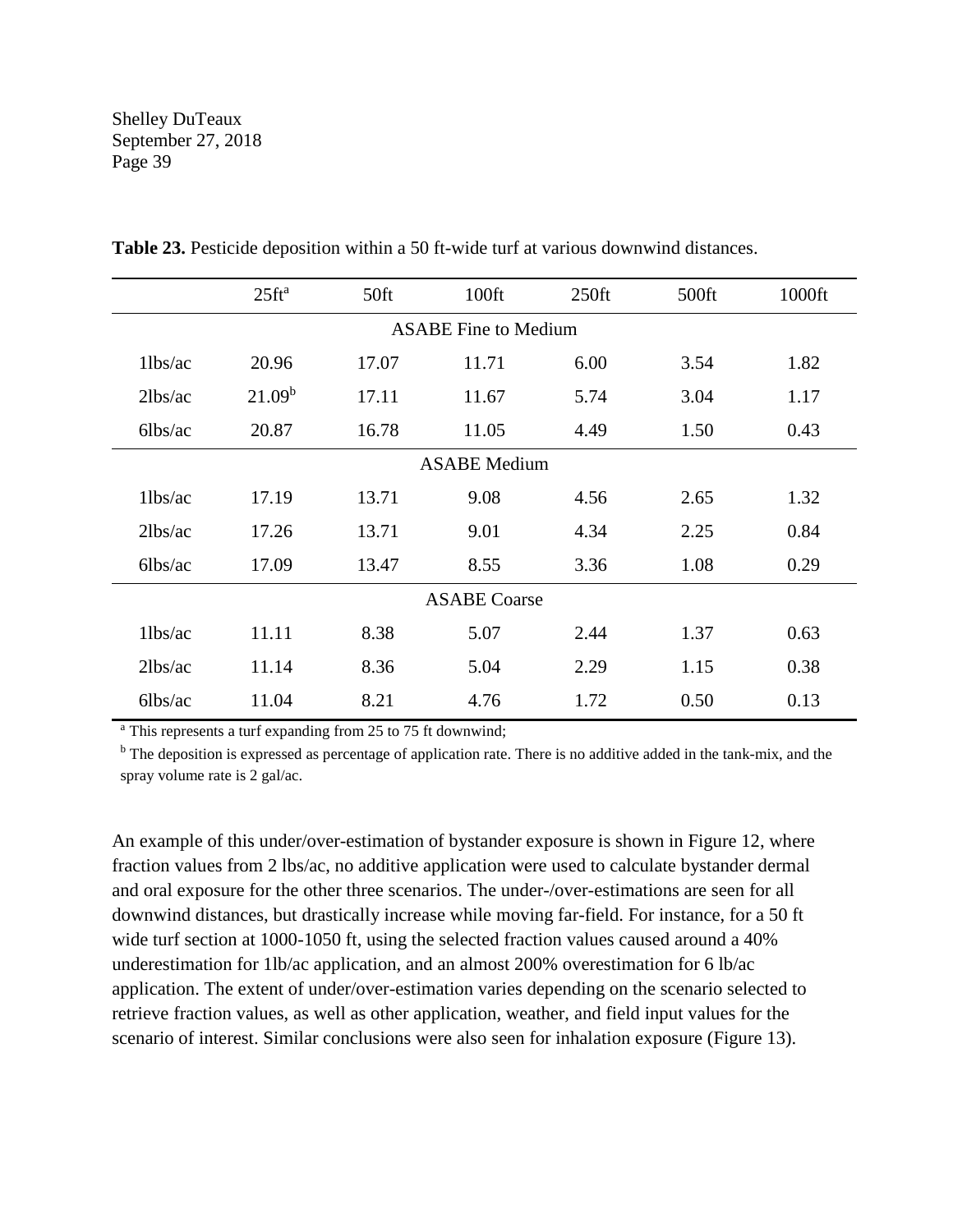**Table 23.** Pesticide deposition within a 50 ft-wide turf at various downwind distances.

| | 25ft[a] | 50ft | 100ft | 250ft | 500ft | 1000ft |
|---|---|---|---|---|---|---|
| | | | ASABE Fine to Medium | | | |
| 1lbs/ac | 20.96 | 17.07 | 11.71 | 6.00 | 3.54 | 1.82 |
| 2lbs/ac | 21.09[b] | 17.11 | 11.67 | 5.74 | 3.04 | 1.17 |
| 6lbs/ac | 20.87 | 16.78 | 11.05 | 4.49 | 1.50 | 0.43 |
| | | | ASABE Medium | | | |
| 1lbs/ac | 17.19 | 13.71 | 9.08 | 4.56 | 2.65 | 1.32 |
| 2lbs/ac | 17.26 | 13.71 | 9.01 | 4.34 | 2.25 | 0.84 |
| 6lbs/ac | 17.09 | 13.47 | 8.55 | 3.36 | 1.08 | 0.29 |
| | | | ASABE Coarse | | | |
| 1lbs/ac | 11.11 | 8.38 | 5.07 | 2.44 | 1.37 | 0.63 |
| 2lbs/ac | 11.14 | 8.36 | 5.04 | 2.29 | 1.15 | 0.38 |
| 6lbs/ac | 11.04 | 8.21 | 4.76 | 1.72 | 0.50 | 0.13 |

[a] This represents a turf expanding from 25 to 75 ft downwind;

[b] The deposition is expressed as percentage of application rate. There is no additive added in the tank-mix, and the spray volume rate is 2 gal/ac.

An example of this under/over-estimation of bystander exposure is shown in Figure 12, where fraction values from 2 lbs/ac, no additive application were used to calculate bystander dermal and oral exposure for the other three scenarios. The under-/over-estimations are seen for all downwind distances, but drastically increase while moving far-field. For instance, for a 50 ft wide turf section at 1000-1050 ft, using the selected fraction values caused around a 40% underestimation for 1lb/ac application, and an almost 200% overestimation for 6 lb/ac application. The extent of under/over-estimation varies depending on the scenario selected to retrieve fraction values, as well as other application, weather, and field input values for the scenario of interest. Similar conclusions were also seen for inhalation exposure (Figure 13).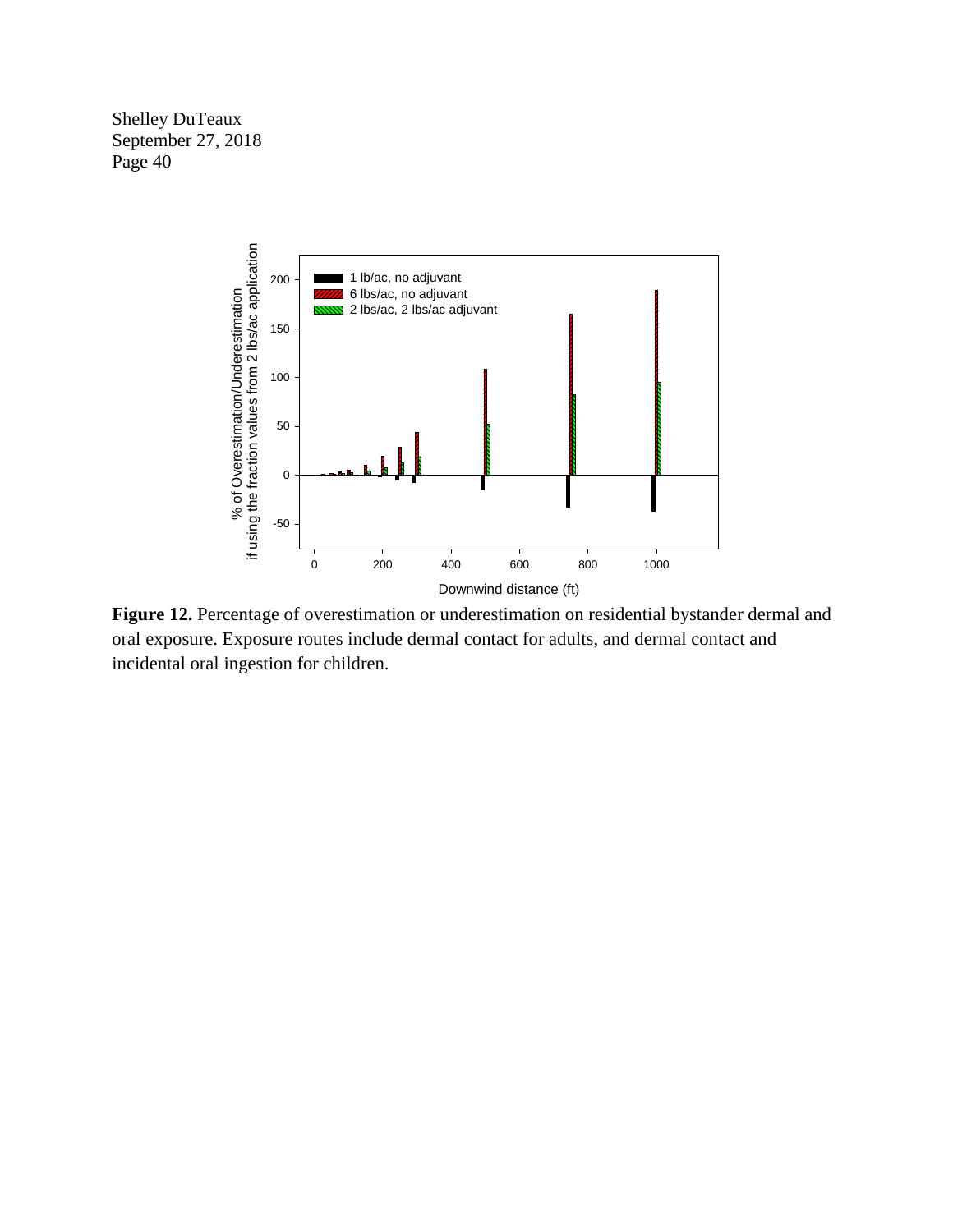**Figure 12.** Percentage of overestimation or underestimation on residential bystander dermal and oral exposure. Exposure routes include dermal contact for adults, and dermal contact and incidental oral ingestion for children.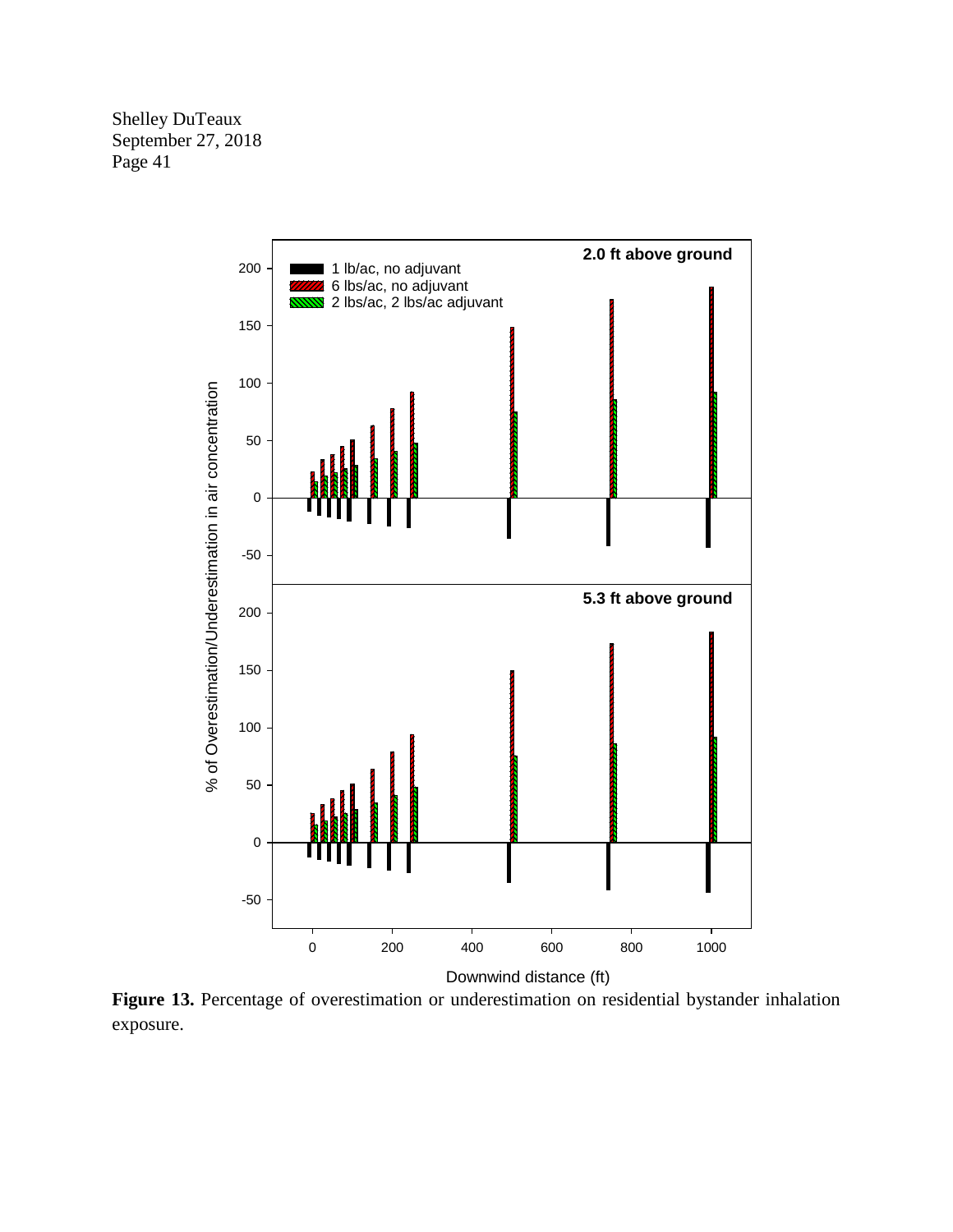**Figure 13.** Percentage of overestimation or underestimation on residential bystander inhalation exposure.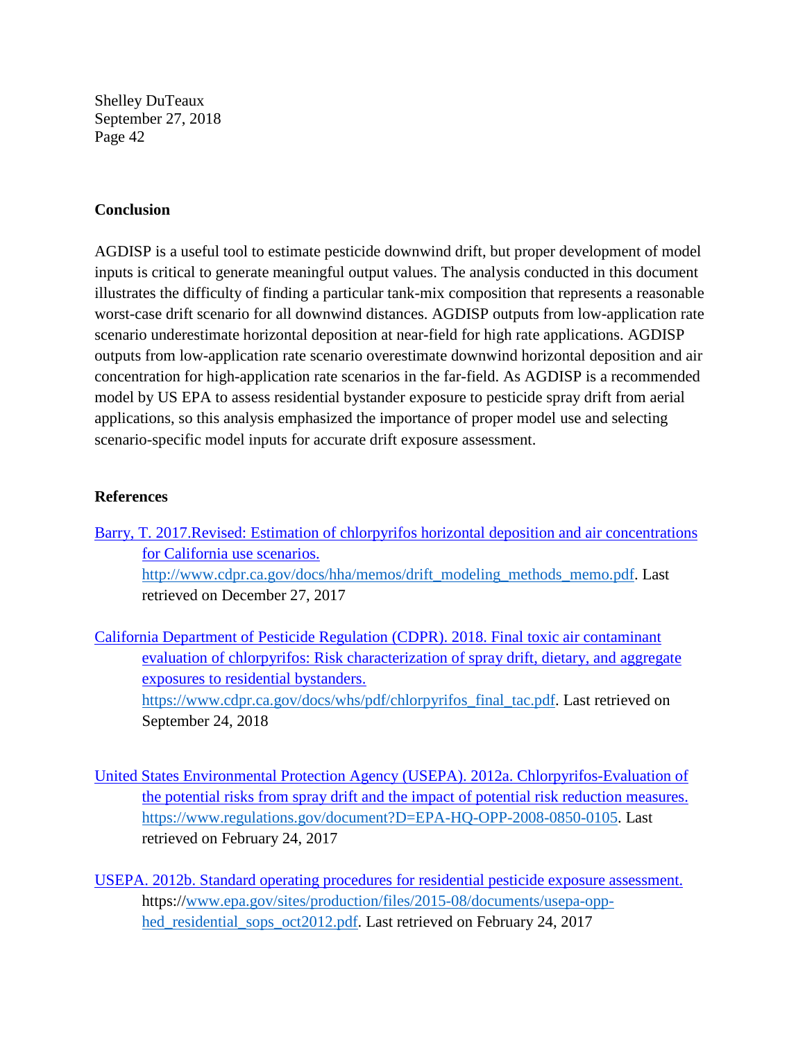## Conclusion

AGDISP is a useful tool to estimate pesticide downwind drift, but proper development of model inputs is critical to generate meaningful output values. The analysis conducted in this document illustrates the difficulty of finding a particular tank-mix composition that represents a reasonable worst-case drift scenario for all downwind distances. AGDISP outputs from low-application rate scenario underestimate horizontal deposition at near-field for high rate applications. AGDISP outputs from low-application rate scenario overestimate downwind horizontal deposition and air concentration for high-application rate scenarios in the far-field. As AGDISP is a recommended model by US EPA to assess residential bystander exposure to pesticide spray drift from aerial applications, so this analysis emphasized the importance of proper model use and selecting scenario-specific model inputs for accurate drift exposure assessment.

## References

Barry, T. 2017.Revised: Estimation of chlorpyrifos horizontal deposition and air concentrations for California use scenarios. http://www.cdpr.ca.gov/docs/hha/memos/drift_modeling_methods_memo.pdf. Last retrieved on December 27, 2017

California Department of Pesticide Regulation (CDPR). 2018. Final toxic air contaminant evaluation of chlorpyrifos: Risk characterization of spray drift, dietary, and aggregate exposures to residential bystanders. https://www.cdpr.ca.gov/docs/whs/pdf/chlorpyrifos_final_tac.pdf. Last retrieved on September 24, 2018

United States Environmental Protection Agency (USEPA). 2012a. Chlorpyrifos-Evaluation of the potential risks from spray drift and the impact of potential risk reduction measures. https://www.regulations.gov/document?D=EPA-HQ-OPP-2008-0850-0105. Last retrieved on February 24, 2017

USEPA. 2012b. Standard operating procedures for residential pesticide exposure assessment. https://www.epa.gov/sites/production/files/2015-08/documents/usepa-opp-hed_residential_sops_oct2012.pdf. Last retrieved on February 24, 2017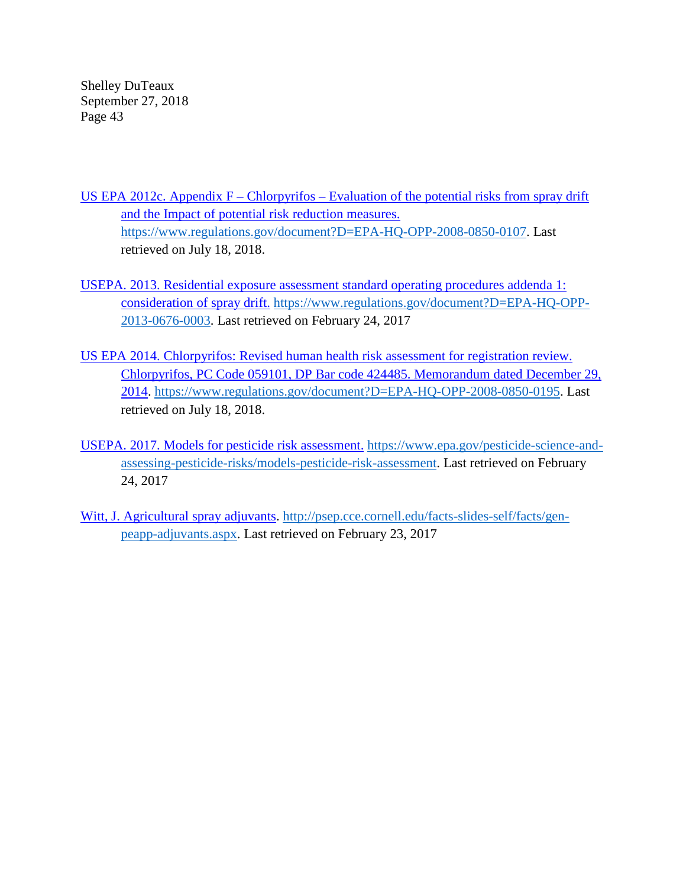US EPA 2012c. Appendix F – Chlorpyrifos – Evaluation of the potential risks from spray drift and the Impact of potential risk reduction measures. https://www.regulations.gov/document?D=EPA-HQ-OPP-2008-0850-0107. Last retrieved on July 18, 2018.

USEPA. 2013. Residential exposure assessment standard operating procedures addenda 1: consideration of spray drift. https://www.regulations.gov/document?D=EPA-HQ-OPP-2013-0676-0003. Last retrieved on February 24, 2017

US EPA 2014. Chlorpyrifos: Revised human health risk assessment for registration review. Chlorpyrifos, PC Code 059101, DP Bar code 424485. Memorandum dated December 29, 2014. https://www.regulations.gov/document?D=EPA-HQ-OPP-2008-0850-0195. Last retrieved on July 18, 2018.

USEPA. 2017. Models for pesticide risk assessment. https://www.epa.gov/pesticide-science-and-assessing-pesticide-risks/models-pesticide-risk-assessment. Last retrieved on February 24, 2017

Witt, J. Agricultural spray adjuvants. http://psep.cce.cornell.edu/facts-slides-self/facts/gen-peapp-adjuvants.aspx. Last retrieved on February 23, 2017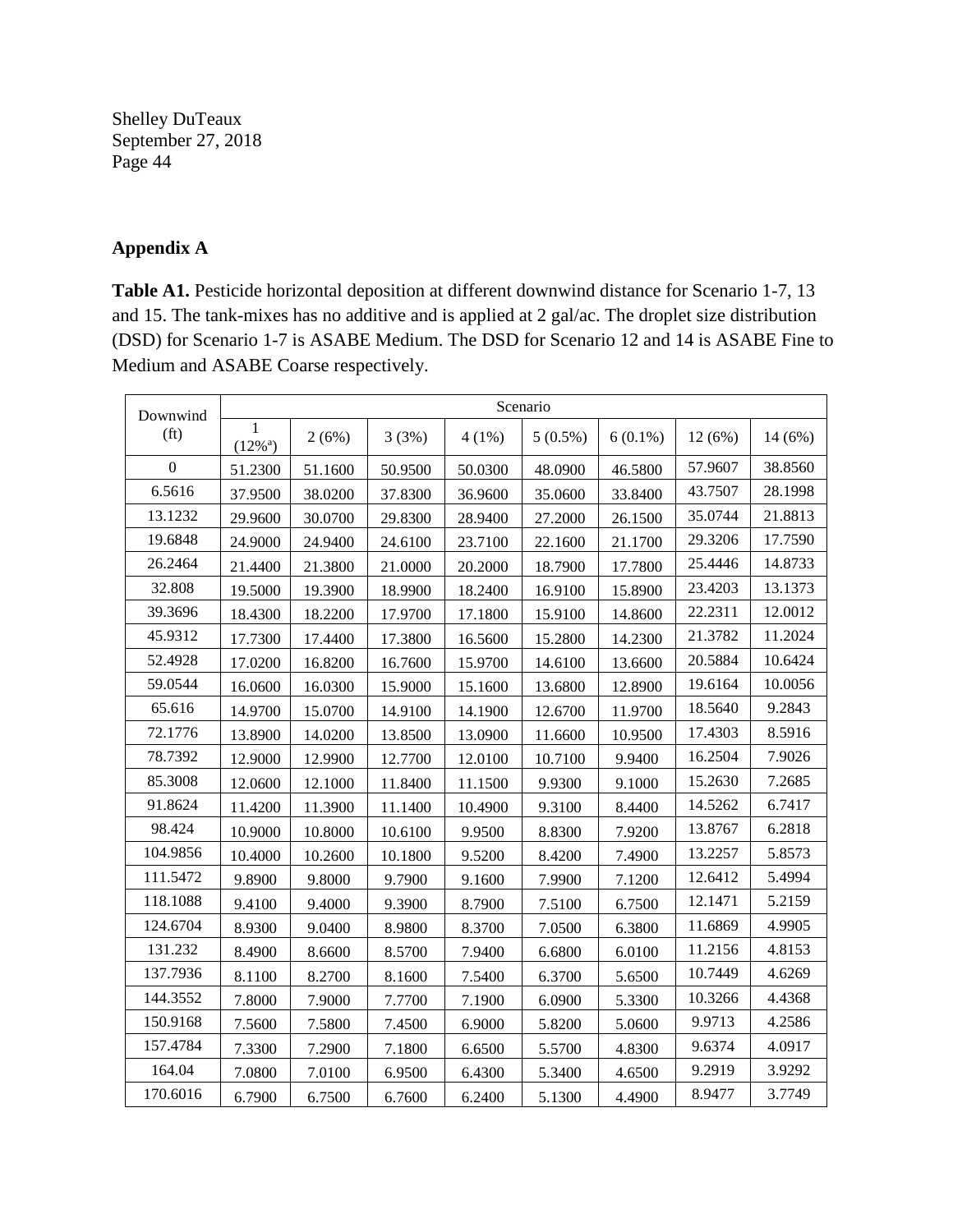## Appendix A

**Table A1.** Pesticide horizontal deposition at different downwind distance for Scenario 1-7, 13 and 15. The tank-mixes has no additive and is applied at 2 gal/ac. The droplet size distribution (DSD) for Scenario 1-7 is ASABE Medium. The DSD for Scenario 12 and 14 is ASABE Fine to Medium and ASABE Coarse respectively.

| Downwind (ft) | Scenario | | | | | | | |
|---|---|---|---|---|---|---|---|---|
| | 1 (12%[a]) | 2 (6%) | 3 (3%) | 4 (1%) | 5 (0.5%) | 6 (0.1%) | 12 (6%) | 14 (6%) |
| 0 | 51.2300 | 51.1600 | 50.9500 | 50.0300 | 48.0900 | 46.5800 | 57.9607 | 38.8560 |
| 6.5616 | 37.9500 | 38.0200 | 37.8300 | 36.9600 | 35.0600 | 33.8400 | 43.7507 | 28.1998 |
| 13.1232 | 29.9600 | 30.0700 | 29.8300 | 28.9400 | 27.2000 | 26.1500 | 35.0744 | 21.8813 |
| 19.6848 | 24.9000 | 24.9400 | 24.6100 | 23.7100 | 22.1600 | 21.1700 | 29.3206 | 17.7590 |
| 26.2464 | 21.4400 | 21.3800 | 21.0000 | 20.2000 | 18.7900 | 17.7800 | 25.4446 | 14.8733 |
| 32.808 | 19.5000 | 19.3900 | 18.9900 | 18.2400 | 16.9100 | 15.8900 | 23.4203 | 13.1373 |
| 39.3696 | 18.4300 | 18.2200 | 17.9700 | 17.1800 | 15.9100 | 14.8600 | 22.2311 | 12.0012 |
| 45.9312 | 17.7300 | 17.4400 | 17.3800 | 16.5600 | 15.2800 | 14.2300 | 21.3782 | 11.2024 |
| 52.4928 | 17.0200 | 16.8200 | 16.7600 | 15.9700 | 14.6100 | 13.6600 | 20.5884 | 10.6424 |
| 59.0544 | 16.0600 | 16.0300 | 15.9000 | 15.1600 | 13.6800 | 12.8900 | 19.6164 | 10.0056 |
| 65.616 | 14.9700 | 15.0700 | 14.9100 | 14.1900 | 12.6700 | 11.9700 | 18.5640 | 9.2843 |
| 72.1776 | 13.8900 | 14.0200 | 13.8500 | 13.0900 | 11.6600 | 10.9500 | 17.4303 | 8.5916 |
| 78.7392 | 12.9000 | 12.9900 | 12.7700 | 12.0100 | 10.7100 | 9.9400 | 16.2504 | 7.9026 |
| 85.3008 | 12.0600 | 12.1000 | 11.8400 | 11.1500 | 9.9300 | 9.1000 | 15.2630 | 7.2685 |
| 91.8624 | 11.4200 | 11.3900 | 11.1400 | 10.4900 | 9.3100 | 8.4400 | 14.5262 | 6.7417 |
| 98.424 | 10.9000 | 10.8000 | 10.6100 | 9.9500 | 8.8300 | 7.9200 | 13.8767 | 6.2818 |
| 104.9856 | 10.4000 | 10.2600 | 10.1800 | 9.5200 | 8.4200 | 7.4900 | 13.2257 | 5.8573 |
| 111.5472 | 9.8900 | 9.8000 | 9.7900 | 9.1600 | 7.9900 | 7.1200 | 12.6412 | 5.4994 |
| 118.1088 | 9.4100 | 9.4000 | 9.3900 | 8.7900 | 7.5100 | 6.7500 | 12.1471 | 5.2159 |
| 124.6704 | 8.9300 | 9.0400 | 8.9800 | 8.3700 | 7.0500 | 6.3800 | 11.6869 | 4.9905 |
| 131.232 | 8.4900 | 8.6600 | 8.5700 | 7.9400 | 6.6800 | 6.0100 | 11.2156 | 4.8153 |
| 137.7936 | 8.1100 | 8.2700 | 8.1600 | 7.5400 | 6.3700 | 5.6500 | 10.7449 | 4.6269 |
| 144.3552 | 7.8000 | 7.9000 | 7.7700 | 7.1900 | 6.0900 | 5.3300 | 10.3266 | 4.4368 |
| 150.9168 | 7.5600 | 7.5800 | 7.4500 | 6.9000 | 5.8200 | 5.0600 | 9.9713 | 4.2586 |
| 157.4784 | 7.3300 | 7.2900 | 7.1800 | 6.6500 | 5.5700 | 4.8300 | 9.6374 | 4.0917 |
| 164.04 | 7.0800 | 7.0100 | 6.9500 | 6.4300 | 5.3400 | 4.6500 | 9.2919 | 3.9292 |
| 170.6016 | 6.7900 | 6.7500 | 6.7600 | 6.2400 | 5.1300 | 4.4900 | 8.9477 | 3.7749 |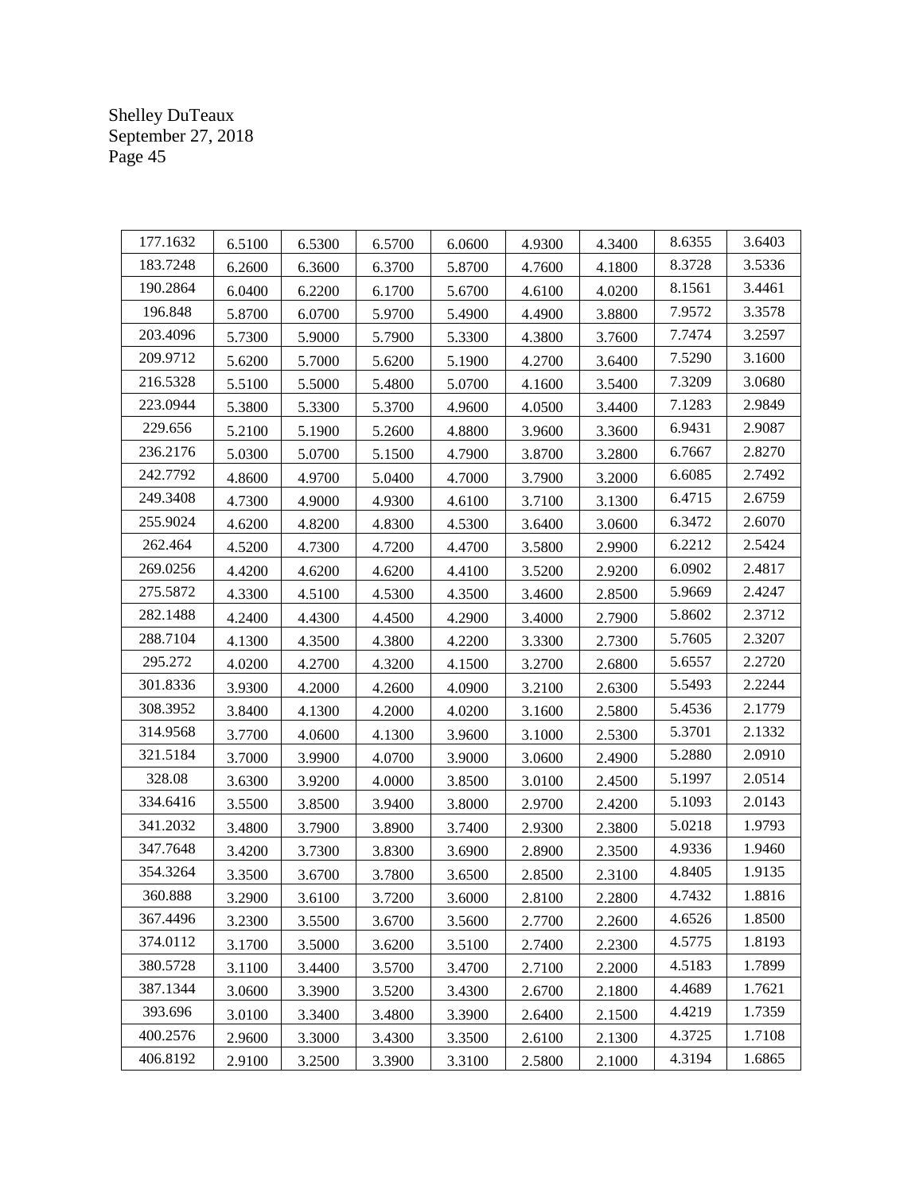| 177.1632 | 6.5100 | 6.5300 | 6.5700 | 6.0600 | 4.9300 | 4.3400 | 8.6355 | 3.6403 |
|---|---|---|---|---|---|---|---|---|
| 183.7248 | 6.2600 | 6.3600 | 6.3700 | 5.8700 | 4.7600 | 4.1800 | 8.3728 | 3.5336 |
| 190.2864 | 6.0400 | 6.2200 | 6.1700 | 5.6700 | 4.6100 | 4.0200 | 8.1561 | 3.4461 |
| 196.848 | 5.8700 | 6.0700 | 5.9700 | 5.4900 | 4.4900 | 3.8800 | 7.9572 | 3.3578 |
| 203.4096 | 5.7300 | 5.9000 | 5.7900 | 5.3300 | 4.3800 | 3.7600 | 7.7474 | 3.2597 |
| 209.9712 | 5.6200 | 5.7000 | 5.6200 | 5.1900 | 4.2700 | 3.6400 | 7.5290 | 3.1600 |
| 216.5328 | 5.5100 | 5.5000 | 5.4800 | 5.0700 | 4.1600 | 3.5400 | 7.3209 | 3.0680 |
| 223.0944 | 5.3800 | 5.3300 | 5.3700 | 4.9600 | 4.0500 | 3.4400 | 7.1283 | 2.9849 |
| 229.656 | 5.2100 | 5.1900 | 5.2600 | 4.8800 | 3.9600 | 3.3600 | 6.9431 | 2.9087 |
| 236.2176 | 5.0300 | 5.0700 | 5.1500 | 4.7900 | 3.8700 | 3.2800 | 6.7667 | 2.8270 |
| 242.7792 | 4.8600 | 4.9700 | 5.0400 | 4.7000 | 3.7900 | 3.2000 | 6.6085 | 2.7492 |
| 249.3408 | 4.7300 | 4.9000 | 4.9300 | 4.6100 | 3.7100 | 3.1300 | 6.4715 | 2.6759 |
| 255.9024 | 4.6200 | 4.8200 | 4.8300 | 4.5300 | 3.6400 | 3.0600 | 6.3472 | 2.6070 |
| 262.464 | 4.5200 | 4.7300 | 4.7200 | 4.4700 | 3.5800 | 2.9900 | 6.2212 | 2.5424 |
| 269.0256 | 4.4200 | 4.6200 | 4.6200 | 4.4100 | 3.5200 | 2.9200 | 6.0902 | 2.4817 |
| 275.5872 | 4.3300 | 4.5100 | 4.5300 | 4.3500 | 3.4600 | 2.8500 | 5.9669 | 2.4247 |
| 282.1488 | 4.2400 | 4.4300 | 4.4500 | 4.2900 | 3.4000 | 2.7900 | 5.8602 | 2.3712 |
| 288.7104 | 4.1300 | 4.3500 | 4.3800 | 4.2200 | 3.3300 | 2.7300 | 5.7605 | 2.3207 |
| 295.272 | 4.0200 | 4.2700 | 4.3200 | 4.1500 | 3.2700 | 2.6800 | 5.6557 | 2.2720 |
| 301.8336 | 3.9300 | 4.2000 | 4.2600 | 4.0900 | 3.2100 | 2.6300 | 5.5493 | 2.2244 |
| 308.3952 | 3.8400 | 4.1300 | 4.2000 | 4.0200 | 3.1600 | 2.5800 | 5.4536 | 2.1779 |
| 314.9568 | 3.7700 | 4.0600 | 4.1300 | 3.9600 | 3.1000 | 2.5300 | 5.3701 | 2.1332 |
| 321.5184 | 3.7000 | 3.9900 | 4.0700 | 3.9000 | 3.0600 | 2.4900 | 5.2880 | 2.0910 |
| 328.08 | 3.6300 | 3.9200 | 4.0000 | 3.8500 | 3.0100 | 2.4500 | 5.1997 | 2.0514 |
| 334.6416 | 3.5500 | 3.8500 | 3.9400 | 3.8000 | 2.9700 | 2.4200 | 5.1093 | 2.0143 |
| 341.2032 | 3.4800 | 3.7900 | 3.8900 | 3.7400 | 2.9300 | 2.3800 | 5.0218 | 1.9793 |
| 347.7648 | 3.4200 | 3.7300 | 3.8300 | 3.6900 | 2.8900 | 2.3500 | 4.9336 | 1.9460 |
| 354.3264 | 3.3500 | 3.6700 | 3.7800 | 3.6500 | 2.8500 | 2.3100 | 4.8405 | 1.9135 |
| 360.888 | 3.2900 | 3.6100 | 3.7200 | 3.6000 | 2.8100 | 2.2800 | 4.7432 | 1.8816 |
| 367.4496 | 3.2300 | 3.5500 | 3.6700 | 3.5600 | 2.7700 | 2.2600 | 4.6526 | 1.8500 |
| 374.0112 | 3.1700 | 3.5000 | 3.6200 | 3.5100 | 2.7400 | 2.2300 | 4.5775 | 1.8193 |
| 380.5728 | 3.1100 | 3.4400 | 3.5700 | 3.4700 | 2.7100 | 2.2000 | 4.5183 | 1.7899 |
| 387.1344 | 3.0600 | 3.3900 | 3.5200 | 3.4300 | 2.6700 | 2.1800 | 4.4689 | 1.7621 |
| 393.696 | 3.0100 | 3.3400 | 3.4800 | 3.3900 | 2.6400 | 2.1500 | 4.4219 | 1.7359 |
| 400.2576 | 2.9600 | 3.3000 | 3.4300 | 3.3500 | 2.6100 | 2.1300 | 4.3725 | 1.7108 |
| 406.8192 | 2.9100 | 3.2500 | 3.3900 | 3.3100 | 2.5800 | 2.1000 | 4.3194 | 1.6865 |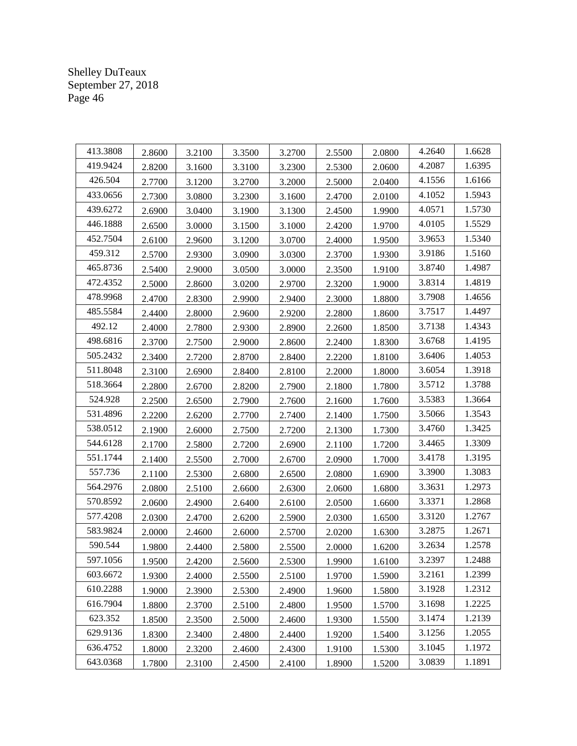| | | | | | | | | |
|---|---|---|---|---|---|---|---|---|
| 413.3808 | 2.8600 | 3.2100 | 3.3500 | 3.2700 | 2.5500 | 2.0800 | 4.2640 | 1.6628 |
| 419.9424 | 2.8200 | 3.1600 | 3.3100 | 3.2300 | 2.5300 | 2.0600 | 4.2087 | 1.6395 |
| 426.504 | 2.7700 | 3.1200 | 3.2700 | 3.2000 | 2.5000 | 2.0400 | 4.1556 | 1.6166 |
| 433.0656 | 2.7300 | 3.0800 | 3.2300 | 3.1600 | 2.4700 | 2.0100 | 4.1052 | 1.5943 |
| 439.6272 | 2.6900 | 3.0400 | 3.1900 | 3.1300 | 2.4500 | 1.9900 | 4.0571 | 1.5730 |
| 446.1888 | 2.6500 | 3.0000 | 3.1500 | 3.1000 | 2.4200 | 1.9700 | 4.0105 | 1.5529 |
| 452.7504 | 2.6100 | 2.9600 | 3.1200 | 3.0700 | 2.4000 | 1.9500 | 3.9653 | 1.5340 |
| 459.312 | 2.5700 | 2.9300 | 3.0900 | 3.0300 | 2.3700 | 1.9300 | 3.9186 | 1.5160 |
| 465.8736 | 2.5400 | 2.9000 | 3.0500 | 3.0000 | 2.3500 | 1.9100 | 3.8740 | 1.4987 |
| 472.4352 | 2.5000 | 2.8600 | 3.0200 | 2.9700 | 2.3200 | 1.9000 | 3.8314 | 1.4819 |
| 478.9968 | 2.4700 | 2.8300 | 2.9900 | 2.9400 | 2.3000 | 1.8800 | 3.7908 | 1.4656 |
| 485.5584 | 2.4400 | 2.8000 | 2.9600 | 2.9200 | 2.2800 | 1.8600 | 3.7517 | 1.4497 |
| 492.12 | 2.4000 | 2.7800 | 2.9300 | 2.8900 | 2.2600 | 1.8500 | 3.7138 | 1.4343 |
| 498.6816 | 2.3700 | 2.7500 | 2.9000 | 2.8600 | 2.2400 | 1.8300 | 3.6768 | 1.4195 |
| 505.2432 | 2.3400 | 2.7200 | 2.8700 | 2.8400 | 2.2200 | 1.8100 | 3.6406 | 1.4053 |
| 511.8048 | 2.3100 | 2.6900 | 2.8400 | 2.8100 | 2.2000 | 1.8000 | 3.6054 | 1.3918 |
| 518.3664 | 2.2800 | 2.6700 | 2.8200 | 2.7900 | 2.1800 | 1.7800 | 3.5712 | 1.3788 |
| 524.928 | 2.2500 | 2.6500 | 2.7900 | 2.7600 | 2.1600 | 1.7600 | 3.5383 | 1.3664 |
| 531.4896 | 2.2200 | 2.6200 | 2.7700 | 2.7400 | 2.1400 | 1.7500 | 3.5066 | 1.3543 |
| 538.0512 | 2.1900 | 2.6000 | 2.7500 | 2.7200 | 2.1300 | 1.7300 | 3.4760 | 1.3425 |
| 544.6128 | 2.1700 | 2.5800 | 2.7200 | 2.6900 | 2.1100 | 1.7200 | 3.4465 | 1.3309 |
| 551.1744 | 2.1400 | 2.5500 | 2.7000 | 2.6700 | 2.0900 | 1.7000 | 3.4178 | 1.3195 |
| 557.736 | 2.1100 | 2.5300 | 2.6800 | 2.6500 | 2.0800 | 1.6900 | 3.3900 | 1.3083 |
| 564.2976 | 2.0800 | 2.5100 | 2.6600 | 2.6300 | 2.0600 | 1.6800 | 3.3631 | 1.2973 |
| 570.8592 | 2.0600 | 2.4900 | 2.6400 | 2.6100 | 2.0500 | 1.6600 | 3.3371 | 1.2868 |
| 577.4208 | 2.0300 | 2.4700 | 2.6200 | 2.5900 | 2.0300 | 1.6500 | 3.3120 | 1.2767 |
| 583.9824 | 2.0000 | 2.4600 | 2.6000 | 2.5700 | 2.0200 | 1.6300 | 3.2875 | 1.2671 |
| 590.544 | 1.9800 | 2.4400 | 2.5800 | 2.5500 | 2.0000 | 1.6200 | 3.2634 | 1.2578 |
| 597.1056 | 1.9500 | 2.4200 | 2.5600 | 2.5300 | 1.9900 | 1.6100 | 3.2397 | 1.2488 |
| 603.6672 | 1.9300 | 2.4000 | 2.5500 | 2.5100 | 1.9700 | 1.5900 | 3.2161 | 1.2399 |
| 610.2288 | 1.9000 | 2.3900 | 2.5300 | 2.4900 | 1.9600 | 1.5800 | 3.1928 | 1.2312 |
| 616.7904 | 1.8800 | 2.3700 | 2.5100 | 2.4800 | 1.9500 | 1.5700 | 3.1698 | 1.2225 |
| 623.352 | 1.8500 | 2.3500 | 2.5000 | 2.4600 | 1.9300 | 1.5500 | 3.1474 | 1.2139 |
| 629.9136 | 1.8300 | 2.3400 | 2.4800 | 2.4400 | 1.9200 | 1.5400 | 3.1256 | 1.2055 |
| 636.4752 | 1.8000 | 2.3200 | 2.4600 | 2.4300 | 1.9100 | 1.5300 | 3.1045 | 1.1972 |
| 643.0368 | 1.7800 | 2.3100 | 2.4500 | 2.4100 | 1.8900 | 1.5200 | 3.0839 | 1.1891 |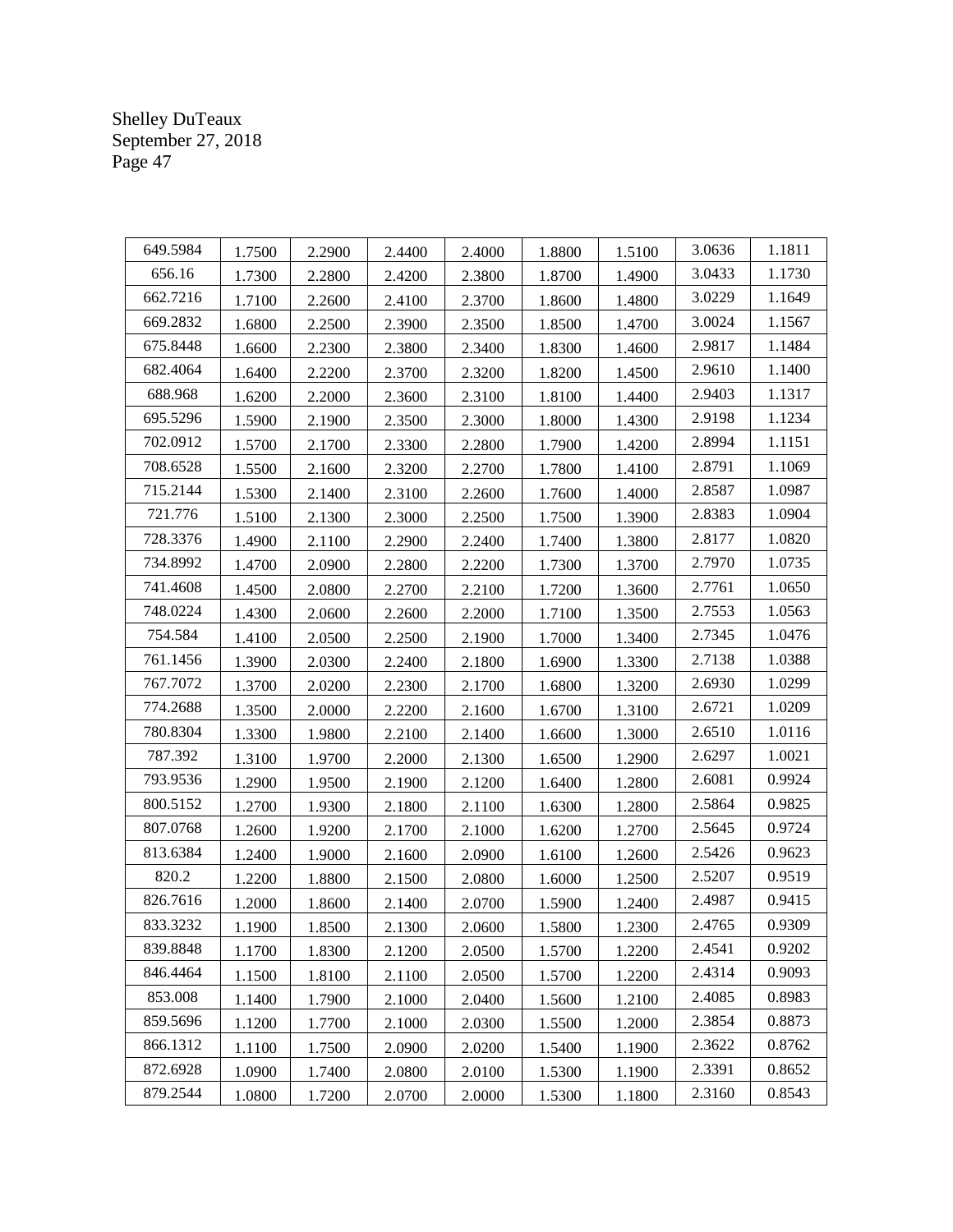| 649.5984 | 1.7500 | 2.2900 | 2.4400 | 2.4000 | 1.8800 | 1.5100 | 3.0636 | 1.1811 |
|---|---|---|---|---|---|---|---|---|
| 656.16 | 1.7300 | 2.2800 | 2.4200 | 2.3800 | 1.8700 | 1.4900 | 3.0433 | 1.1730 |
| 662.7216 | 1.7100 | 2.2600 | 2.4100 | 2.3700 | 1.8600 | 1.4800 | 3.0229 | 1.1649 |
| 669.2832 | 1.6800 | 2.2500 | 2.3900 | 2.3500 | 1.8500 | 1.4700 | 3.0024 | 1.1567 |
| 675.8448 | 1.6600 | 2.2300 | 2.3800 | 2.3400 | 1.8300 | 1.4600 | 2.9817 | 1.1484 |
| 682.4064 | 1.6400 | 2.2200 | 2.3700 | 2.3200 | 1.8200 | 1.4500 | 2.9610 | 1.1400 |
| 688.968 | 1.6200 | 2.2000 | 2.3600 | 2.3100 | 1.8100 | 1.4400 | 2.9403 | 1.1317 |
| 695.5296 | 1.5900 | 2.1900 | 2.3500 | 2.3000 | 1.8000 | 1.4300 | 2.9198 | 1.1234 |
| 702.0912 | 1.5700 | 2.1700 | 2.3300 | 2.2800 | 1.7900 | 1.4200 | 2.8994 | 1.1151 |
| 708.6528 | 1.5500 | 2.1600 | 2.3200 | 2.2700 | 1.7800 | 1.4100 | 2.8791 | 1.1069 |
| 715.2144 | 1.5300 | 2.1400 | 2.3100 | 2.2600 | 1.7600 | 1.4000 | 2.8587 | 1.0987 |
| 721.776 | 1.5100 | 2.1300 | 2.3000 | 2.2500 | 1.7500 | 1.3900 | 2.8383 | 1.0904 |
| 728.3376 | 1.4900 | 2.1100 | 2.2900 | 2.2400 | 1.7400 | 1.3800 | 2.8177 | 1.0820 |
| 734.8992 | 1.4700 | 2.0900 | 2.2800 | 2.2200 | 1.7300 | 1.3700 | 2.7970 | 1.0735 |
| 741.4608 | 1.4500 | 2.0800 | 2.2700 | 2.2100 | 1.7200 | 1.3600 | 2.7761 | 1.0650 |
| 748.0224 | 1.4300 | 2.0600 | 2.2600 | 2.2000 | 1.7100 | 1.3500 | 2.7553 | 1.0563 |
| 754.584 | 1.4100 | 2.0500 | 2.2500 | 2.1900 | 1.7000 | 1.3400 | 2.7345 | 1.0476 |
| 761.1456 | 1.3900 | 2.0300 | 2.2400 | 2.1800 | 1.6900 | 1.3300 | 2.7138 | 1.0388 |
| 767.7072 | 1.3700 | 2.0200 | 2.2300 | 2.1700 | 1.6800 | 1.3200 | 2.6930 | 1.0299 |
| 774.2688 | 1.3500 | 2.0000 | 2.2200 | 2.1600 | 1.6700 | 1.3100 | 2.6721 | 1.0209 |
| 780.8304 | 1.3300 | 1.9800 | 2.2100 | 2.1400 | 1.6600 | 1.3000 | 2.6510 | 1.0116 |
| 787.392 | 1.3100 | 1.9700 | 2.2000 | 2.1300 | 1.6500 | 1.2900 | 2.6297 | 1.0021 |
| 793.9536 | 1.2900 | 1.9500 | 2.1900 | 2.1200 | 1.6400 | 1.2800 | 2.6081 | 0.9924 |
| 800.5152 | 1.2700 | 1.9300 | 2.1800 | 2.1100 | 1.6300 | 1.2800 | 2.5864 | 0.9825 |
| 807.0768 | 1.2600 | 1.9200 | 2.1700 | 2.1000 | 1.6200 | 1.2700 | 2.5645 | 0.9724 |
| 813.6384 | 1.2400 | 1.9000 | 2.1600 | 2.0900 | 1.6100 | 1.2600 | 2.5426 | 0.9623 |
| 820.2 | 1.2200 | 1.8800 | 2.1500 | 2.0800 | 1.6000 | 1.2500 | 2.5207 | 0.9519 |
| 826.7616 | 1.2000 | 1.8600 | 2.1400 | 2.0700 | 1.5900 | 1.2400 | 2.4987 | 0.9415 |
| 833.3232 | 1.1900 | 1.8500 | 2.1300 | 2.0600 | 1.5800 | 1.2300 | 2.4765 | 0.9309 |
| 839.8848 | 1.1700 | 1.8300 | 2.1200 | 2.0500 | 1.5700 | 1.2200 | 2.4541 | 0.9202 |
| 846.4464 | 1.1500 | 1.8100 | 2.1100 | 2.0500 | 1.5700 | 1.2200 | 2.4314 | 0.9093 |
| 853.008 | 1.1400 | 1.7900 | 2.1000 | 2.0400 | 1.5600 | 1.2100 | 2.4085 | 0.8983 |
| 859.5696 | 1.1200 | 1.7700 | 2.1000 | 2.0300 | 1.5500 | 1.2000 | 2.3854 | 0.8873 |
| 866.1312 | 1.1100 | 1.7500 | 2.0900 | 2.0200 | 1.5400 | 1.1900 | 2.3622 | 0.8762 |
| 872.6928 | 1.0900 | 1.7400 | 2.0800 | 2.0100 | 1.5300 | 1.1900 | 2.3391 | 0.8652 |
| 879.2544 | 1.0800 | 1.7200 | 2.0700 | 2.0000 | 1.5300 | 1.1800 | 2.3160 | 0.8543 |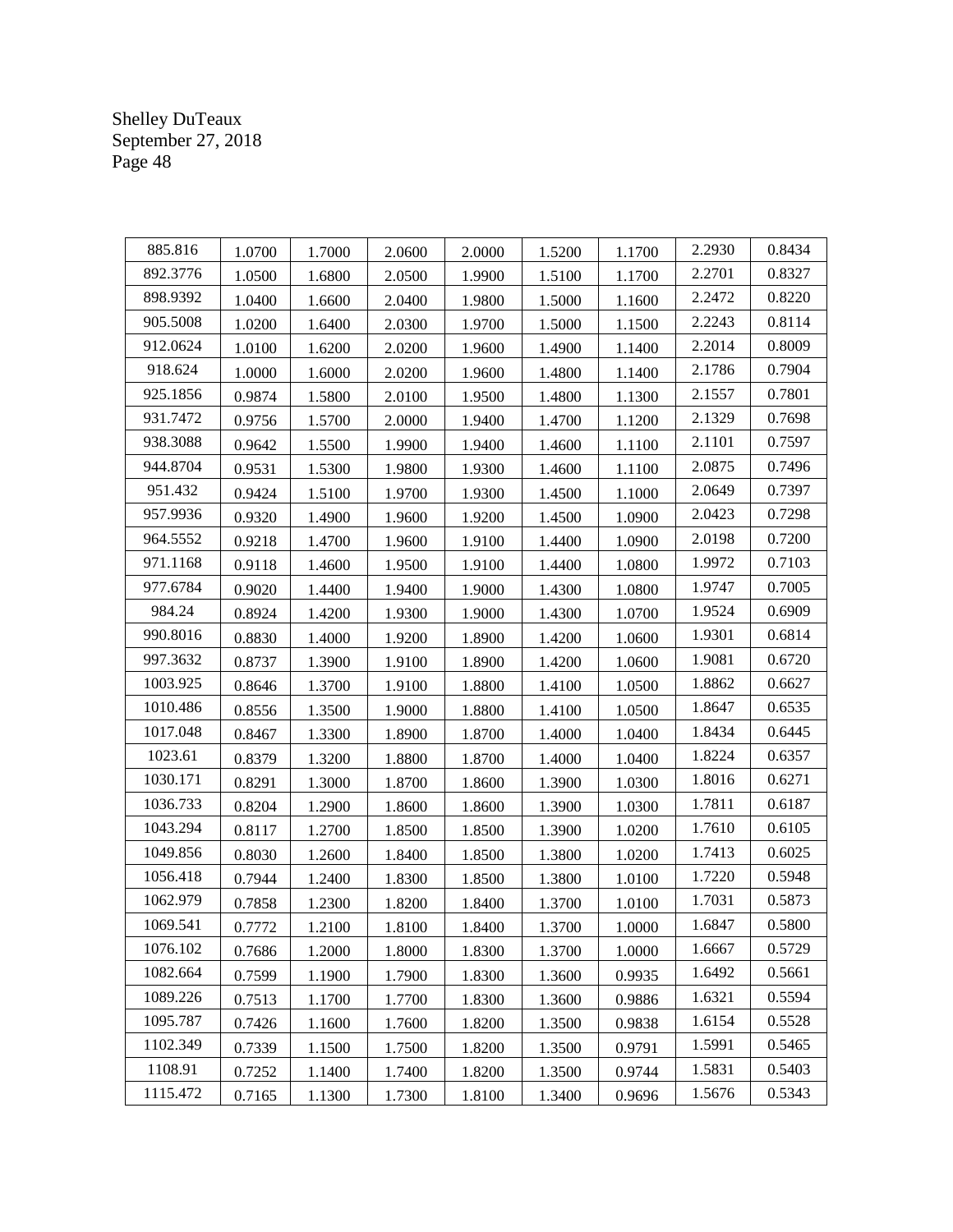| | | | | | | | | |
|---|---|---|---|---|---|---|---|---|
| 885.816 | 1.0700 | 1.7000 | 2.0600 | 2.0000 | 1.5200 | 1.1700 | 2.2930 | 0.8434 |
| 892.3776 | 1.0500 | 1.6800 | 2.0500 | 1.9900 | 1.5100 | 1.1700 | 2.2701 | 0.8327 |
| 898.9392 | 1.0400 | 1.6600 | 2.0400 | 1.9800 | 1.5000 | 1.1600 | 2.2472 | 0.8220 |
| 905.5008 | 1.0200 | 1.6400 | 2.0300 | 1.9700 | 1.5000 | 1.1500 | 2.2243 | 0.8114 |
| 912.0624 | 1.0100 | 1.6200 | 2.0200 | 1.9600 | 1.4900 | 1.1400 | 2.2014 | 0.8009 |
| 918.624 | 1.0000 | 1.6000 | 2.0200 | 1.9600 | 1.4800 | 1.1400 | 2.1786 | 0.7904 |
| 925.1856 | 0.9874 | 1.5800 | 2.0100 | 1.9500 | 1.4800 | 1.1300 | 2.1557 | 0.7801 |
| 931.7472 | 0.9756 | 1.5700 | 2.0000 | 1.9400 | 1.4700 | 1.1200 | 2.1329 | 0.7698 |
| 938.3088 | 0.9642 | 1.5500 | 1.9900 | 1.9400 | 1.4600 | 1.1100 | 2.1101 | 0.7597 |
| 944.8704 | 0.9531 | 1.5300 | 1.9800 | 1.9300 | 1.4600 | 1.1100 | 2.0875 | 0.7496 |
| 951.432 | 0.9424 | 1.5100 | 1.9700 | 1.9300 | 1.4500 | 1.1000 | 2.0649 | 0.7397 |
| 957.9936 | 0.9320 | 1.4900 | 1.9600 | 1.9200 | 1.4500 | 1.0900 | 2.0423 | 0.7298 |
| 964.5552 | 0.9218 | 1.4700 | 1.9600 | 1.9100 | 1.4400 | 1.0900 | 2.0198 | 0.7200 |
| 971.1168 | 0.9118 | 1.4600 | 1.9500 | 1.9100 | 1.4400 | 1.0800 | 1.9972 | 0.7103 |
| 977.6784 | 0.9020 | 1.4400 | 1.9400 | 1.9000 | 1.4300 | 1.0800 | 1.9747 | 0.7005 |
| 984.24 | 0.8924 | 1.4200 | 1.9300 | 1.9000 | 1.4300 | 1.0700 | 1.9524 | 0.6909 |
| 990.8016 | 0.8830 | 1.4000 | 1.9200 | 1.8900 | 1.4200 | 1.0600 | 1.9301 | 0.6814 |
| 997.3632 | 0.8737 | 1.3900 | 1.9100 | 1.8900 | 1.4200 | 1.0600 | 1.9081 | 0.6720 |
| 1003.925 | 0.8646 | 1.3700 | 1.9100 | 1.8800 | 1.4100 | 1.0500 | 1.8862 | 0.6627 |
| 1010.486 | 0.8556 | 1.3500 | 1.9000 | 1.8800 | 1.4100 | 1.0500 | 1.8647 | 0.6535 |
| 1017.048 | 0.8467 | 1.3300 | 1.8900 | 1.8700 | 1.4000 | 1.0400 | 1.8434 | 0.6445 |
| 1023.61 | 0.8379 | 1.3200 | 1.8800 | 1.8700 | 1.4000 | 1.0400 | 1.8224 | 0.6357 |
| 1030.171 | 0.8291 | 1.3000 | 1.8700 | 1.8600 | 1.3900 | 1.0300 | 1.8016 | 0.6271 |
| 1036.733 | 0.8204 | 1.2900 | 1.8600 | 1.8600 | 1.3900 | 1.0300 | 1.7811 | 0.6187 |
| 1043.294 | 0.8117 | 1.2700 | 1.8500 | 1.8500 | 1.3900 | 1.0200 | 1.7610 | 0.6105 |
| 1049.856 | 0.8030 | 1.2600 | 1.8400 | 1.8500 | 1.3800 | 1.0200 | 1.7413 | 0.6025 |
| 1056.418 | 0.7944 | 1.2400 | 1.8300 | 1.8500 | 1.3800 | 1.0100 | 1.7220 | 0.5948 |
| 1062.979 | 0.7858 | 1.2300 | 1.8200 | 1.8400 | 1.3700 | 1.0100 | 1.7031 | 0.5873 |
| 1069.541 | 0.7772 | 1.2100 | 1.8100 | 1.8400 | 1.3700 | 1.0000 | 1.6847 | 0.5800 |
| 1076.102 | 0.7686 | 1.2000 | 1.8000 | 1.8300 | 1.3700 | 1.0000 | 1.6667 | 0.5729 |
| 1082.664 | 0.7599 | 1.1900 | 1.7900 | 1.8300 | 1.3600 | 0.9935 | 1.6492 | 0.5661 |
| 1089.226 | 0.7513 | 1.1700 | 1.7700 | 1.8300 | 1.3600 | 0.9886 | 1.6321 | 0.5594 |
| 1095.787 | 0.7426 | 1.1600 | 1.7600 | 1.8200 | 1.3500 | 0.9838 | 1.6154 | 0.5528 |
| 1102.349 | 0.7339 | 1.1500 | 1.7500 | 1.8200 | 1.3500 | 0.9791 | 1.5991 | 0.5465 |
| 1108.91 | 0.7252 | 1.1400 | 1.7400 | 1.8200 | 1.3500 | 0.9744 | 1.5831 | 0.5403 |
| 1115.472 | 0.7165 | 1.1300 | 1.7300 | 1.8100 | 1.3400 | 0.9696 | 1.5676 | 0.5343 |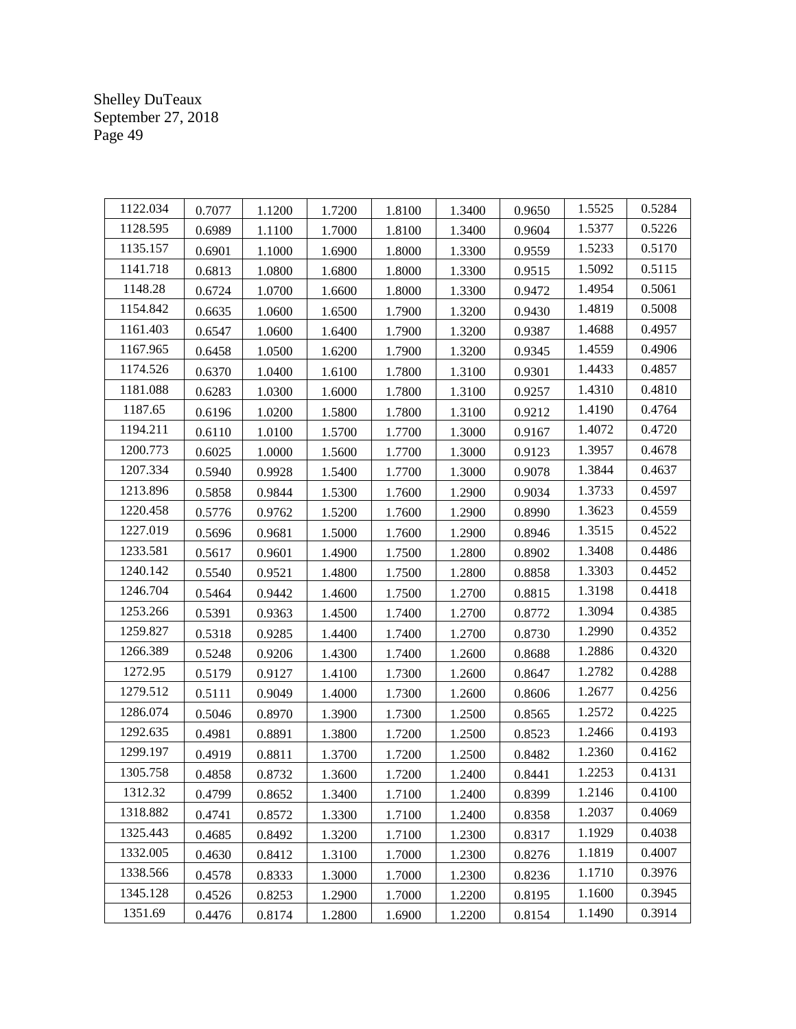| | | | | | | | | |
|---|---|---|---|---|---|---|---|---|
| 1122.034 | 0.7077 | 1.1200 | 1.7200 | 1.8100 | 1.3400 | 0.9650 | 1.5525 | 0.5284 |
| 1128.595 | 0.6989 | 1.1100 | 1.7000 | 1.8100 | 1.3400 | 0.9604 | 1.5377 | 0.5226 |
| 1135.157 | 0.6901 | 1.1000 | 1.6900 | 1.8000 | 1.3300 | 0.9559 | 1.5233 | 0.5170 |
| 1141.718 | 0.6813 | 1.0800 | 1.6800 | 1.8000 | 1.3300 | 0.9515 | 1.5092 | 0.5115 |
| 1148.28 | 0.6724 | 1.0700 | 1.6600 | 1.8000 | 1.3300 | 0.9472 | 1.4954 | 0.5061 |
| 1154.842 | 0.6635 | 1.0600 | 1.6500 | 1.7900 | 1.3200 | 0.9430 | 1.4819 | 0.5008 |
| 1161.403 | 0.6547 | 1.0600 | 1.6400 | 1.7900 | 1.3200 | 0.9387 | 1.4688 | 0.4957 |
| 1167.965 | 0.6458 | 1.0500 | 1.6200 | 1.7900 | 1.3200 | 0.9345 | 1.4559 | 0.4906 |
| 1174.526 | 0.6370 | 1.0400 | 1.6100 | 1.7800 | 1.3100 | 0.9301 | 1.4433 | 0.4857 |
| 1181.088 | 0.6283 | 1.0300 | 1.6000 | 1.7800 | 1.3100 | 0.9257 | 1.4310 | 0.4810 |
| 1187.65 | 0.6196 | 1.0200 | 1.5800 | 1.7800 | 1.3100 | 0.9212 | 1.4190 | 0.4764 |
| 1194.211 | 0.6110 | 1.0100 | 1.5700 | 1.7700 | 1.3000 | 0.9167 | 1.4072 | 0.4720 |
| 1200.773 | 0.6025 | 1.0000 | 1.5600 | 1.7700 | 1.3000 | 0.9123 | 1.3957 | 0.4678 |
| 1207.334 | 0.5940 | 0.9928 | 1.5400 | 1.7700 | 1.3000 | 0.9078 | 1.3844 | 0.4637 |
| 1213.896 | 0.5858 | 0.9844 | 1.5300 | 1.7600 | 1.2900 | 0.9034 | 1.3733 | 0.4597 |
| 1220.458 | 0.5776 | 0.9762 | 1.5200 | 1.7600 | 1.2900 | 0.8990 | 1.3623 | 0.4559 |
| 1227.019 | 0.5696 | 0.9681 | 1.5000 | 1.7600 | 1.2900 | 0.8946 | 1.3515 | 0.4522 |
| 1233.581 | 0.5617 | 0.9601 | 1.4900 | 1.7500 | 1.2800 | 0.8902 | 1.3408 | 0.4486 |
| 1240.142 | 0.5540 | 0.9521 | 1.4800 | 1.7500 | 1.2800 | 0.8858 | 1.3303 | 0.4452 |
| 1246.704 | 0.5464 | 0.9442 | 1.4600 | 1.7500 | 1.2700 | 0.8815 | 1.3198 | 0.4418 |
| 1253.266 | 0.5391 | 0.9363 | 1.4500 | 1.7400 | 1.2700 | 0.8772 | 1.3094 | 0.4385 |
| 1259.827 | 0.5318 | 0.9285 | 1.4400 | 1.7400 | 1.2700 | 0.8730 | 1.2990 | 0.4352 |
| 1266.389 | 0.5248 | 0.9206 | 1.4300 | 1.7400 | 1.2600 | 0.8688 | 1.2886 | 0.4320 |
| 1272.95 | 0.5179 | 0.9127 | 1.4100 | 1.7300 | 1.2600 | 0.8647 | 1.2782 | 0.4288 |
| 1279.512 | 0.5111 | 0.9049 | 1.4000 | 1.7300 | 1.2600 | 0.8606 | 1.2677 | 0.4256 |
| 1286.074 | 0.5046 | 0.8970 | 1.3900 | 1.7300 | 1.2500 | 0.8565 | 1.2572 | 0.4225 |
| 1292.635 | 0.4981 | 0.8891 | 1.3800 | 1.7200 | 1.2500 | 0.8523 | 1.2466 | 0.4193 |
| 1299.197 | 0.4919 | 0.8811 | 1.3700 | 1.7200 | 1.2500 | 0.8482 | 1.2360 | 0.4162 |
| 1305.758 | 0.4858 | 0.8732 | 1.3600 | 1.7200 | 1.2400 | 0.8441 | 1.2253 | 0.4131 |
| 1312.32 | 0.4799 | 0.8652 | 1.3400 | 1.7100 | 1.2400 | 0.8399 | 1.2146 | 0.4100 |
| 1318.882 | 0.4741 | 0.8572 | 1.3300 | 1.7100 | 1.2400 | 0.8358 | 1.2037 | 0.4069 |
| 1325.443 | 0.4685 | 0.8492 | 1.3200 | 1.7100 | 1.2300 | 0.8317 | 1.1929 | 0.4038 |
| 1332.005 | 0.4630 | 0.8412 | 1.3100 | 1.7000 | 1.2300 | 0.8276 | 1.1819 | 0.4007 |
| 1338.566 | 0.4578 | 0.8333 | 1.3000 | 1.7000 | 1.2300 | 0.8236 | 1.1710 | 0.3976 |
| 1345.128 | 0.4526 | 0.8253 | 1.2900 | 1.7000 | 1.2200 | 0.8195 | 1.1600 | 0.3945 |
| 1351.69 | 0.4476 | 0.8174 | 1.2800 | 1.6900 | 1.2200 | 0.8154 | 1.1490 | 0.3914 |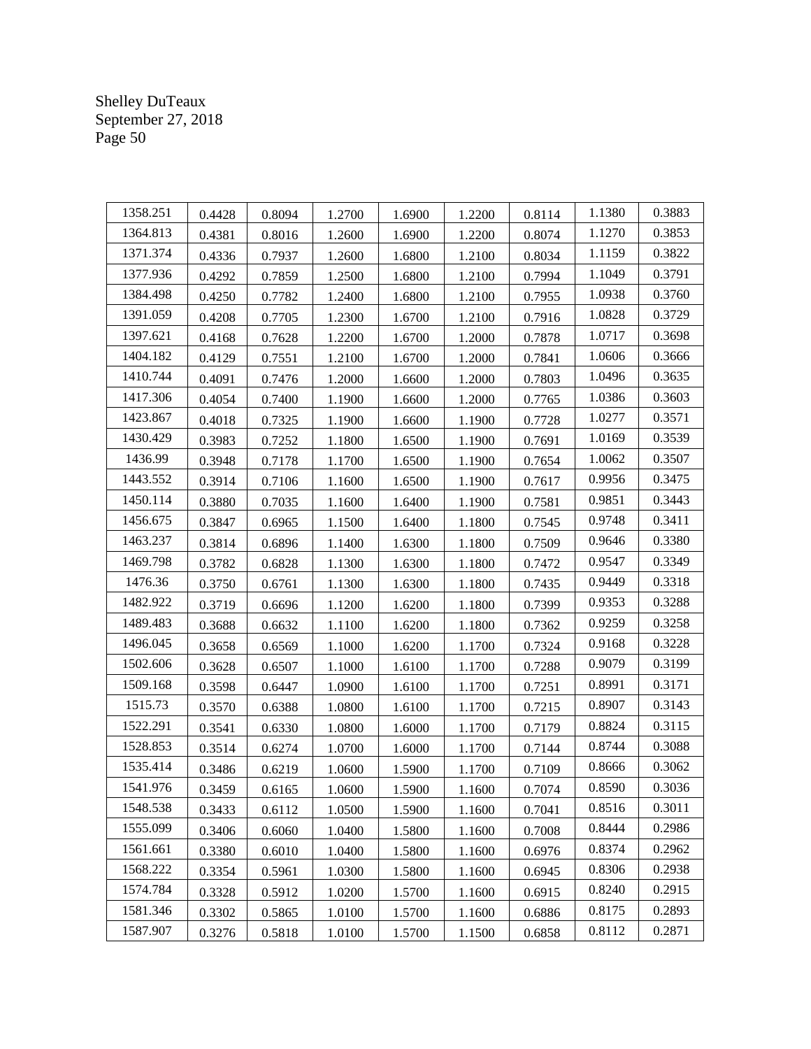| | | | | | | | | |
|---|---|---|---|---|---|---|---|---|
| 1358.251 | 0.4428 | 0.8094 | 1.2700 | 1.6900 | 1.2200 | 0.8114 | 1.1380 | 0.3883 |
| 1364.813 | 0.4381 | 0.8016 | 1.2600 | 1.6900 | 1.2200 | 0.8074 | 1.1270 | 0.3853 |
| 1371.374 | 0.4336 | 0.7937 | 1.2600 | 1.6800 | 1.2100 | 0.8034 | 1.1159 | 0.3822 |
| 1377.936 | 0.4292 | 0.7859 | 1.2500 | 1.6800 | 1.2100 | 0.7994 | 1.1049 | 0.3791 |
| 1384.498 | 0.4250 | 0.7782 | 1.2400 | 1.6800 | 1.2100 | 0.7955 | 1.0938 | 0.3760 |
| 1391.059 | 0.4208 | 0.7705 | 1.2300 | 1.6700 | 1.2100 | 0.7916 | 1.0828 | 0.3729 |
| 1397.621 | 0.4168 | 0.7628 | 1.2200 | 1.6700 | 1.2000 | 0.7878 | 1.0717 | 0.3698 |
| 1404.182 | 0.4129 | 0.7551 | 1.2100 | 1.6700 | 1.2000 | 0.7841 | 1.0606 | 0.3666 |
| 1410.744 | 0.4091 | 0.7476 | 1.2000 | 1.6600 | 1.2000 | 0.7803 | 1.0496 | 0.3635 |
| 1417.306 | 0.4054 | 0.7400 | 1.1900 | 1.6600 | 1.2000 | 0.7765 | 1.0386 | 0.3603 |
| 1423.867 | 0.4018 | 0.7325 | 1.1900 | 1.6600 | 1.1900 | 0.7728 | 1.0277 | 0.3571 |
| 1430.429 | 0.3983 | 0.7252 | 1.1800 | 1.6500 | 1.1900 | 0.7691 | 1.0169 | 0.3539 |
| 1436.99 | 0.3948 | 0.7178 | 1.1700 | 1.6500 | 1.1900 | 0.7654 | 1.0062 | 0.3507 |
| 1443.552 | 0.3914 | 0.7106 | 1.1600 | 1.6500 | 1.1900 | 0.7617 | 0.9956 | 0.3475 |
| 1450.114 | 0.3880 | 0.7035 | 1.1600 | 1.6400 | 1.1900 | 0.7581 | 0.9851 | 0.3443 |
| 1456.675 | 0.3847 | 0.6965 | 1.1500 | 1.6400 | 1.1800 | 0.7545 | 0.9748 | 0.3411 |
| 1463.237 | 0.3814 | 0.6896 | 1.1400 | 1.6300 | 1.1800 | 0.7509 | 0.9646 | 0.3380 |
| 1469.798 | 0.3782 | 0.6828 | 1.1300 | 1.6300 | 1.1800 | 0.7472 | 0.9547 | 0.3349 |
| 1476.36 | 0.3750 | 0.6761 | 1.1300 | 1.6300 | 1.1800 | 0.7435 | 0.9449 | 0.3318 |
| 1482.922 | 0.3719 | 0.6696 | 1.1200 | 1.6200 | 1.1800 | 0.7399 | 0.9353 | 0.3288 |
| 1489.483 | 0.3688 | 0.6632 | 1.1100 | 1.6200 | 1.1800 | 0.7362 | 0.9259 | 0.3258 |
| 1496.045 | 0.3658 | 0.6569 | 1.1000 | 1.6200 | 1.1700 | 0.7324 | 0.9168 | 0.3228 |
| 1502.606 | 0.3628 | 0.6507 | 1.1000 | 1.6100 | 1.1700 | 0.7288 | 0.9079 | 0.3199 |
| 1509.168 | 0.3598 | 0.6447 | 1.0900 | 1.6100 | 1.1700 | 0.7251 | 0.8991 | 0.3171 |
| 1515.73 | 0.3570 | 0.6388 | 1.0800 | 1.6100 | 1.1700 | 0.7215 | 0.8907 | 0.3143 |
| 1522.291 | 0.3541 | 0.6330 | 1.0800 | 1.6000 | 1.1700 | 0.7179 | 0.8824 | 0.3115 |
| 1528.853 | 0.3514 | 0.6274 | 1.0700 | 1.6000 | 1.1700 | 0.7144 | 0.8744 | 0.3088 |
| 1535.414 | 0.3486 | 0.6219 | 1.0600 | 1.5900 | 1.1700 | 0.7109 | 0.8666 | 0.3062 |
| 1541.976 | 0.3459 | 0.6165 | 1.0600 | 1.5900 | 1.1600 | 0.7074 | 0.8590 | 0.3036 |
| 1548.538 | 0.3433 | 0.6112 | 1.0500 | 1.5900 | 1.1600 | 0.7041 | 0.8516 | 0.3011 |
| 1555.099 | 0.3406 | 0.6060 | 1.0400 | 1.5800 | 1.1600 | 0.7008 | 0.8444 | 0.2986 |
| 1561.661 | 0.3380 | 0.6010 | 1.0400 | 1.5800 | 1.1600 | 0.6976 | 0.8374 | 0.2962 |
| 1568.222 | 0.3354 | 0.5961 | 1.0300 | 1.5800 | 1.1600 | 0.6945 | 0.8306 | 0.2938 |
| 1574.784 | 0.3328 | 0.5912 | 1.0200 | 1.5700 | 1.1600 | 0.6915 | 0.8240 | 0.2915 |
| 1581.346 | 0.3302 | 0.5865 | 1.0100 | 1.5700 | 1.1600 | 0.6886 | 0.8175 | 0.2893 |
| 1587.907 | 0.3276 | 0.5818 | 1.0100 | 1.5700 | 1.1500 | 0.6858 | 0.8112 | 0.2871 |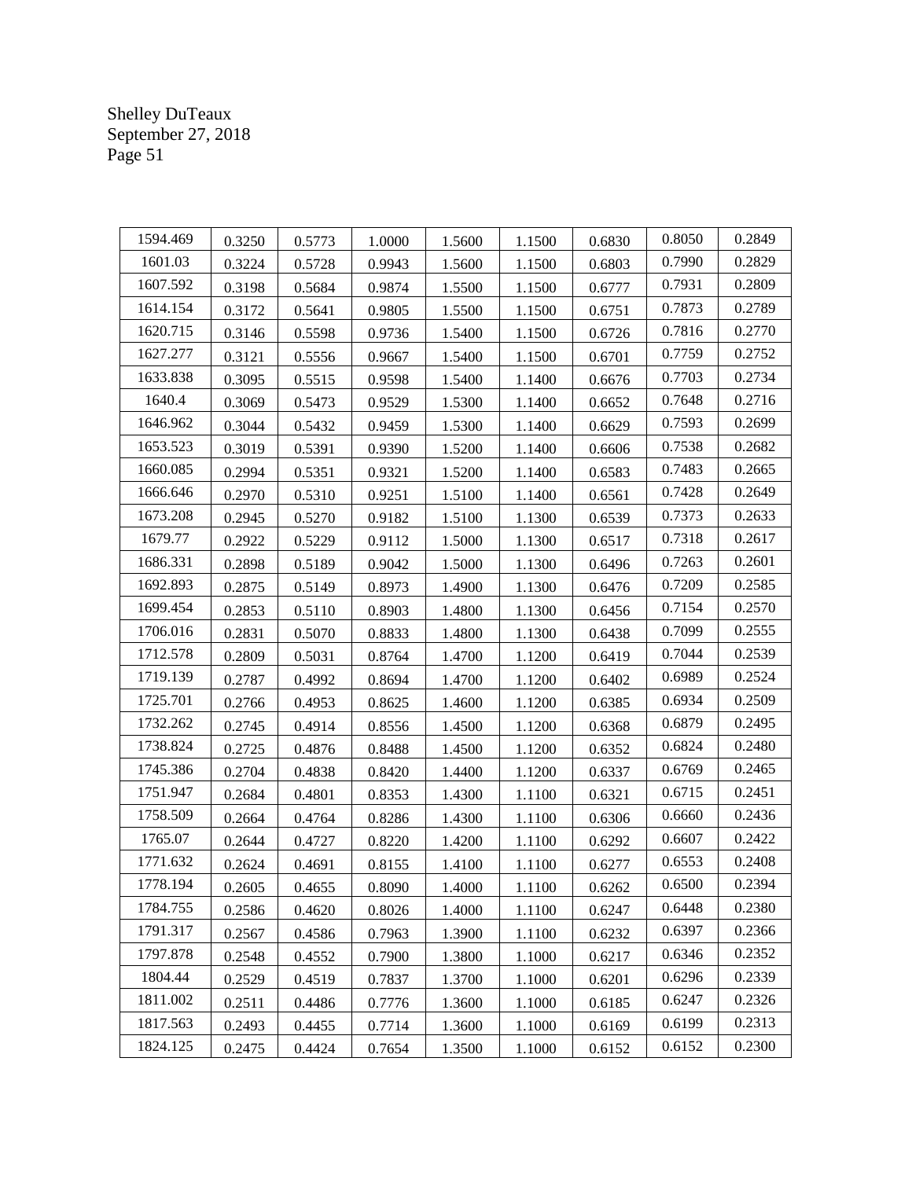| | | | | | | | | |
|---|---|---|---|---|---|---|---|---|
| 1594.469 | 0.3250 | 0.5773 | 1.0000 | 1.5600 | 1.1500 | 0.6830 | 0.8050 | 0.2849 |
| 1601.03 | 0.3224 | 0.5728 | 0.9943 | 1.5600 | 1.1500 | 0.6803 | 0.7990 | 0.2829 |
| 1607.592 | 0.3198 | 0.5684 | 0.9874 | 1.5500 | 1.1500 | 0.6777 | 0.7931 | 0.2809 |
| 1614.154 | 0.3172 | 0.5641 | 0.9805 | 1.5500 | 1.1500 | 0.6751 | 0.7873 | 0.2789 |
| 1620.715 | 0.3146 | 0.5598 | 0.9736 | 1.5400 | 1.1500 | 0.6726 | 0.7816 | 0.2770 |
| 1627.277 | 0.3121 | 0.5556 | 0.9667 | 1.5400 | 1.1500 | 0.6701 | 0.7759 | 0.2752 |
| 1633.838 | 0.3095 | 0.5515 | 0.9598 | 1.5400 | 1.1400 | 0.6676 | 0.7703 | 0.2734 |
| 1640.4 | 0.3069 | 0.5473 | 0.9529 | 1.5300 | 1.1400 | 0.6652 | 0.7648 | 0.2716 |
| 1646.962 | 0.3044 | 0.5432 | 0.9459 | 1.5300 | 1.1400 | 0.6629 | 0.7593 | 0.2699 |
| 1653.523 | 0.3019 | 0.5391 | 0.9390 | 1.5200 | 1.1400 | 0.6606 | 0.7538 | 0.2682 |
| 1660.085 | 0.2994 | 0.5351 | 0.9321 | 1.5200 | 1.1400 | 0.6583 | 0.7483 | 0.2665 |
| 1666.646 | 0.2970 | 0.5310 | 0.9251 | 1.5100 | 1.1400 | 0.6561 | 0.7428 | 0.2649 |
| 1673.208 | 0.2945 | 0.5270 | 0.9182 | 1.5100 | 1.1300 | 0.6539 | 0.7373 | 0.2633 |
| 1679.77 | 0.2922 | 0.5229 | 0.9112 | 1.5000 | 1.1300 | 0.6517 | 0.7318 | 0.2617 |
| 1686.331 | 0.2898 | 0.5189 | 0.9042 | 1.5000 | 1.1300 | 0.6496 | 0.7263 | 0.2601 |
| 1692.893 | 0.2875 | 0.5149 | 0.8973 | 1.4900 | 1.1300 | 0.6476 | 0.7209 | 0.2585 |
| 1699.454 | 0.2853 | 0.5110 | 0.8903 | 1.4800 | 1.1300 | 0.6456 | 0.7154 | 0.2570 |
| 1706.016 | 0.2831 | 0.5070 | 0.8833 | 1.4800 | 1.1300 | 0.6438 | 0.7099 | 0.2555 |
| 1712.578 | 0.2809 | 0.5031 | 0.8764 | 1.4700 | 1.1200 | 0.6419 | 0.7044 | 0.2539 |
| 1719.139 | 0.2787 | 0.4992 | 0.8694 | 1.4700 | 1.1200 | 0.6402 | 0.6989 | 0.2524 |
| 1725.701 | 0.2766 | 0.4953 | 0.8625 | 1.4600 | 1.1200 | 0.6385 | 0.6934 | 0.2509 |
| 1732.262 | 0.2745 | 0.4914 | 0.8556 | 1.4500 | 1.1200 | 0.6368 | 0.6879 | 0.2495 |
| 1738.824 | 0.2725 | 0.4876 | 0.8488 | 1.4500 | 1.1200 | 0.6352 | 0.6824 | 0.2480 |
| 1745.386 | 0.2704 | 0.4838 | 0.8420 | 1.4400 | 1.1200 | 0.6337 | 0.6769 | 0.2465 |
| 1751.947 | 0.2684 | 0.4801 | 0.8353 | 1.4300 | 1.1100 | 0.6321 | 0.6715 | 0.2451 |
| 1758.509 | 0.2664 | 0.4764 | 0.8286 | 1.4300 | 1.1100 | 0.6306 | 0.6660 | 0.2436 |
| 1765.07 | 0.2644 | 0.4727 | 0.8220 | 1.4200 | 1.1100 | 0.6292 | 0.6607 | 0.2422 |
| 1771.632 | 0.2624 | 0.4691 | 0.8155 | 1.4100 | 1.1100 | 0.6277 | 0.6553 | 0.2408 |
| 1778.194 | 0.2605 | 0.4655 | 0.8090 | 1.4000 | 1.1100 | 0.6262 | 0.6500 | 0.2394 |
| 1784.755 | 0.2586 | 0.4620 | 0.8026 | 1.4000 | 1.1100 | 0.6247 | 0.6448 | 0.2380 |
| 1791.317 | 0.2567 | 0.4586 | 0.7963 | 1.3900 | 1.1100 | 0.6232 | 0.6397 | 0.2366 |
| 1797.878 | 0.2548 | 0.4552 | 0.7900 | 1.3800 | 1.1000 | 0.6217 | 0.6346 | 0.2352 |
| 1804.44 | 0.2529 | 0.4519 | 0.7837 | 1.3700 | 1.1000 | 0.6201 | 0.6296 | 0.2339 |
| 1811.002 | 0.2511 | 0.4486 | 0.7776 | 1.3600 | 1.1000 | 0.6185 | 0.6247 | 0.2326 |
| 1817.563 | 0.2493 | 0.4455 | 0.7714 | 1.3600 | 1.1000 | 0.6169 | 0.6199 | 0.2313 |
| 1824.125 | 0.2475 | 0.4424 | 0.7654 | 1.3500 | 1.1000 | 0.6152 | 0.6152 | 0.2300 |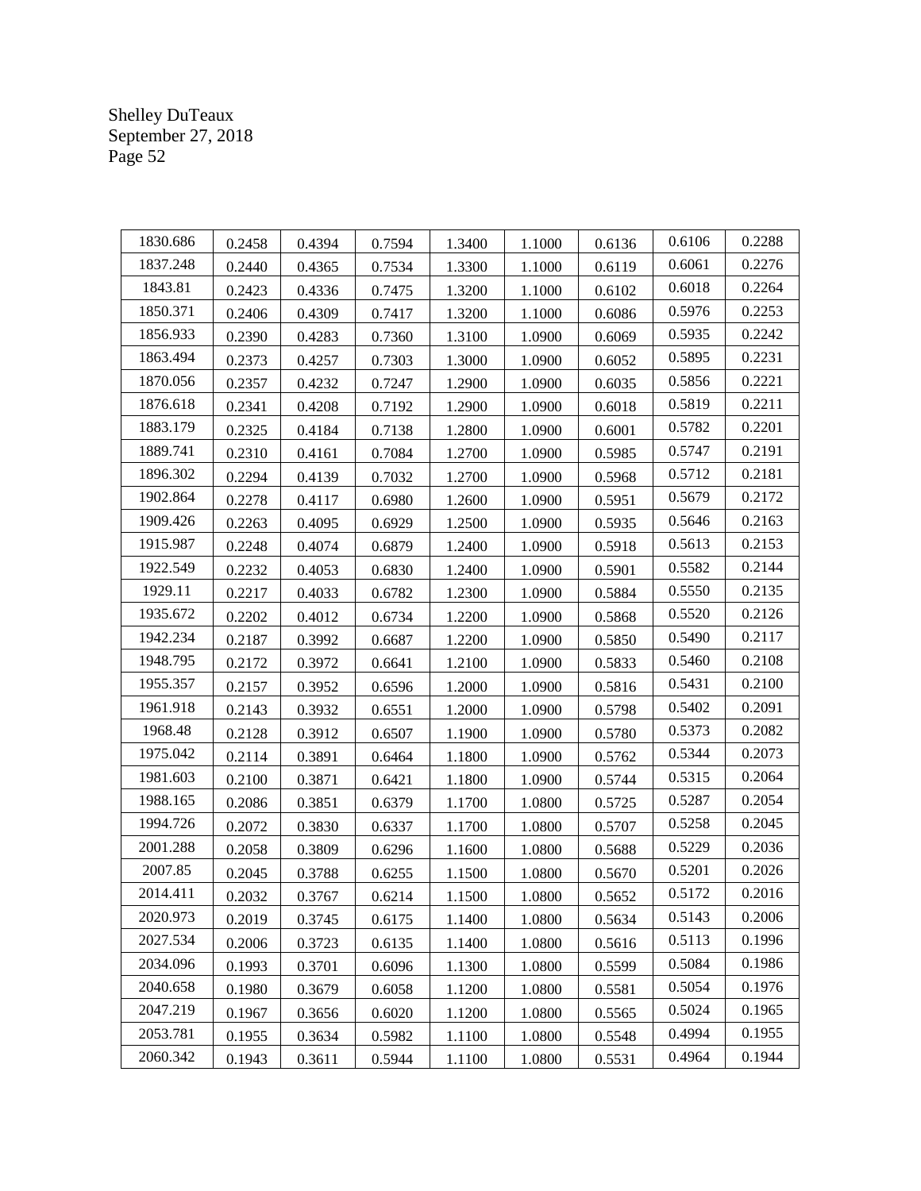| 1830.686 | 0.2458 | 0.4394 | 0.7594 | 1.3400 | 1.1000 | 0.6136 | 0.6106 | 0.2288 |
|---|---|---|---|---|---|---|---|---|
| 1837.248 | 0.2440 | 0.4365 | 0.7534 | 1.3300 | 1.1000 | 0.6119 | 0.6061 | 0.2276 |
| 1843.81 | 0.2423 | 0.4336 | 0.7475 | 1.3200 | 1.1000 | 0.6102 | 0.6018 | 0.2264 |
| 1850.371 | 0.2406 | 0.4309 | 0.7417 | 1.3200 | 1.1000 | 0.6086 | 0.5976 | 0.2253 |
| 1856.933 | 0.2390 | 0.4283 | 0.7360 | 1.3100 | 1.0900 | 0.6069 | 0.5935 | 0.2242 |
| 1863.494 | 0.2373 | 0.4257 | 0.7303 | 1.3000 | 1.0900 | 0.6052 | 0.5895 | 0.2231 |
| 1870.056 | 0.2357 | 0.4232 | 0.7247 | 1.2900 | 1.0900 | 0.6035 | 0.5856 | 0.2221 |
| 1876.618 | 0.2341 | 0.4208 | 0.7192 | 1.2900 | 1.0900 | 0.6018 | 0.5819 | 0.2211 |
| 1883.179 | 0.2325 | 0.4184 | 0.7138 | 1.2800 | 1.0900 | 0.6001 | 0.5782 | 0.2201 |
| 1889.741 | 0.2310 | 0.4161 | 0.7084 | 1.2700 | 1.0900 | 0.5985 | 0.5747 | 0.2191 |
| 1896.302 | 0.2294 | 0.4139 | 0.7032 | 1.2700 | 1.0900 | 0.5968 | 0.5712 | 0.2181 |
| 1902.864 | 0.2278 | 0.4117 | 0.6980 | 1.2600 | 1.0900 | 0.5951 | 0.5679 | 0.2172 |
| 1909.426 | 0.2263 | 0.4095 | 0.6929 | 1.2500 | 1.0900 | 0.5935 | 0.5646 | 0.2163 |
| 1915.987 | 0.2248 | 0.4074 | 0.6879 | 1.2400 | 1.0900 | 0.5918 | 0.5613 | 0.2153 |
| 1922.549 | 0.2232 | 0.4053 | 0.6830 | 1.2400 | 1.0900 | 0.5901 | 0.5582 | 0.2144 |
| 1929.11 | 0.2217 | 0.4033 | 0.6782 | 1.2300 | 1.0900 | 0.5884 | 0.5550 | 0.2135 |
| 1935.672 | 0.2202 | 0.4012 | 0.6734 | 1.2200 | 1.0900 | 0.5868 | 0.5520 | 0.2126 |
| 1942.234 | 0.2187 | 0.3992 | 0.6687 | 1.2200 | 1.0900 | 0.5850 | 0.5490 | 0.2117 |
| 1948.795 | 0.2172 | 0.3972 | 0.6641 | 1.2100 | 1.0900 | 0.5833 | 0.5460 | 0.2108 |
| 1955.357 | 0.2157 | 0.3952 | 0.6596 | 1.2000 | 1.0900 | 0.5816 | 0.5431 | 0.2100 |
| 1961.918 | 0.2143 | 0.3932 | 0.6551 | 1.2000 | 1.0900 | 0.5798 | 0.5402 | 0.2091 |
| 1968.48 | 0.2128 | 0.3912 | 0.6507 | 1.1900 | 1.0900 | 0.5780 | 0.5373 | 0.2082 |
| 1975.042 | 0.2114 | 0.3891 | 0.6464 | 1.1800 | 1.0900 | 0.5762 | 0.5344 | 0.2073 |
| 1981.603 | 0.2100 | 0.3871 | 0.6421 | 1.1800 | 1.0900 | 0.5744 | 0.5315 | 0.2064 |
| 1988.165 | 0.2086 | 0.3851 | 0.6379 | 1.1700 | 1.0800 | 0.5725 | 0.5287 | 0.2054 |
| 1994.726 | 0.2072 | 0.3830 | 0.6337 | 1.1700 | 1.0800 | 0.5707 | 0.5258 | 0.2045 |
| 2001.288 | 0.2058 | 0.3809 | 0.6296 | 1.1600 | 1.0800 | 0.5688 | 0.5229 | 0.2036 |
| 2007.85 | 0.2045 | 0.3788 | 0.6255 | 1.1500 | 1.0800 | 0.5670 | 0.5201 | 0.2026 |
| 2014.411 | 0.2032 | 0.3767 | 0.6214 | 1.1500 | 1.0800 | 0.5652 | 0.5172 | 0.2016 |
| 2020.973 | 0.2019 | 0.3745 | 0.6175 | 1.1400 | 1.0800 | 0.5634 | 0.5143 | 0.2006 |
| 2027.534 | 0.2006 | 0.3723 | 0.6135 | 1.1400 | 1.0800 | 0.5616 | 0.5113 | 0.1996 |
| 2034.096 | 0.1993 | 0.3701 | 0.6096 | 1.1300 | 1.0800 | 0.5599 | 0.5084 | 0.1986 |
| 2040.658 | 0.1980 | 0.3679 | 0.6058 | 1.1200 | 1.0800 | 0.5581 | 0.5054 | 0.1976 |
| 2047.219 | 0.1967 | 0.3656 | 0.6020 | 1.1200 | 1.0800 | 0.5565 | 0.5024 | 0.1965 |
| 2053.781 | 0.1955 | 0.3634 | 0.5982 | 1.1100 | 1.0800 | 0.5548 | 0.4994 | 0.1955 |
| 2060.342 | 0.1943 | 0.3611 | 0.5944 | 1.1100 | 1.0800 | 0.5531 | 0.4964 | 0.1944 |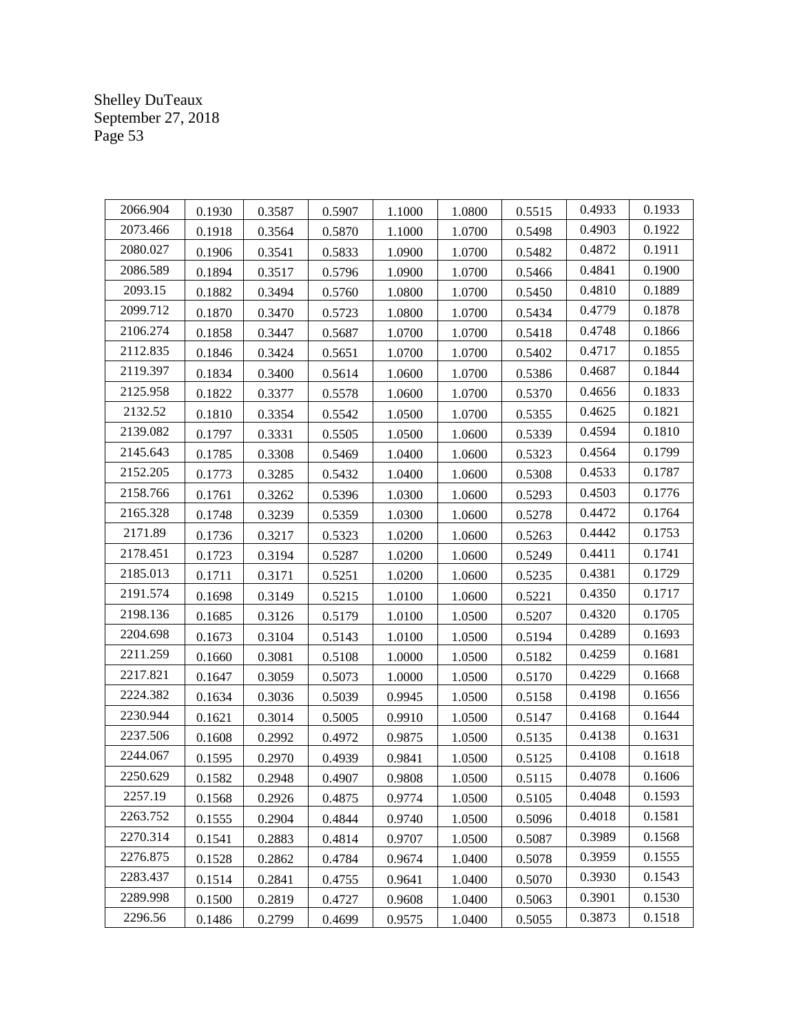| 2066.904 | 0.1930 | 0.3587 | 0.5907 | 1.1000 | 1.0800 | 0.5515 | 0.4933 | 0.1933 |
|---|---|---|---|---|---|---|---|---|
| 2073.466 | 0.1918 | 0.3564 | 0.5870 | 1.1000 | 1.0700 | 0.5498 | 0.4903 | 0.1922 |
| 2080.027 | 0.1906 | 0.3541 | 0.5833 | 1.0900 | 1.0700 | 0.5482 | 0.4872 | 0.1911 |
| 2086.589 | 0.1894 | 0.3517 | 0.5796 | 1.0900 | 1.0700 | 0.5466 | 0.4841 | 0.1900 |
| 2093.15 | 0.1882 | 0.3494 | 0.5760 | 1.0800 | 1.0700 | 0.5450 | 0.4810 | 0.1889 |
| 2099.712 | 0.1870 | 0.3470 | 0.5723 | 1.0800 | 1.0700 | 0.5434 | 0.4779 | 0.1878 |
| 2106.274 | 0.1858 | 0.3447 | 0.5687 | 1.0700 | 1.0700 | 0.5418 | 0.4748 | 0.1866 |
| 2112.835 | 0.1846 | 0.3424 | 0.5651 | 1.0700 | 1.0700 | 0.5402 | 0.4717 | 0.1855 |
| 2119.397 | 0.1834 | 0.3400 | 0.5614 | 1.0600 | 1.0700 | 0.5386 | 0.4687 | 0.1844 |
| 2125.958 | 0.1822 | 0.3377 | 0.5578 | 1.0600 | 1.0700 | 0.5370 | 0.4656 | 0.1833 |
| 2132.52 | 0.1810 | 0.3354 | 0.5542 | 1.0500 | 1.0700 | 0.5355 | 0.4625 | 0.1821 |
| 2139.082 | 0.1797 | 0.3331 | 0.5505 | 1.0500 | 1.0600 | 0.5339 | 0.4594 | 0.1810 |
| 2145.643 | 0.1785 | 0.3308 | 0.5469 | 1.0400 | 1.0600 | 0.5323 | 0.4564 | 0.1799 |
| 2152.205 | 0.1773 | 0.3285 | 0.5432 | 1.0400 | 1.0600 | 0.5308 | 0.4533 | 0.1787 |
| 2158.766 | 0.1761 | 0.3262 | 0.5396 | 1.0300 | 1.0600 | 0.5293 | 0.4503 | 0.1776 |
| 2165.328 | 0.1748 | 0.3239 | 0.5359 | 1.0300 | 1.0600 | 0.5278 | 0.4472 | 0.1764 |
| 2171.89 | 0.1736 | 0.3217 | 0.5323 | 1.0200 | 1.0600 | 0.5263 | 0.4442 | 0.1753 |
| 2178.451 | 0.1723 | 0.3194 | 0.5287 | 1.0200 | 1.0600 | 0.5249 | 0.4411 | 0.1741 |
| 2185.013 | 0.1711 | 0.3171 | 0.5251 | 1.0200 | 1.0600 | 0.5235 | 0.4381 | 0.1729 |
| 2191.574 | 0.1698 | 0.3149 | 0.5215 | 1.0100 | 1.0600 | 0.5221 | 0.4350 | 0.1717 |
| 2198.136 | 0.1685 | 0.3126 | 0.5179 | 1.0100 | 1.0500 | 0.5207 | 0.4320 | 0.1705 |
| 2204.698 | 0.1673 | 0.3104 | 0.5143 | 1.0100 | 1.0500 | 0.5194 | 0.4289 | 0.1693 |
| 2211.259 | 0.1660 | 0.3081 | 0.5108 | 1.0000 | 1.0500 | 0.5182 | 0.4259 | 0.1681 |
| 2217.821 | 0.1647 | 0.3059 | 0.5073 | 1.0000 | 1.0500 | 0.5170 | 0.4229 | 0.1668 |
| 2224.382 | 0.1634 | 0.3036 | 0.5039 | 0.9945 | 1.0500 | 0.5158 | 0.4198 | 0.1656 |
| 2230.944 | 0.1621 | 0.3014 | 0.5005 | 0.9910 | 1.0500 | 0.5147 | 0.4168 | 0.1644 |
| 2237.506 | 0.1608 | 0.2992 | 0.4972 | 0.9875 | 1.0500 | 0.5135 | 0.4138 | 0.1631 |
| 2244.067 | 0.1595 | 0.2970 | 0.4939 | 0.9841 | 1.0500 | 0.5125 | 0.4108 | 0.1618 |
| 2250.629 | 0.1582 | 0.2948 | 0.4907 | 0.9808 | 1.0500 | 0.5115 | 0.4078 | 0.1606 |
| 2257.19 | 0.1568 | 0.2926 | 0.4875 | 0.9774 | 1.0500 | 0.5105 | 0.4048 | 0.1593 |
| 2263.752 | 0.1555 | 0.2904 | 0.4844 | 0.9740 | 1.0500 | 0.5096 | 0.4018 | 0.1581 |
| 2270.314 | 0.1541 | 0.2883 | 0.4814 | 0.9707 | 1.0500 | 0.5087 | 0.3989 | 0.1568 |
| 2276.875 | 0.1528 | 0.2862 | 0.4784 | 0.9674 | 1.0400 | 0.5078 | 0.3959 | 0.1555 |
| 2283.437 | 0.1514 | 0.2841 | 0.4755 | 0.9641 | 1.0400 | 0.5070 | 0.3930 | 0.1543 |
| 2289.998 | 0.1500 | 0.2819 | 0.4727 | 0.9608 | 1.0400 | 0.5063 | 0.3901 | 0.1530 |
| 2296.56 | 0.1486 | 0.2799 | 0.4699 | 0.9575 | 1.0400 | 0.5055 | 0.3873 | 0.1518 |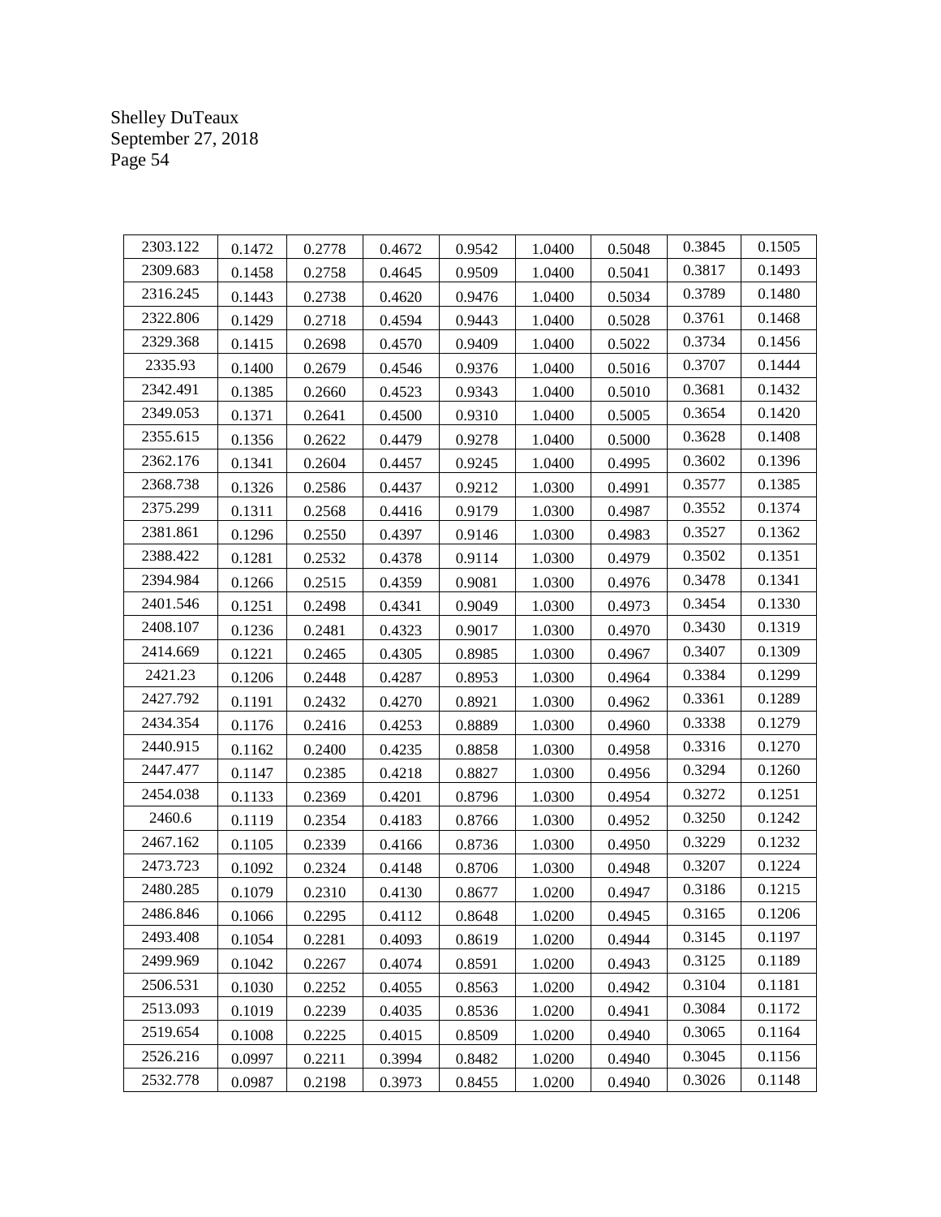| 2303.122 | 0.1472 | 0.2778 | 0.4672 | 0.9542 | 1.0400 | 0.5048 | 0.3845 | 0.1505 |
|---|---|---|---|---|---|---|---|---|
| 2309.683 | 0.1458 | 0.2758 | 0.4645 | 0.9509 | 1.0400 | 0.5041 | 0.3817 | 0.1493 |
| 2316.245 | 0.1443 | 0.2738 | 0.4620 | 0.9476 | 1.0400 | 0.5034 | 0.3789 | 0.1480 |
| 2322.806 | 0.1429 | 0.2718 | 0.4594 | 0.9443 | 1.0400 | 0.5028 | 0.3761 | 0.1468 |
| 2329.368 | 0.1415 | 0.2698 | 0.4570 | 0.9409 | 1.0400 | 0.5022 | 0.3734 | 0.1456 |
| 2335.93 | 0.1400 | 0.2679 | 0.4546 | 0.9376 | 1.0400 | 0.5016 | 0.3707 | 0.1444 |
| 2342.491 | 0.1385 | 0.2660 | 0.4523 | 0.9343 | 1.0400 | 0.5010 | 0.3681 | 0.1432 |
| 2349.053 | 0.1371 | 0.2641 | 0.4500 | 0.9310 | 1.0400 | 0.5005 | 0.3654 | 0.1420 |
| 2355.615 | 0.1356 | 0.2622 | 0.4479 | 0.9278 | 1.0400 | 0.5000 | 0.3628 | 0.1408 |
| 2362.176 | 0.1341 | 0.2604 | 0.4457 | 0.9245 | 1.0400 | 0.4995 | 0.3602 | 0.1396 |
| 2368.738 | 0.1326 | 0.2586 | 0.4437 | 0.9212 | 1.0300 | 0.4991 | 0.3577 | 0.1385 |
| 2375.299 | 0.1311 | 0.2568 | 0.4416 | 0.9179 | 1.0300 | 0.4987 | 0.3552 | 0.1374 |
| 2381.861 | 0.1296 | 0.2550 | 0.4397 | 0.9146 | 1.0300 | 0.4983 | 0.3527 | 0.1362 |
| 2388.422 | 0.1281 | 0.2532 | 0.4378 | 0.9114 | 1.0300 | 0.4979 | 0.3502 | 0.1351 |
| 2394.984 | 0.1266 | 0.2515 | 0.4359 | 0.9081 | 1.0300 | 0.4976 | 0.3478 | 0.1341 |
| 2401.546 | 0.1251 | 0.2498 | 0.4341 | 0.9049 | 1.0300 | 0.4973 | 0.3454 | 0.1330 |
| 2408.107 | 0.1236 | 0.2481 | 0.4323 | 0.9017 | 1.0300 | 0.4970 | 0.3430 | 0.1319 |
| 2414.669 | 0.1221 | 0.2465 | 0.4305 | 0.8985 | 1.0300 | 0.4967 | 0.3407 | 0.1309 |
| 2421.23 | 0.1206 | 0.2448 | 0.4287 | 0.8953 | 1.0300 | 0.4964 | 0.3384 | 0.1299 |
| 2427.792 | 0.1191 | 0.2432 | 0.4270 | 0.8921 | 1.0300 | 0.4962 | 0.3361 | 0.1289 |
| 2434.354 | 0.1176 | 0.2416 | 0.4253 | 0.8889 | 1.0300 | 0.4960 | 0.3338 | 0.1279 |
| 2440.915 | 0.1162 | 0.2400 | 0.4235 | 0.8858 | 1.0300 | 0.4958 | 0.3316 | 0.1270 |
| 2447.477 | 0.1147 | 0.2385 | 0.4218 | 0.8827 | 1.0300 | 0.4956 | 0.3294 | 0.1260 |
| 2454.038 | 0.1133 | 0.2369 | 0.4201 | 0.8796 | 1.0300 | 0.4954 | 0.3272 | 0.1251 |
| 2460.6 | 0.1119 | 0.2354 | 0.4183 | 0.8766 | 1.0300 | 0.4952 | 0.3250 | 0.1242 |
| 2467.162 | 0.1105 | 0.2339 | 0.4166 | 0.8736 | 1.0300 | 0.4950 | 0.3229 | 0.1232 |
| 2473.723 | 0.1092 | 0.2324 | 0.4148 | 0.8706 | 1.0300 | 0.4948 | 0.3207 | 0.1224 |
| 2480.285 | 0.1079 | 0.2310 | 0.4130 | 0.8677 | 1.0200 | 0.4947 | 0.3186 | 0.1215 |
| 2486.846 | 0.1066 | 0.2295 | 0.4112 | 0.8648 | 1.0200 | 0.4945 | 0.3165 | 0.1206 |
| 2493.408 | 0.1054 | 0.2281 | 0.4093 | 0.8619 | 1.0200 | 0.4944 | 0.3145 | 0.1197 |
| 2499.969 | 0.1042 | 0.2267 | 0.4074 | 0.8591 | 1.0200 | 0.4943 | 0.3125 | 0.1189 |
| 2506.531 | 0.1030 | 0.2252 | 0.4055 | 0.8563 | 1.0200 | 0.4942 | 0.3104 | 0.1181 |
| 2513.093 | 0.1019 | 0.2239 | 0.4035 | 0.8536 | 1.0200 | 0.4941 | 0.3084 | 0.1172 |
| 2519.654 | 0.1008 | 0.2225 | 0.4015 | 0.8509 | 1.0200 | 0.4940 | 0.3065 | 0.1164 |
| 2526.216 | 0.0997 | 0.2211 | 0.3994 | 0.8482 | 1.0200 | 0.4940 | 0.3045 | 0.1156 |
| 2532.778 | 0.0987 | 0.2198 | 0.3973 | 0.8455 | 1.0200 | 0.4940 | 0.3026 | 0.1148 |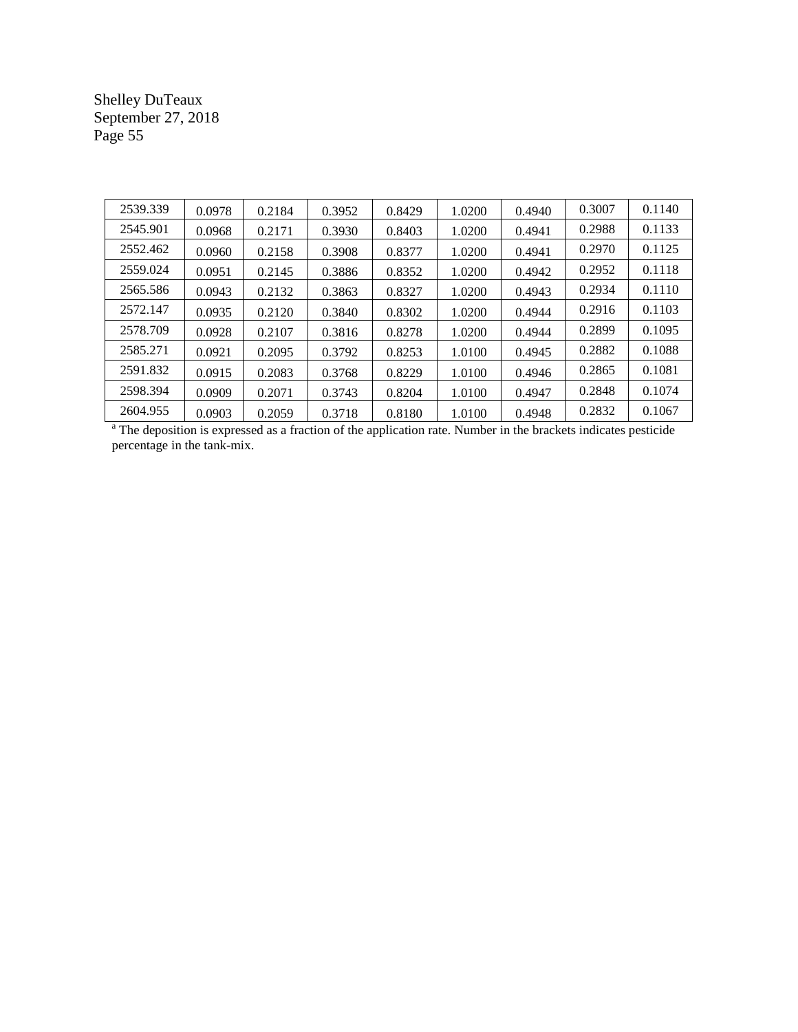| | | | | | | | | |
|---|---|---|---|---|---|---|---|---|
| 2539.339 | 0.0978 | 0.2184 | 0.3952 | 0.8429 | 1.0200 | 0.4940 | 0.3007 | 0.1140 |
| 2545.901 | 0.0968 | 0.2171 | 0.3930 | 0.8403 | 1.0200 | 0.4941 | 0.2988 | 0.1133 |
| 2552.462 | 0.0960 | 0.2158 | 0.3908 | 0.8377 | 1.0200 | 0.4941 | 0.2970 | 0.1125 |
| 2559.024 | 0.0951 | 0.2145 | 0.3886 | 0.8352 | 1.0200 | 0.4942 | 0.2952 | 0.1118 |
| 2565.586 | 0.0943 | 0.2132 | 0.3863 | 0.8327 | 1.0200 | 0.4943 | 0.2934 | 0.1110 |
| 2572.147 | 0.0935 | 0.2120 | 0.3840 | 0.8302 | 1.0200 | 0.4944 | 0.2916 | 0.1103 |
| 2578.709 | 0.0928 | 0.2107 | 0.3816 | 0.8278 | 1.0200 | 0.4944 | 0.2899 | 0.1095 |
| 2585.271 | 0.0921 | 0.2095 | 0.3792 | 0.8253 | 1.0100 | 0.4945 | 0.2882 | 0.1088 |
| 2591.832 | 0.0915 | 0.2083 | 0.3768 | 0.8229 | 1.0100 | 0.4946 | 0.2865 | 0.1081 |
| 2598.394 | 0.0909 | 0.2071 | 0.3743 | 0.8204 | 1.0100 | 0.4947 | 0.2848 | 0.1074 |
| 2604.955 | 0.0903 | 0.2059 | 0.3718 | 0.8180 | 1.0100 | 0.4948 | 0.2832 | 0.1067 |

[a] The deposition is expressed as a fraction of the application rate. Number in the brackets indicates pesticide percentage in the tank-mix.